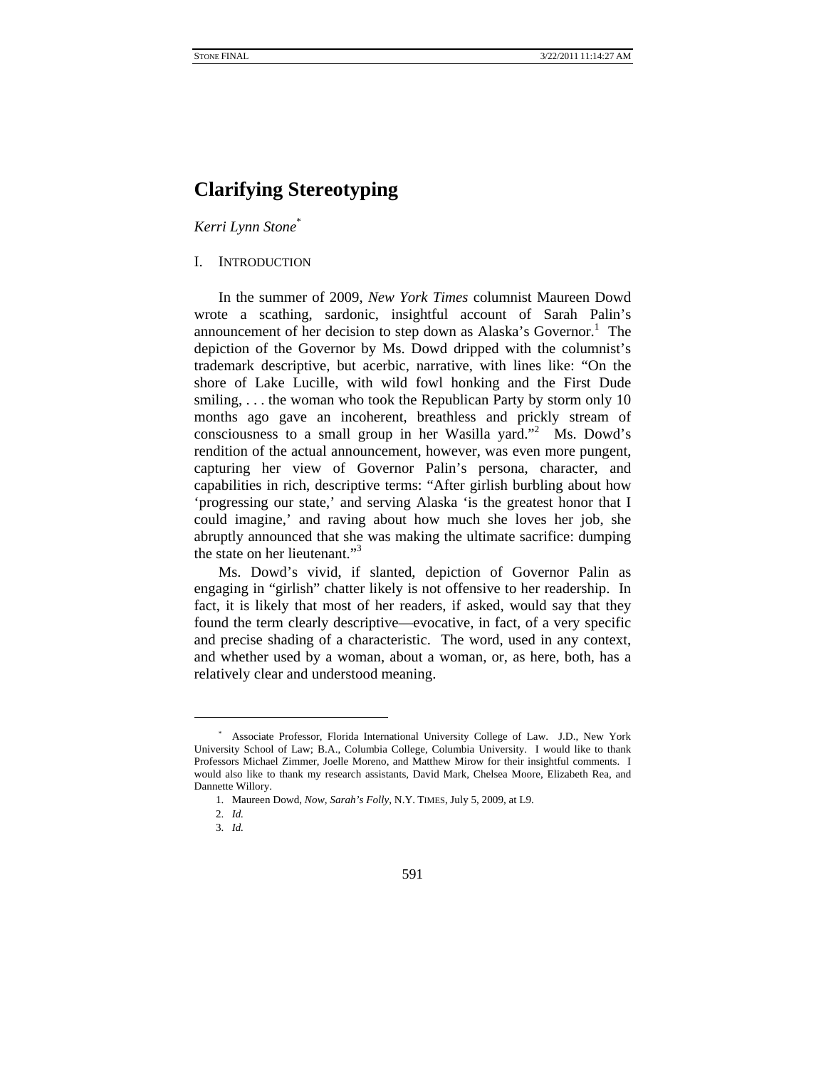# Clarifying Stereotyping

*Kerri Lynn Stone*[*]

## I. INTRODUCTION

In the summer of 2009, *New York Times* columnist Maureen Dowd wrote a scathing, sardonic, insightful account of Sarah Palin's announcement of her decision to step down as Alaska's Governor.[1] The depiction of the Governor by Ms. Dowd dripped with the columnist's trademark descriptive, but acerbic, narrative, with lines like: "On the shore of Lake Lucille, with wild fowl honking and the First Dude smiling, . . . the woman who took the Republican Party by storm only 10 months ago gave an incoherent, breathless and prickly stream of consciousness to a small group in her Wasilla yard."[2] Ms. Dowd's rendition of the actual announcement, however, was even more pungent, capturing her view of Governor Palin's persona, character, and capabilities in rich, descriptive terms: "After girlish burbling about how 'progressing our state,' and serving Alaska 'is the greatest honor that I could imagine,' and raving about how much she loves her job, she abruptly announced that she was making the ultimate sacrifice: dumping the state on her lieutenant."[3]

Ms. Dowd's vivid, if slanted, depiction of Governor Palin as engaging in "girlish" chatter likely is not offensive to her readership. In fact, it is likely that most of her readers, if asked, would say that they found the term clearly descriptive—evocative, in fact, of a very specific and precise shading of a characteristic. The word, used in any context, and whether used by a woman, about a woman, or, as here, both, has a relatively clear and understood meaning.

---

[*] Associate Professor, Florida International University College of Law. J.D., New York University School of Law; B.A., Columbia College, Columbia University. I would like to thank Professors Michael Zimmer, Joelle Moreno, and Matthew Mirow for their insightful comments. I would also like to thank my research assistants, David Mark, Chelsea Moore, Elizabeth Rea, and Dannette Willory.

1. Maureen Dowd, *Now, Sarah's Folly*, N.Y. TIMES, July 5, 2009, at L9.

2. *Id.*

3. *Id.*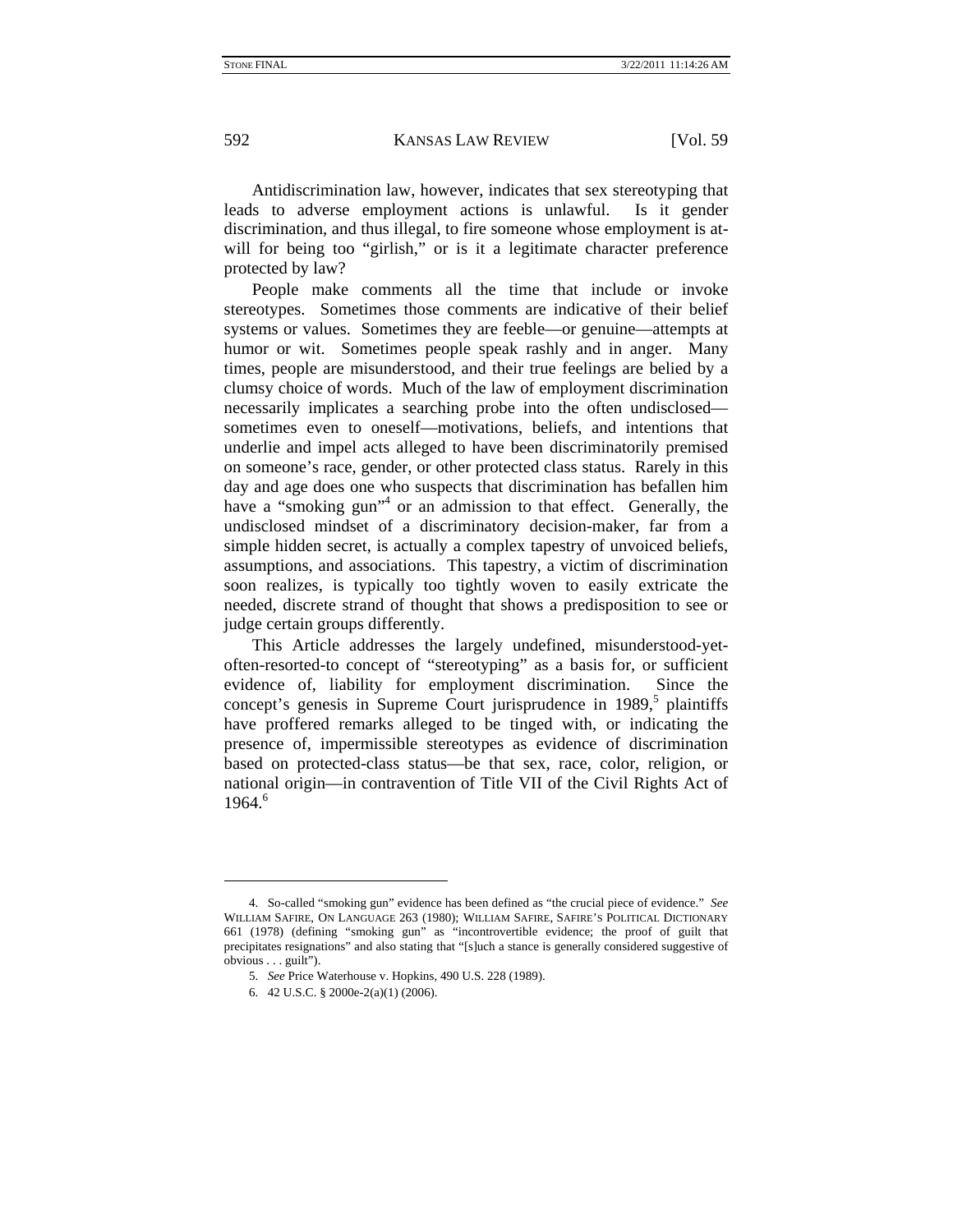Antidiscrimination law, however, indicates that sex stereotyping that leads to adverse employment actions is unlawful. Is it gender discrimination, and thus illegal, to fire someone whose employment is at-will for being too "girlish," or is it a legitimate character preference protected by law?

People make comments all the time that include or invoke stereotypes. Sometimes those comments are indicative of their belief systems or values. Sometimes they are feeble—or genuine—attempts at humor or wit. Sometimes people speak rashly and in anger. Many times, people are misunderstood, and their true feelings are belied by a clumsy choice of words. Much of the law of employment discrimination necessarily implicates a searching probe into the often undisclosed—sometimes even to oneself—motivations, beliefs, and intentions that underlie and impel acts alleged to have been discriminatorily premised on someone's race, gender, or other protected class status. Rarely in this day and age does one who suspects that discrimination has befallen him have a "smoking gun"[4] or an admission to that effect. Generally, the undisclosed mindset of a discriminatory decision-maker, far from a simple hidden secret, is actually a complex tapestry of unvoiced beliefs, assumptions, and associations. This tapestry, a victim of discrimination soon realizes, is typically too tightly woven to easily extricate the needed, discrete strand of thought that shows a predisposition to see or judge certain groups differently.

This Article addresses the largely undefined, misunderstood-yet-often-resorted-to concept of "stereotyping" as a basis for, or sufficient evidence of, liability for employment discrimination. Since the concept's genesis in Supreme Court jurisprudence in 1989,[5] plaintiffs have proffered remarks alleged to be tinged with, or indicating the presence of, impermissible stereotypes as evidence of discrimination based on protected-class status—be that sex, race, color, religion, or national origin—in contravention of Title VII of the Civil Rights Act of 1964.[6]

---

4. So-called "smoking gun" evidence has been defined as "the crucial piece of evidence." *See* WILLIAM SAFIRE, ON LANGUAGE 263 (1980); WILLIAM SAFIRE, SAFIRE'S POLITICAL DICTIONARY 661 (1978) (defining "smoking gun" as "incontrovertible evidence; the proof of guilt that precipitates resignations" and also stating that "[s]uch a stance is generally considered suggestive of obvious . . . guilt").

5. *See* Price Waterhouse v. Hopkins, 490 U.S. 228 (1989).

6. 42 U.S.C. § 2000e-2(a)(1) (2006).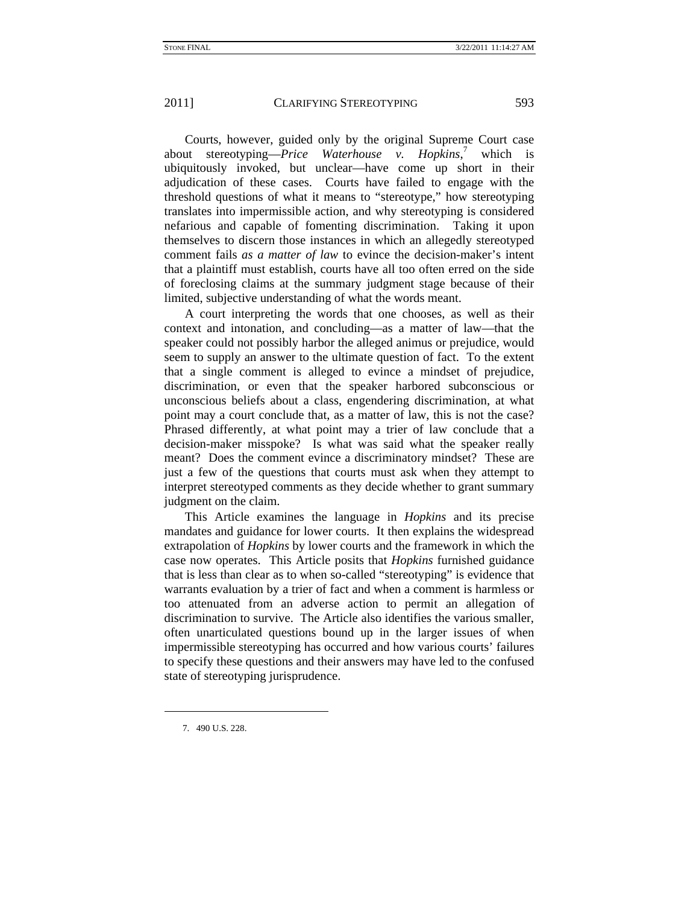Courts, however, guided only by the original Supreme Court case about stereotyping—*Price Waterhouse v. Hopkins*,[7] which is ubiquitously invoked, but unclear—have come up short in their adjudication of these cases. Courts have failed to engage with the threshold questions of what it means to "stereotype," how stereotyping translates into impermissible action, and why stereotyping is considered nefarious and capable of fomenting discrimination. Taking it upon themselves to discern those instances in which an allegedly stereotyped comment fails *as a matter of law* to evince the decision-maker's intent that a plaintiff must establish, courts have all too often erred on the side of foreclosing claims at the summary judgment stage because of their limited, subjective understanding of what the words meant.

A court interpreting the words that one chooses, as well as their context and intonation, and concluding—as a matter of law—that the speaker could not possibly harbor the alleged animus or prejudice, would seem to supply an answer to the ultimate question of fact. To the extent that a single comment is alleged to evince a mindset of prejudice, discrimination, or even that the speaker harbored subconscious or unconscious beliefs about a class, engendering discrimination, at what point may a court conclude that, as a matter of law, this is not the case? Phrased differently, at what point may a trier of law conclude that a decision-maker misspoke? Is what was said what the speaker really meant? Does the comment evince a discriminatory mindset? These are just a few of the questions that courts must ask when they attempt to interpret stereotyped comments as they decide whether to grant summary judgment on the claim.

This Article examines the language in *Hopkins* and its precise mandates and guidance for lower courts. It then explains the widespread extrapolation of *Hopkins* by lower courts and the framework in which the case now operates. This Article posits that *Hopkins* furnished guidance that is less than clear as to when so-called "stereotyping" is evidence that warrants evaluation by a trier of fact and when a comment is harmless or too attenuated from an adverse action to permit an allegation of discrimination to survive. The Article also identifies the various smaller, often unarticulated questions bound up in the larger issues of when impermissible stereotyping has occurred and how various courts' failures to specify these questions and their answers may have led to the confused state of stereotyping jurisprudence.

---

7. 490 U.S. 228.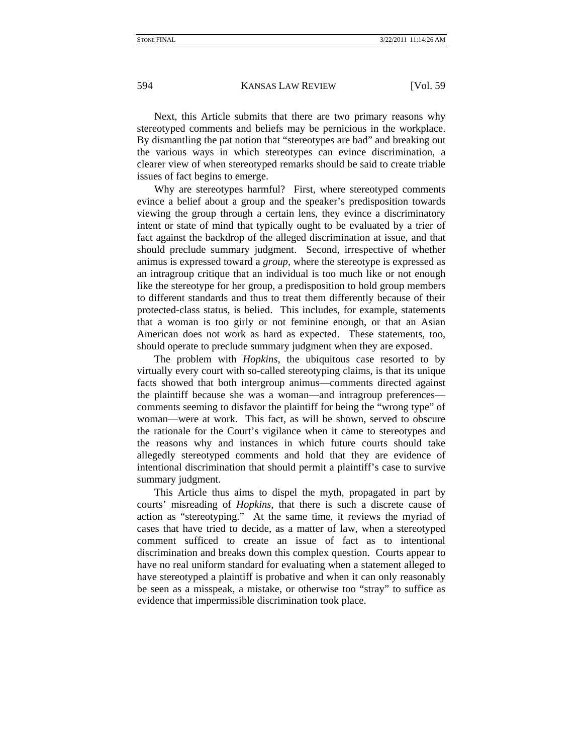Next, this Article submits that there are two primary reasons why stereotyped comments and beliefs may be pernicious in the workplace. By dismantling the pat notion that "stereotypes are bad" and breaking out the various ways in which stereotypes can evince discrimination, a clearer view of when stereotyped remarks should be said to create triable issues of fact begins to emerge.

Why are stereotypes harmful? First, where stereotyped comments evince a belief about a group and the speaker's predisposition towards viewing the group through a certain lens, they evince a discriminatory intent or state of mind that typically ought to be evaluated by a trier of fact against the backdrop of the alleged discrimination at issue, and that should preclude summary judgment. Second, irrespective of whether animus is expressed toward a *group*, where the stereotype is expressed as an intragroup critique that an individual is too much like or not enough like the stereotype for her group, a predisposition to hold group members to different standards and thus to treat them differently because of their protected-class status, is belied. This includes, for example, statements that a woman is too girly or not feminine enough, or that an Asian American does not work as hard as expected. These statements, too, should operate to preclude summary judgment when they are exposed.

The problem with *Hopkins*, the ubiquitous case resorted to by virtually every court with so-called stereotyping claims, is that its unique facts showed that both intergroup animus—comments directed against the plaintiff because she was a woman—and intragroup preferences—comments seeming to disfavor the plaintiff for being the "wrong type" of woman—were at work. This fact, as will be shown, served to obscure the rationale for the Court's vigilance when it came to stereotypes and the reasons why and instances in which future courts should take allegedly stereotyped comments and hold that they are evidence of intentional discrimination that should permit a plaintiff's case to survive summary judgment.

This Article thus aims to dispel the myth, propagated in part by courts' misreading of *Hopkins*, that there is such a discrete cause of action as "stereotyping." At the same time, it reviews the myriad of cases that have tried to decide, as a matter of law, when a stereotyped comment sufficed to create an issue of fact as to intentional discrimination and breaks down this complex question. Courts appear to have no real uniform standard for evaluating when a statement alleged to have stereotyped a plaintiff is probative and when it can only reasonably be seen as a misspeak, a mistake, or otherwise too "stray" to suffice as evidence that impermissible discrimination took place.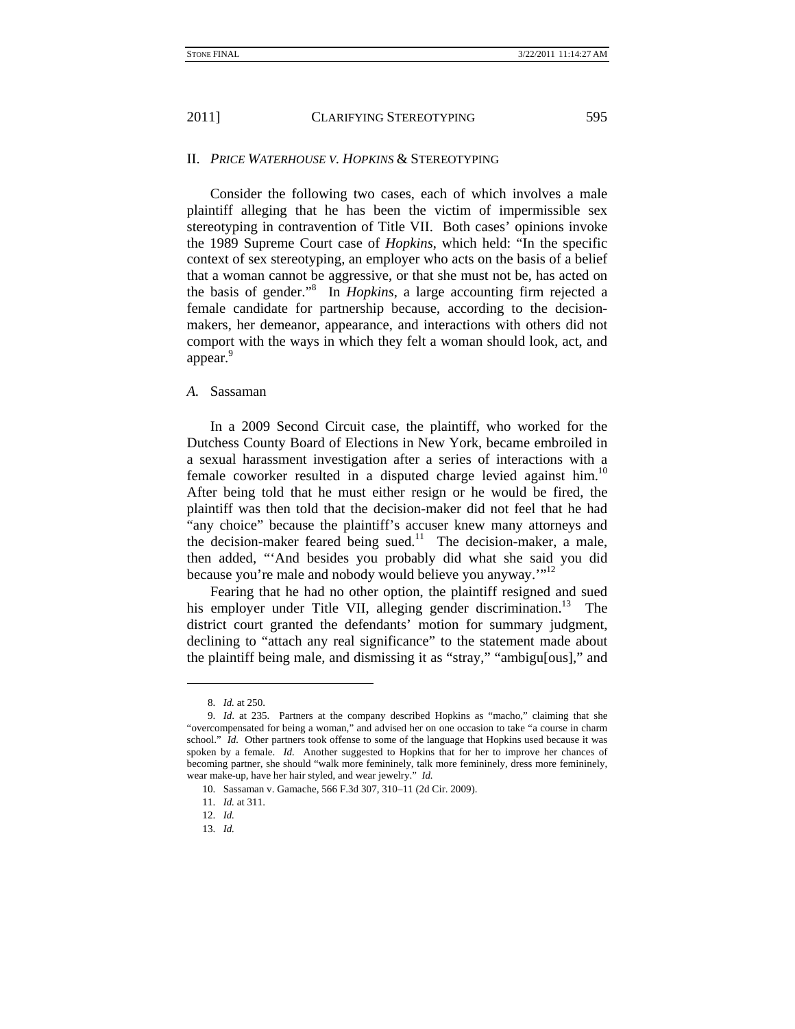## II. *Price Waterhouse v. Hopkins* & Stereotyping

Consider the following two cases, each of which involves a male plaintiff alleging that he has been the victim of impermissible sex stereotyping in contravention of Title VII. Both cases' opinions invoke the 1989 Supreme Court case of *Hopkins*, which held: "In the specific context of sex stereotyping, an employer who acts on the basis of a belief that a woman cannot be aggressive, or that she must not be, has acted on the basis of gender."[8] In *Hopkins*, a large accounting firm rejected a female candidate for partnership because, according to the decision-makers, her demeanor, appearance, and interactions with others did not comport with the ways in which they felt a woman should look, act, and appear.[9]

### *A.* Sassaman

In a 2009 Second Circuit case, the plaintiff, who worked for the Dutchess County Board of Elections in New York, became embroiled in a sexual harassment investigation after a series of interactions with a female coworker resulted in a disputed charge levied against him.[10] After being told that he must either resign or he would be fired, the plaintiff was then told that the decision-maker did not feel that he had "any choice" because the plaintiff's accuser knew many attorneys and the decision-maker feared being sued.[11] The decision-maker, a male, then added, "'And besides you probably did what she said you did because you're male and nobody would believe you anyway.'"[12]

Fearing that he had no other option, the plaintiff resigned and sued his employer under Title VII, alleging gender discrimination.[13] The district court granted the defendants' motion for summary judgment, declining to "attach any real significance" to the statement made about the plaintiff being male, and dismissing it as "stray," "ambigu[ous]," and

---

8. *Id.* at 250.

9. *Id.* at 235. Partners at the company described Hopkins as "macho," claiming that she "overcompensated for being a woman," and advised her on one occasion to take "a course in charm school." *Id.* Other partners took offense to some of the language that Hopkins used because it was spoken by a female. *Id.* Another suggested to Hopkins that for her to improve her chances of becoming partner, she should "walk more femininely, talk more femininely, dress more femininely, wear make-up, have her hair styled, and wear jewelry." *Id.*

10. Sassaman v. Gamache, 566 F.3d 307, 310–11 (2d Cir. 2009).

11. *Id.* at 311.

12. *Id.*

13. *Id.*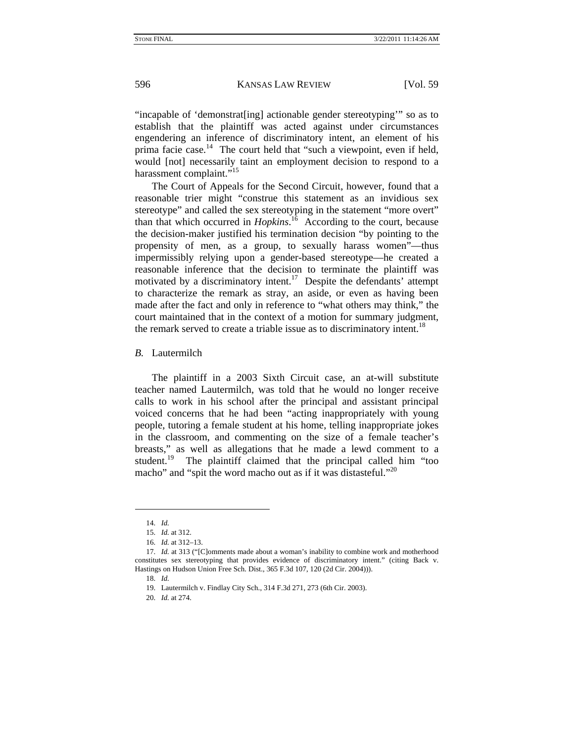"incapable of 'demonstrat[ing] actionable gender stereotyping'" so as to establish that the plaintiff was acted against under circumstances engendering an inference of discriminatory intent, an element of his prima facie case.[14] The court held that "such a viewpoint, even if held, would [not] necessarily taint an employment decision to respond to a harassment complaint."[15]

The Court of Appeals for the Second Circuit, however, found that a reasonable trier might "construe this statement as an invidious sex stereotype" and called the sex stereotyping in the statement "more overt" than that which occurred in *Hopkins*.[16] According to the court, because the decision-maker justified his termination decision "by pointing to the propensity of men, as a group, to sexually harass women"—thus impermissibly relying upon a gender-based stereotype—he created a reasonable inference that the decision to terminate the plaintiff was motivated by a discriminatory intent.[17] Despite the defendants' attempt to characterize the remark as stray, an aside, or even as having been made after the fact and only in reference to "what others may think," the court maintained that in the context of a motion for summary judgment, the remark served to create a triable issue as to discriminatory intent.[18]

### *B.* Lautermilch

The plaintiff in a 2003 Sixth Circuit case, an at-will substitute teacher named Lautermilch, was told that he would no longer receive calls to work in his school after the principal and assistant principal voiced concerns that he had been "acting inappropriately with young people, tutoring a female student at his home, telling inappropriate jokes in the classroom, and commenting on the size of a female teacher's breasts," as well as allegations that he made a lewd comment to a student.[19] The plaintiff claimed that the principal called him "too macho" and "spit the word macho out as if it was distasteful."[20]

---

14. *Id.*

15. *Id.* at 312.

16. *Id.* at 312–13.

17. *Id.* at 313 ("[C]omments made about a woman's inability to combine work and motherhood constitutes sex stereotyping that provides evidence of discriminatory intent." (citing Back v. Hastings on Hudson Union Free Sch. Dist., 365 F.3d 107, 120 (2d Cir. 2004))).

18. *Id.*

19. Lautermilch v. Findlay City Sch., 314 F.3d 271, 273 (6th Cir. 2003).

20. *Id.* at 274.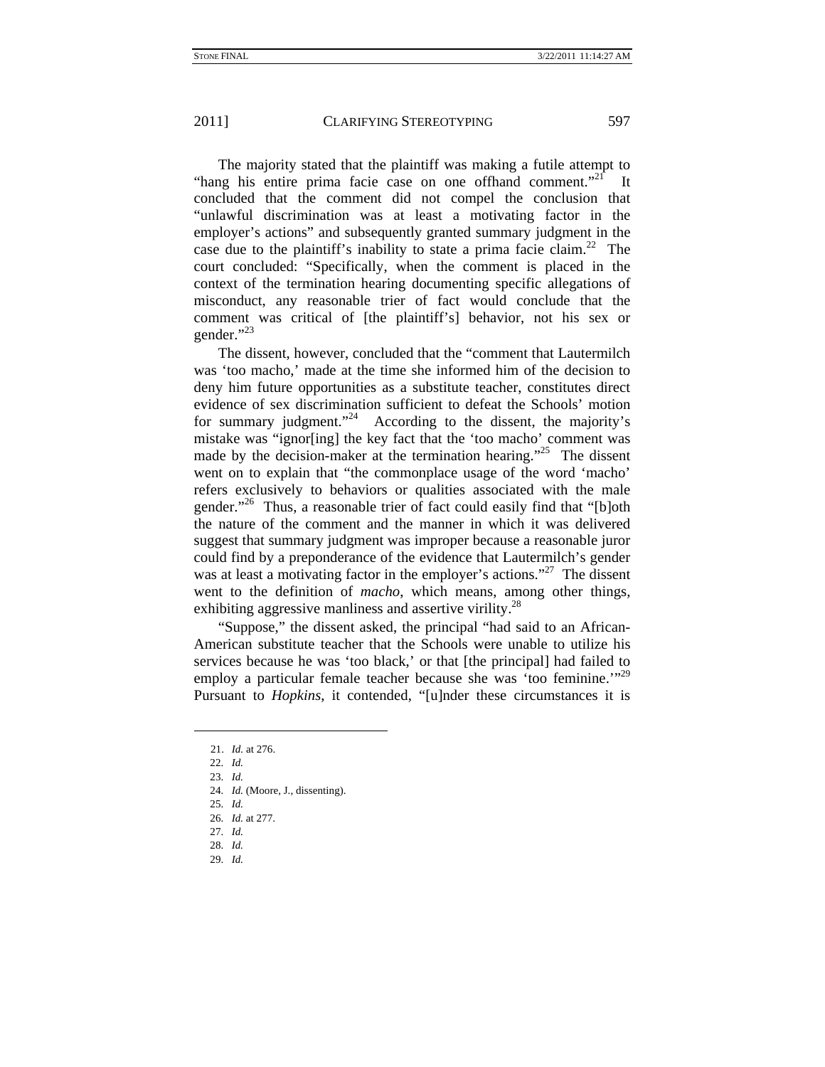The majority stated that the plaintiff was making a futile attempt to "hang his entire prima facie case on one offhand comment."[21] It concluded that the comment did not compel the conclusion that "unlawful discrimination was at least a motivating factor in the employer's actions" and subsequently granted summary judgment in the case due to the plaintiff's inability to state a prima facie claim.[22] The court concluded: "Specifically, when the comment is placed in the context of the termination hearing documenting specific allegations of misconduct, any reasonable trier of fact would conclude that the comment was critical of [the plaintiff's] behavior, not his sex or gender."[23]

The dissent, however, concluded that the "comment that Lautermilch was 'too macho,' made at the time she informed him of the decision to deny him future opportunities as a substitute teacher, constitutes direct evidence of sex discrimination sufficient to defeat the Schools' motion for summary judgment."[24] According to the dissent, the majority's mistake was "ignor[ing] the key fact that the 'too macho' comment was made by the decision-maker at the termination hearing."[25] The dissent went on to explain that "the commonplace usage of the word 'macho' refers exclusively to behaviors or qualities associated with the male gender."[26] Thus, a reasonable trier of fact could easily find that "[b]oth the nature of the comment and the manner in which it was delivered suggest that summary judgment was improper because a reasonable juror could find by a preponderance of the evidence that Lautermilch's gender was at least a motivating factor in the employer's actions."[27] The dissent went to the definition of *macho*, which means, among other things, exhibiting aggressive manliness and assertive virility.[28]

"Suppose," the dissent asked, the principal "had said to an African-American substitute teacher that the Schools were unable to utilize his services because he was 'too black,' or that [the principal] had failed to employ a particular female teacher because she was 'too feminine.'"[29] Pursuant to *Hopkins*, it contended, "[u]nder these circumstances it is

---

21. *Id.* at 276.
22. *Id.*
23. *Id.*
24. *Id.* (Moore, J., dissenting).
25. *Id.*
26. *Id.* at 277.
27. *Id.*
28. *Id.*
29. *Id.*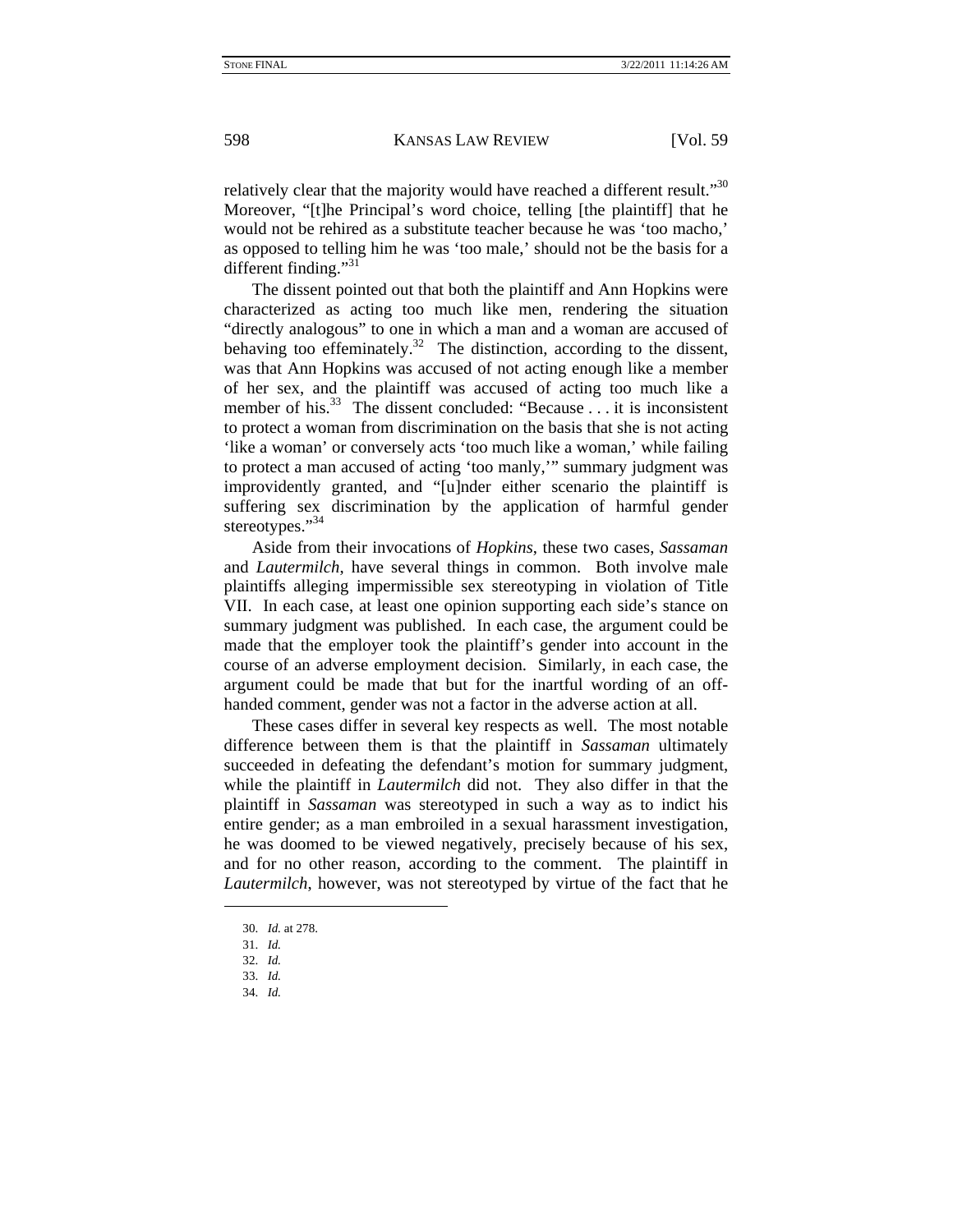relatively clear that the majority would have reached a different result."[30] Moreover, "[t]he Principal's word choice, telling [the plaintiff] that he would not be rehired as a substitute teacher because he was 'too macho,' as opposed to telling him he was 'too male,' should not be the basis for a different finding."[31]

The dissent pointed out that both the plaintiff and Ann Hopkins were characterized as acting too much like men, rendering the situation "directly analogous" to one in which a man and a woman are accused of behaving too effeminately.[32] The distinction, according to the dissent, was that Ann Hopkins was accused of not acting enough like a member of her sex, and the plaintiff was accused of acting too much like a member of his.[33] The dissent concluded: "Because . . . it is inconsistent to protect a woman from discrimination on the basis that she is not acting 'like a woman' or conversely acts 'too much like a woman,' while failing to protect a man accused of acting 'too manly,'" summary judgment was improvidently granted, and "[u]nder either scenario the plaintiff is suffering sex discrimination by the application of harmful gender stereotypes."[34]

Aside from their invocations of *Hopkins*, these two cases, *Sassaman* and *Lautermilch*, have several things in common. Both involve male plaintiffs alleging impermissible sex stereotyping in violation of Title VII. In each case, at least one opinion supporting each side's stance on summary judgment was published. In each case, the argument could be made that the employer took the plaintiff's gender into account in the course of an adverse employment decision. Similarly, in each case, the argument could be made that but for the inartful wording of an off-handed comment, gender was not a factor in the adverse action at all.

These cases differ in several key respects as well. The most notable difference between them is that the plaintiff in *Sassaman* ultimately succeeded in defeating the defendant's motion for summary judgment, while the plaintiff in *Lautermilch* did not. They also differ in that the plaintiff in *Sassaman* was stereotyped in such a way as to indict his entire gender; as a man embroiled in a sexual harassment investigation, he was doomed to be viewed negatively, precisely because of his sex, and for no other reason, according to the comment. The plaintiff in *Lautermilch*, however, was not stereotyped by virtue of the fact that he

---

30. *Id.* at 278.
31. *Id.*
32. *Id.*
33. *Id.*
34. *Id.*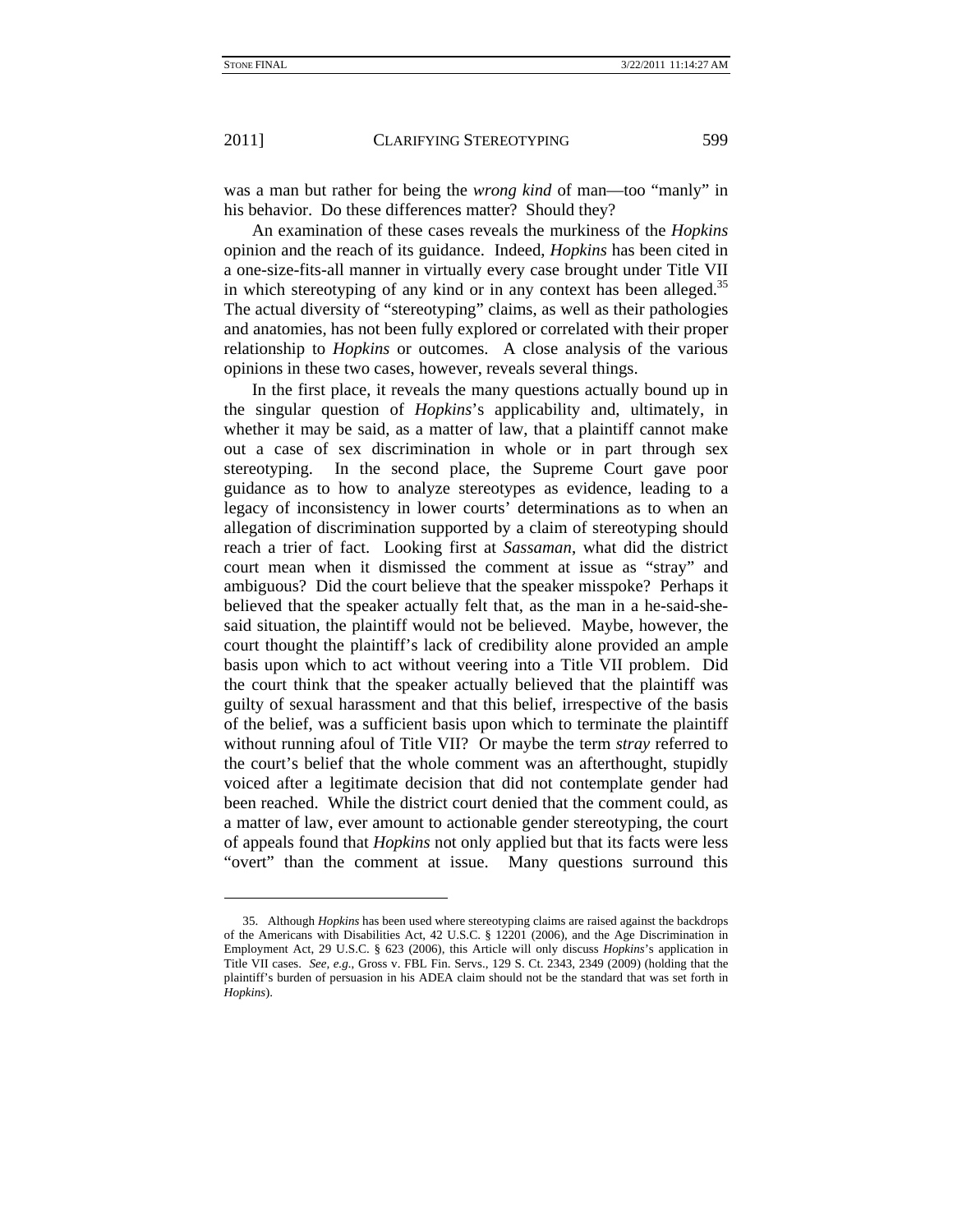was a man but rather for being the *wrong kind* of man—too "manly" in his behavior. Do these differences matter? Should they?

An examination of these cases reveals the murkiness of the *Hopkins* opinion and the reach of its guidance. Indeed, *Hopkins* has been cited in a one-size-fits-all manner in virtually every case brought under Title VII in which stereotyping of any kind or in any context has been alleged.[35] The actual diversity of "stereotyping" claims, as well as their pathologies and anatomies, has not been fully explored or correlated with their proper relationship to *Hopkins* or outcomes. A close analysis of the various opinions in these two cases, however, reveals several things.

In the first place, it reveals the many questions actually bound up in the singular question of *Hopkins*'s applicability and, ultimately, in whether it may be said, as a matter of law, that a plaintiff cannot make out a case of sex discrimination in whole or in part through sex stereotyping. In the second place, the Supreme Court gave poor guidance as to how to analyze stereotypes as evidence, leading to a legacy of inconsistency in lower courts' determinations as to when an allegation of discrimination supported by a claim of stereotyping should reach a trier of fact. Looking first at *Sassaman*, what did the district court mean when it dismissed the comment at issue as "stray" and ambiguous? Did the court believe that the speaker misspoke? Perhaps it believed that the speaker actually felt that, as the man in a he-said-she-said situation, the plaintiff would not be believed. Maybe, however, the court thought the plaintiff's lack of credibility alone provided an ample basis upon which to act without veering into a Title VII problem. Did the court think that the speaker actually believed that the plaintiff was guilty of sexual harassment and that this belief, irrespective of the basis of the belief, was a sufficient basis upon which to terminate the plaintiff without running afoul of Title VII? Or maybe the term *stray* referred to the court's belief that the whole comment was an afterthought, stupidly voiced after a legitimate decision that did not contemplate gender had been reached. While the district court denied that the comment could, as a matter of law, ever amount to actionable gender stereotyping, the court of appeals found that *Hopkins* not only applied but that its facts were less "overt" than the comment at issue. Many questions surround this

---

35. Although *Hopkins* has been used where stereotyping claims are raised against the backdrops of the Americans with Disabilities Act, 42 U.S.C. § 12201 (2006), and the Age Discrimination in Employment Act, 29 U.S.C. § 623 (2006), this Article will only discuss *Hopkins*'s application in Title VII cases. *See, e.g.*, Gross v. FBL Fin. Servs., 129 S. Ct. 2343, 2349 (2009) (holding that the plaintiff's burden of persuasion in his ADEA claim should not be the standard that was set forth in *Hopkins*).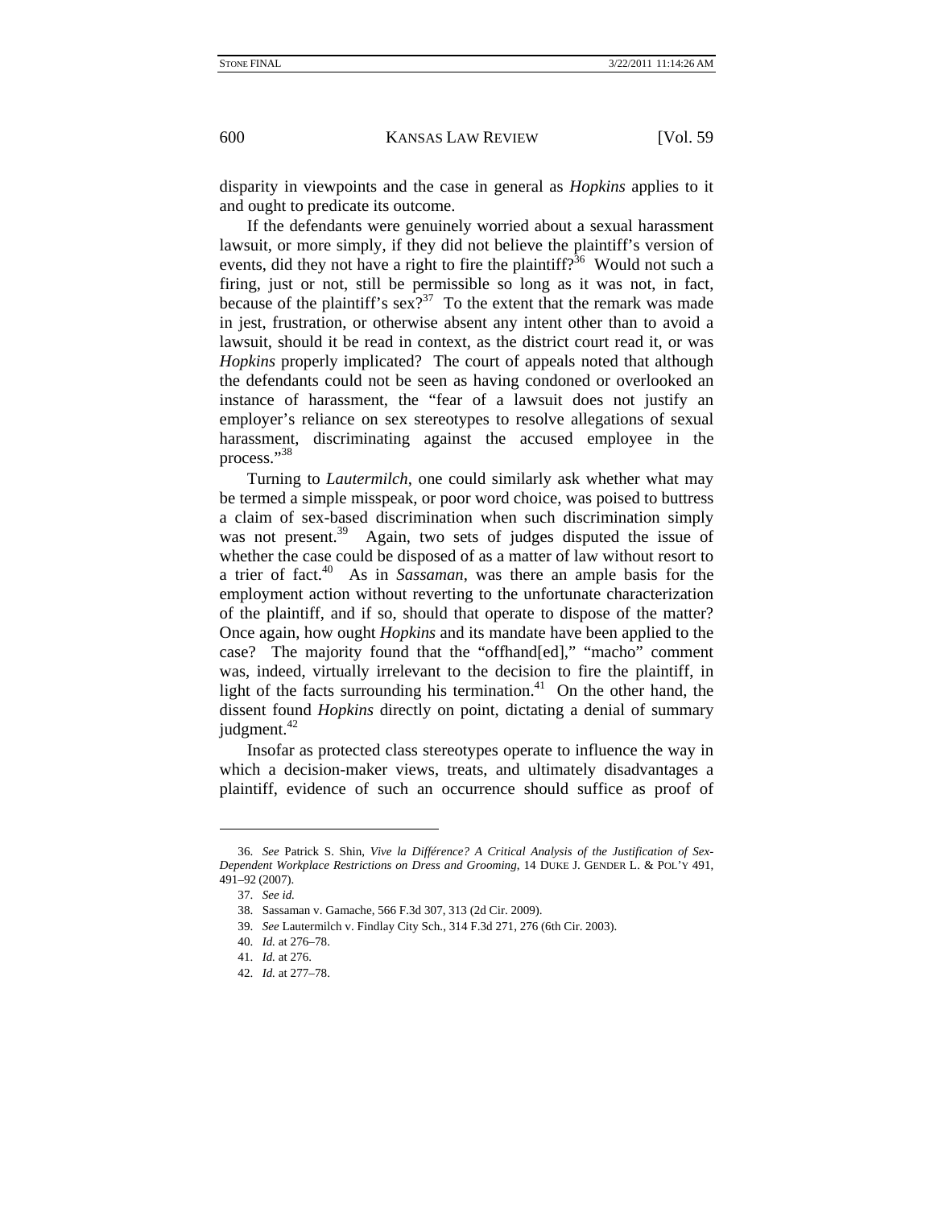disparity in viewpoints and the case in general as *Hopkins* applies to it and ought to predicate its outcome.

If the defendants were genuinely worried about a sexual harassment lawsuit, or more simply, if they did not believe the plaintiff's version of events, did they not have a right to fire the plaintiff?[36] Would not such a firing, just or not, still be permissible so long as it was not, in fact, because of the plaintiff's sex?[37] To the extent that the remark was made in jest, frustration, or otherwise absent any intent other than to avoid a lawsuit, should it be read in context, as the district court read it, or was *Hopkins* properly implicated? The court of appeals noted that although the defendants could not be seen as having condoned or overlooked an instance of harassment, the "fear of a lawsuit does not justify an employer's reliance on sex stereotypes to resolve allegations of sexual harassment, discriminating against the accused employee in the process."[38]

Turning to *Lautermilch*, one could similarly ask whether what may be termed a simple misspeak, or poor word choice, was poised to buttress a claim of sex-based discrimination when such discrimination simply was not present.[39] Again, two sets of judges disputed the issue of whether the case could be disposed of as a matter of law without resort to a trier of fact.[40] As in *Sassaman*, was there an ample basis for the employment action without reverting to the unfortunate characterization of the plaintiff, and if so, should that operate to dispose of the matter? Once again, how ought *Hopkins* and its mandate have been applied to the case? The majority found that the "offhand[ed]," "macho" comment was, indeed, virtually irrelevant to the decision to fire the plaintiff, in light of the facts surrounding his termination.[41] On the other hand, the dissent found *Hopkins* directly on point, dictating a denial of summary judgment.[42]

Insofar as protected class stereotypes operate to influence the way in which a decision-maker views, treats, and ultimately disadvantages a plaintiff, evidence of such an occurrence should suffice as proof of

---

36. *See* Patrick S. Shin, *Vive la Différence? A Critical Analysis of the Justification of Sex-Dependent Workplace Restrictions on Dress and Grooming*, 14 DUKE J. GENDER L. & POL'Y 491, 491–92 (2007).

37. *See id.*

38. Sassaman v. Gamache, 566 F.3d 307, 313 (2d Cir. 2009).

39. *See* Lautermilch v. Findlay City Sch., 314 F.3d 271, 276 (6th Cir. 2003).

40. *Id.* at 276–78.

41. *Id.* at 276.

42. *Id.* at 277–78.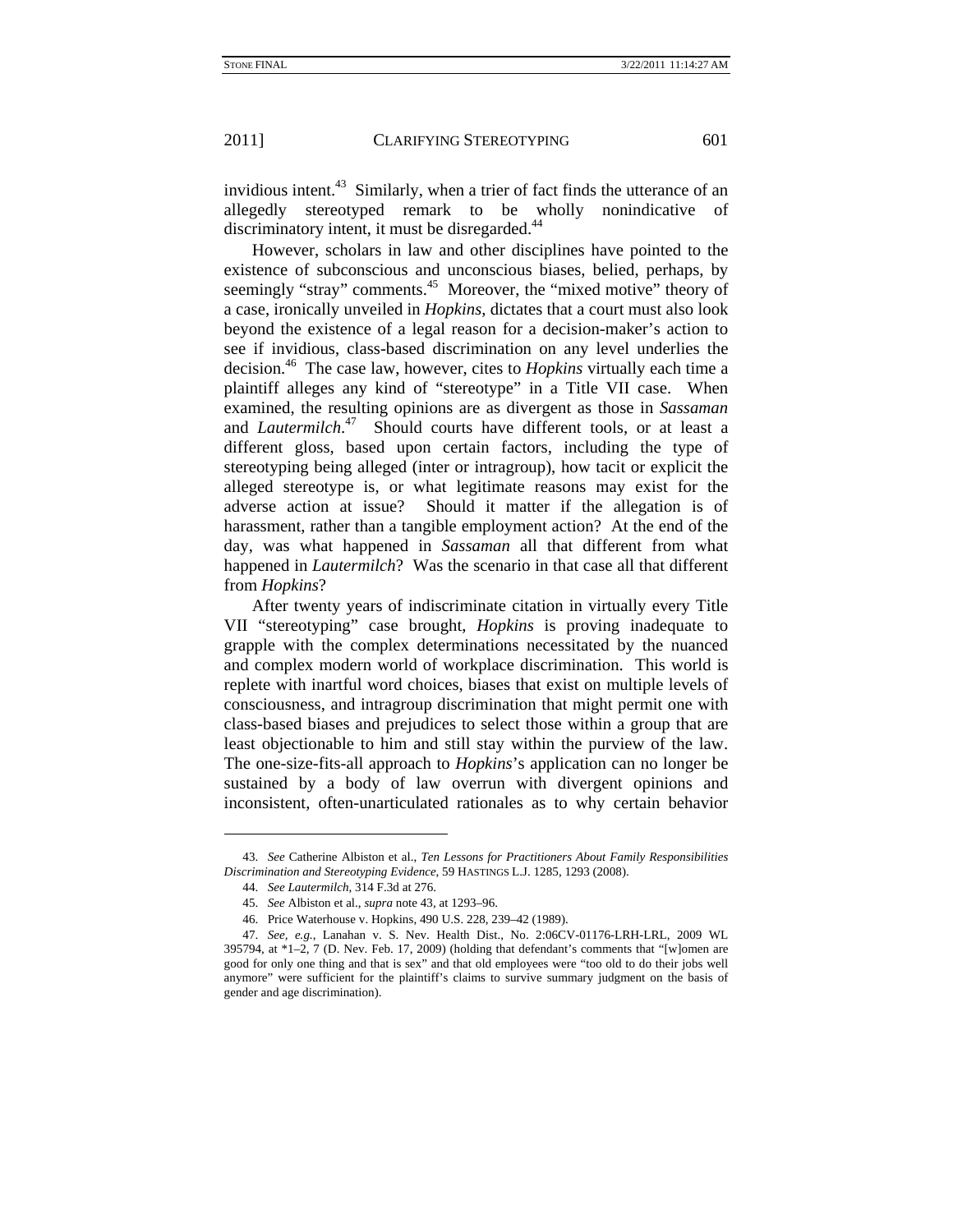invidious intent.[43] Similarly, when a trier of fact finds the utterance of an allegedly stereotyped remark to be wholly nonindicative of discriminatory intent, it must be disregarded.[44]

However, scholars in law and other disciplines have pointed to the existence of subconscious and unconscious biases, belied, perhaps, by seemingly "stray" comments.[45] Moreover, the "mixed motive" theory of a case, ironically unveiled in *Hopkins*, dictates that a court must also look beyond the existence of a legal reason for a decision-maker's action to see if invidious, class-based discrimination on any level underlies the decision.[46] The case law, however, cites to *Hopkins* virtually each time a plaintiff alleges any kind of "stereotype" in a Title VII case. When examined, the resulting opinions are as divergent as those in *Sassaman* and *Lautermilch*.[47] Should courts have different tools, or at least a different gloss, based upon certain factors, including the type of stereotyping being alleged (inter or intragroup), how tacit or explicit the alleged stereotype is, or what legitimate reasons may exist for the adverse action at issue? Should it matter if the allegation is of harassment, rather than a tangible employment action? At the end of the day, was what happened in *Sassaman* all that different from what happened in *Lautermilch*? Was the scenario in that case all that different from *Hopkins*?

After twenty years of indiscriminate citation in virtually every Title VII "stereotyping" case brought, *Hopkins* is proving inadequate to grapple with the complex determinations necessitated by the nuanced and complex modern world of workplace discrimination. This world is replete with inartful word choices, biases that exist on multiple levels of consciousness, and intragroup discrimination that might permit one with class-based biases and prejudices to select those within a group that are least objectionable to him and still stay within the purview of the law. The one-size-fits-all approach to *Hopkins*'s application can no longer be sustained by a body of law overrun with divergent opinions and inconsistent, often-unarticulated rationales as to why certain behavior

---

43. *See* Catherine Albiston et al., *Ten Lessons for Practitioners About Family Responsibilities Discrimination and Stereotyping Evidence*, 59 HASTINGS L.J. 1285, 1293 (2008).

44. *See Lautermilch*, 314 F.3d at 276.

45. *See* Albiston et al., *supra* note 43, at 1293–96.

46. Price Waterhouse v. Hopkins, 490 U.S. 228, 239–42 (1989).

47. *See, e.g.*, Lanahan v. S. Nev. Health Dist., No. 2:06CV-01176-LRH-LRL, 2009 WL 395794, at *1–2, 7 (D. Nev. Feb. 17, 2009) (holding that defendant's comments that "[w]omen are good for only one thing and that is sex" and that old employees were "too old to do their jobs well anymore" were sufficient for the plaintiff's claims to survive summary judgment on the basis of gender and age discrimination).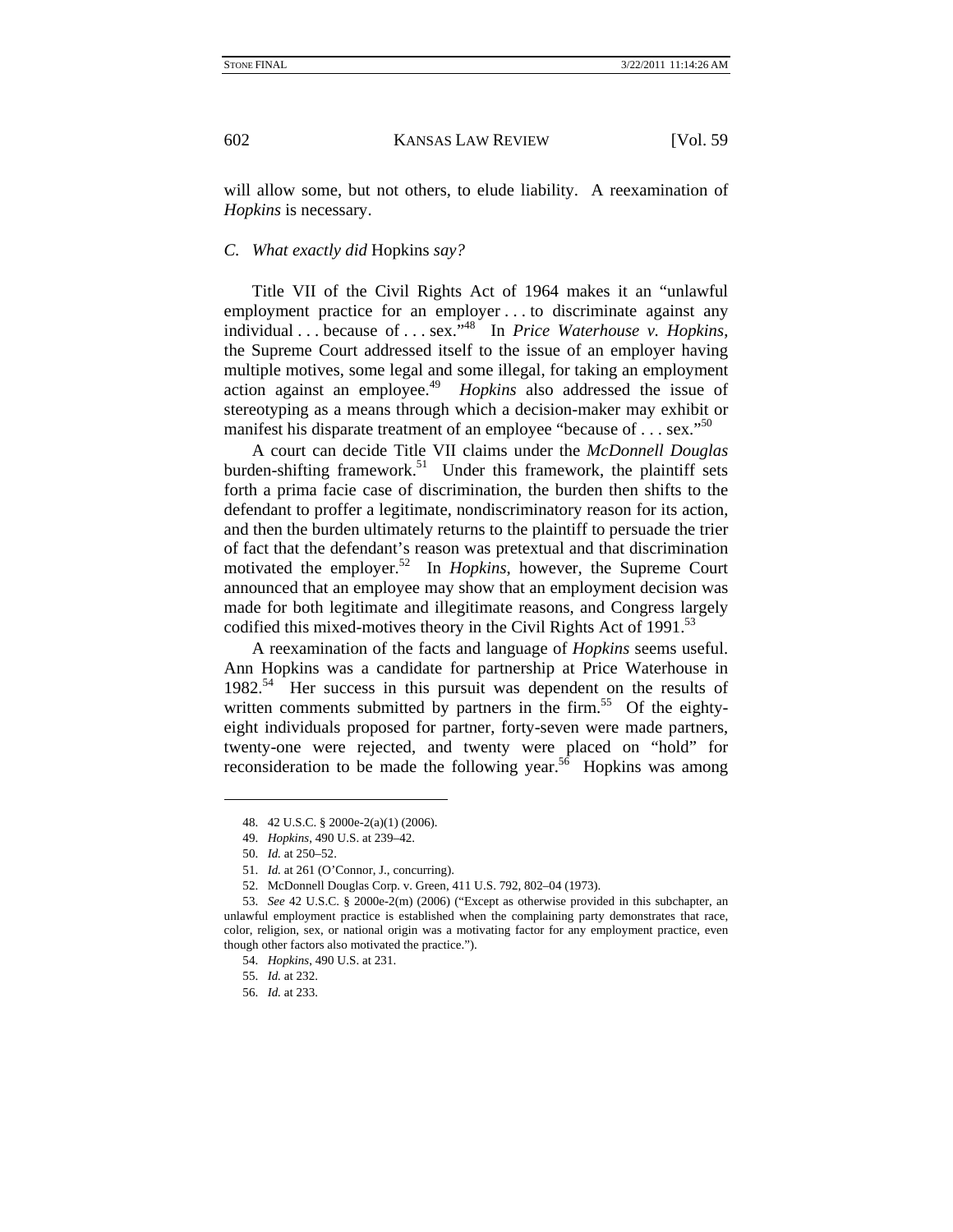will allow some, but not others, to elude liability. A reexamination of *Hopkins* is necessary.

### *C. What exactly did* Hopkins *say?*

Title VII of the Civil Rights Act of 1964 makes it an "unlawful employment practice for an employer . . . to discriminate against any individual . . . because of . . . sex."[48] In *Price Waterhouse v. Hopkins*, the Supreme Court addressed itself to the issue of an employer having multiple motives, some legal and some illegal, for taking an employment action against an employee.[49] *Hopkins* also addressed the issue of stereotyping as a means through which a decision-maker may exhibit or manifest his disparate treatment of an employee "because of . . . sex."[50]

A court can decide Title VII claims under the *McDonnell Douglas* burden-shifting framework.[51] Under this framework, the plaintiff sets forth a prima facie case of discrimination, the burden then shifts to the defendant to proffer a legitimate, nondiscriminatory reason for its action, and then the burden ultimately returns to the plaintiff to persuade the trier of fact that the defendant's reason was pretextual and that discrimination motivated the employer.[52] In *Hopkins*, however, the Supreme Court announced that an employee may show that an employment decision was made for both legitimate and illegitimate reasons, and Congress largely codified this mixed-motives theory in the Civil Rights Act of 1991.[53]

A reexamination of the facts and language of *Hopkins* seems useful. Ann Hopkins was a candidate for partnership at Price Waterhouse in 1982.[54] Her success in this pursuit was dependent on the results of written comments submitted by partners in the firm.[55] Of the eighty-eight individuals proposed for partner, forty-seven were made partners, twenty-one were rejected, and twenty were placed on "hold" for reconsideration to be made the following year.[56] Hopkins was among

---

48. 42 U.S.C. § 2000e-2(a)(1) (2006).

49. *Hopkins*, 490 U.S. at 239–42.

50. *Id.* at 250–52.

51. *Id.* at 261 (O'Connor, J., concurring).

52. McDonnell Douglas Corp. v. Green, 411 U.S. 792, 802–04 (1973).

53. *See* 42 U.S.C. § 2000e-2(m) (2006) ("Except as otherwise provided in this subchapter, an unlawful employment practice is established when the complaining party demonstrates that race, color, religion, sex, or national origin was a motivating factor for any employment practice, even though other factors also motivated the practice.").

54. *Hopkins*, 490 U.S. at 231.

55. *Id.* at 232.

56. *Id.* at 233.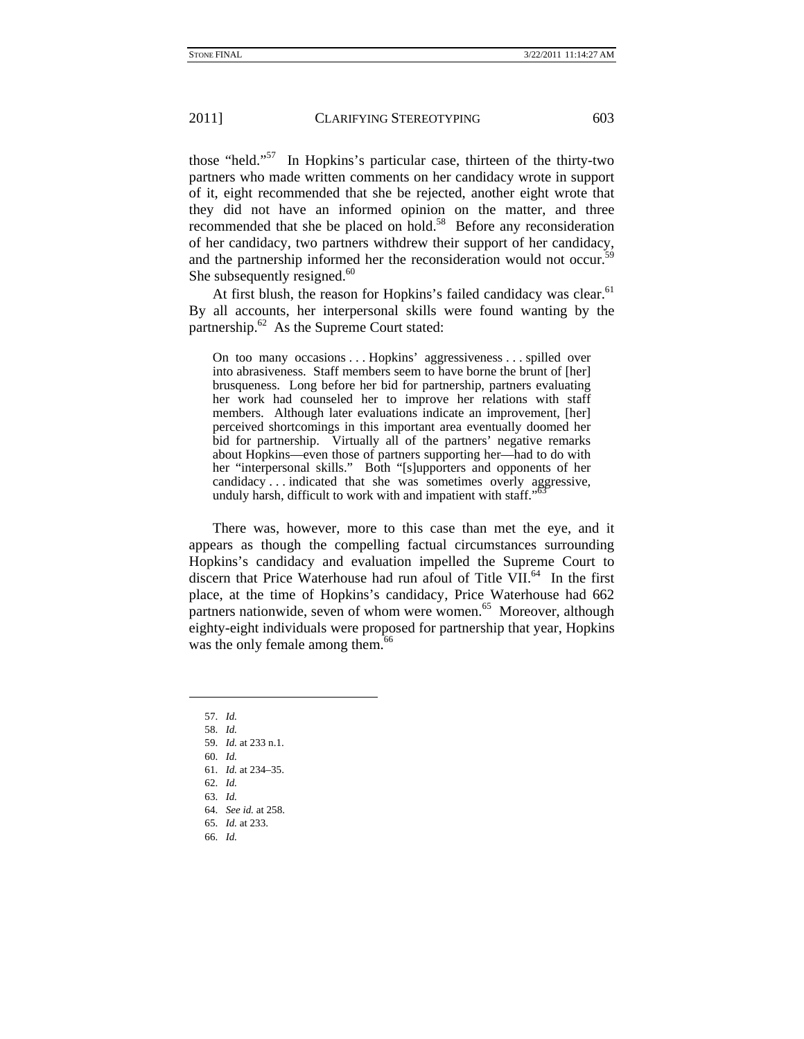those "held."[57] In Hopkins's particular case, thirteen of the thirty-two partners who made written comments on her candidacy wrote in support of it, eight recommended that she be rejected, another eight wrote that they did not have an informed opinion on the matter, and three recommended that she be placed on hold.[58] Before any reconsideration of her candidacy, two partners withdrew their support of her candidacy, and the partnership informed her the reconsideration would not occur.[59] She subsequently resigned.[60]

At first blush, the reason for Hopkins's failed candidacy was clear.[61] By all accounts, her interpersonal skills were found wanting by the partnership.[62] As the Supreme Court stated:

> On too many occasions . . . Hopkins' aggressiveness . . . spilled over into abrasiveness. Staff members seem to have borne the brunt of [her] brusqueness. Long before her bid for partnership, partners evaluating her work had counseled her to improve her relations with staff members. Although later evaluations indicate an improvement, [her] perceived shortcomings in this important area eventually doomed her bid for partnership. Virtually all of the partners' negative remarks about Hopkins—even those of partners supporting her—had to do with her "interpersonal skills." Both "[s]upporters and opponents of her candidacy . . . indicated that she was sometimes overly aggressive, unduly harsh, difficult to work with and impatient with staff."[63]

There was, however, more to this case than met the eye, and it appears as though the compelling factual circumstances surrounding Hopkins's candidacy and evaluation impelled the Supreme Court to discern that Price Waterhouse had run afoul of Title VII.[64] In the first place, at the time of Hopkins's candidacy, Price Waterhouse had 662 partners nationwide, seven of whom were women.[65] Moreover, although eighty-eight individuals were proposed for partnership that year, Hopkins was the only female among them.[66]

---

57. *Id.*
58. *Id.*
59. *Id.* at 233 n.1.
60. *Id.*
61. *Id.* at 234–35.
62. *Id.*
63. *Id.*
64. *See id.* at 258.
65. *Id.* at 233.
66. *Id.*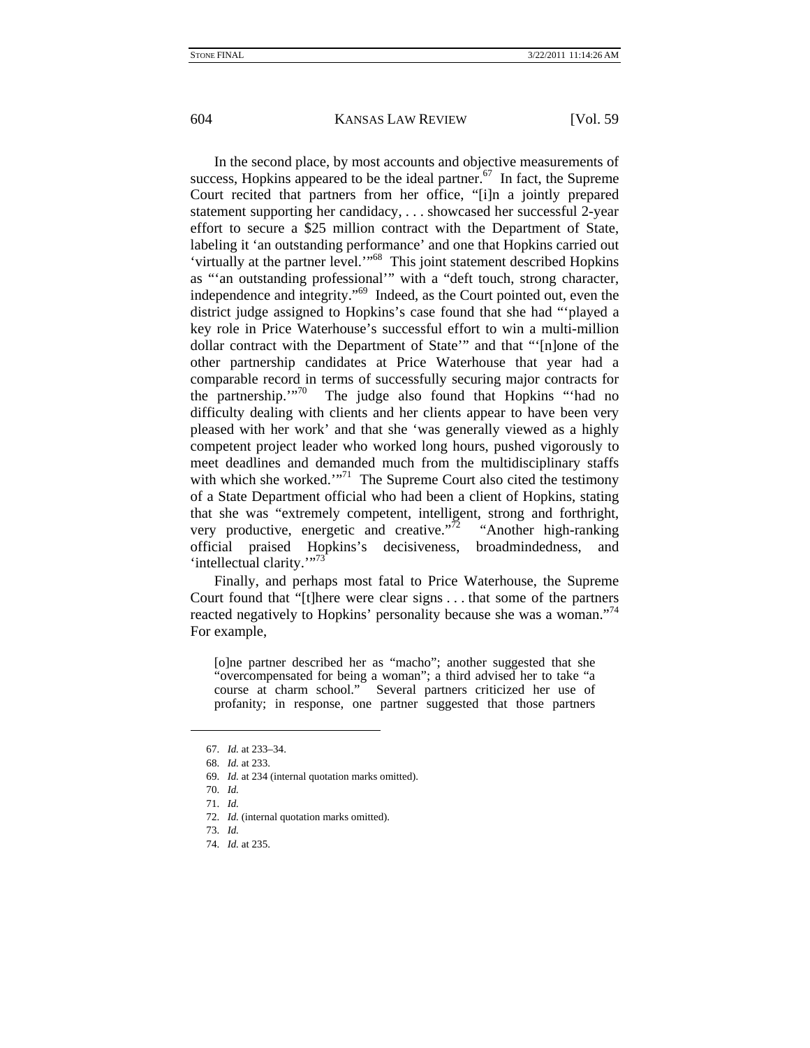In the second place, by most accounts and objective measurements of success, Hopkins appeared to be the ideal partner.[67] In fact, the Supreme Court recited that partners from her office, "[i]n a jointly prepared statement supporting her candidacy, . . . showcased her successful 2-year effort to secure a $25 million contract with the Department of State, labeling it 'an outstanding performance' and one that Hopkins carried out 'virtually at the partner level.'"[68] This joint statement described Hopkins as "'an outstanding professional'" with a "deft touch, strong character, independence and integrity."[69] Indeed, as the Court pointed out, even the district judge assigned to Hopkins's case found that she had "'played a key role in Price Waterhouse's successful effort to win a multi-million dollar contract with the Department of State'" and that "'[n]one of the other partnership candidates at Price Waterhouse that year had a comparable record in terms of successfully securing major contracts for the partnership.'"[70] The judge also found that Hopkins "'had no difficulty dealing with clients and her clients appear to have been very pleased with her work' and that she 'was generally viewed as a highly competent project leader who worked long hours, pushed vigorously to meet deadlines and demanded much from the multidisciplinary staffs with which she worked.'"[71] The Supreme Court also cited the testimony of a State Department official who had been a client of Hopkins, stating that she was "extremely competent, intelligent, strong and forthright, very productive, energetic and creative."[72] "Another high-ranking official praised Hopkins's decisiveness, broadmindedness, and 'intellectual clarity.'"[73]

Finally, and perhaps most fatal to Price Waterhouse, the Supreme Court found that "[t]here were clear signs . . . that some of the partners reacted negatively to Hopkins' personality because she was a woman."[74] For example,

> [o]ne partner described her as "macho"; another suggested that she "overcompensated for being a woman"; a third advised her to take "a course at charm school." Several partners criticized her use of profanity; in response, one partner suggested that those partners

---

67. *Id.* at 233–34.

68. *Id.* at 233.

69. *Id.* at 234 (internal quotation marks omitted).

70. *Id.*

71. *Id.*

72. *Id.* (internal quotation marks omitted).

73. *Id.*

74. *Id.* at 235.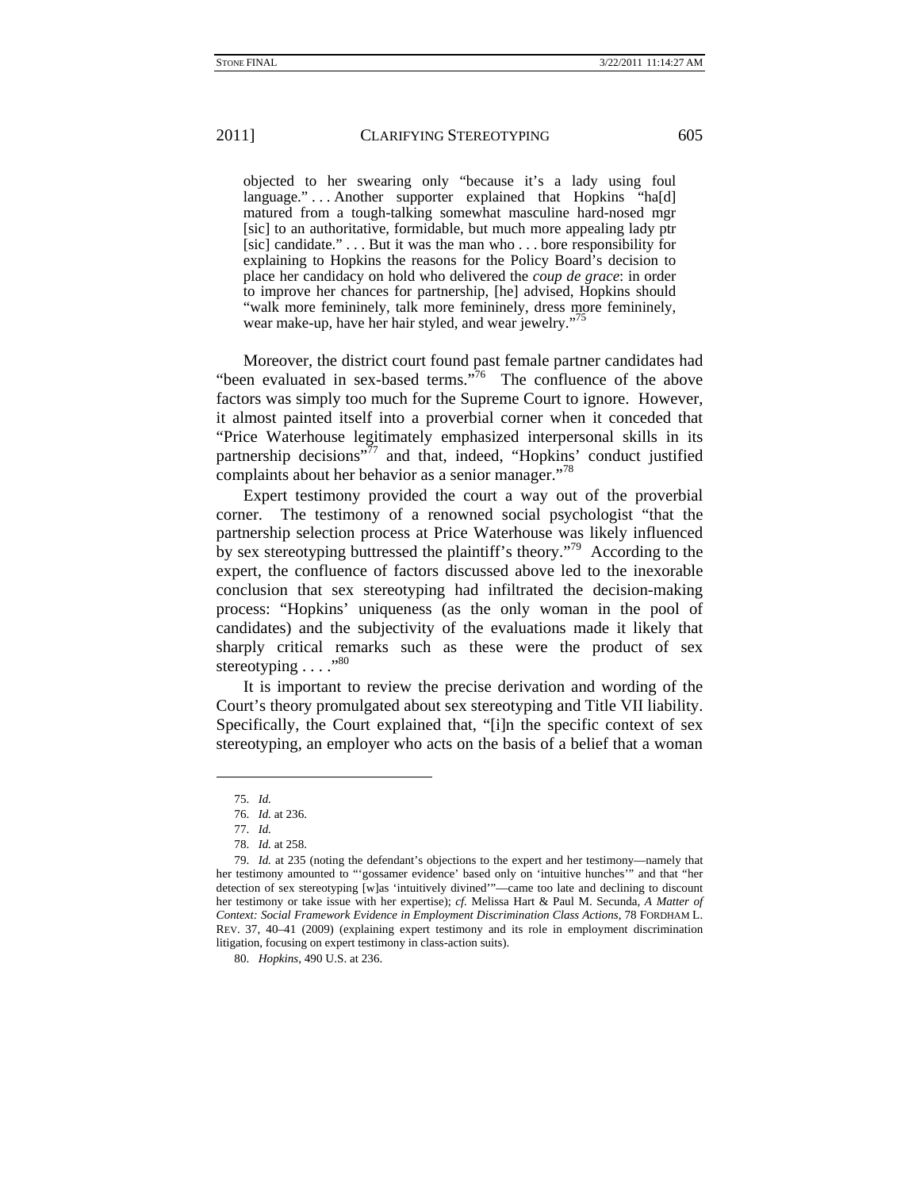> objected to her swearing only "because it's a lady using foul language." . . . Another supporter explained that Hopkins "ha[d] matured from a tough-talking somewhat masculine hard-nosed mgr [sic] to an authoritative, formidable, but much more appealing lady ptr [sic] candidate." . . . But it was the man who . . . bore responsibility for explaining to Hopkins the reasons for the Policy Board's decision to place her candidacy on hold who delivered the *coup de grace*: in order to improve her chances for partnership, [he] advised, Hopkins should "walk more femininely, talk more femininely, dress more femininely, wear make-up, have her hair styled, and wear jewelry."[75]

Moreover, the district court found past female partner candidates had "been evaluated in sex-based terms."[76] The confluence of the above factors was simply too much for the Supreme Court to ignore. However, it almost painted itself into a proverbial corner when it conceded that "Price Waterhouse legitimately emphasized interpersonal skills in its partnership decisions"[77] and that, indeed, "Hopkins' conduct justified complaints about her behavior as a senior manager."[78]

Expert testimony provided the court a way out of the proverbial corner. The testimony of a renowned social psychologist "that the partnership selection process at Price Waterhouse was likely influenced by sex stereotyping buttressed the plaintiff's theory."[79] According to the expert, the confluence of factors discussed above led to the inexorable conclusion that sex stereotyping had infiltrated the decision-making process: "Hopkins' uniqueness (as the only woman in the pool of candidates) and the subjectivity of the evaluations made it likely that sharply critical remarks such as these were the product of sex stereotyping . . . ."[80]

It is important to review the precise derivation and wording of the Court's theory promulgated about sex stereotyping and Title VII liability. Specifically, the Court explained that, "[i]n the specific context of sex stereotyping, an employer who acts on the basis of a belief that a woman

---

75. *Id.*

76. *Id.* at 236.

77. *Id.*

78. *Id.* at 258.

79. *Id.* at 235 (noting the defendant's objections to the expert and her testimony—namely that her testimony amounted to "'gossamer evidence' based only on 'intuitive hunches'" and that "her detection of sex stereotyping [w]as 'intuitively divined'"—came too late and declining to discount her testimony or take issue with her expertise); *cf.* Melissa Hart & Paul M. Secunda, *A Matter of Context: Social Framework Evidence in Employment Discrimination Class Actions*, 78 FORDHAM L. REV. 37, 40–41 (2009) (explaining expert testimony and its role in employment discrimination litigation, focusing on expert testimony in class-action suits).

80. *Hopkins*, 490 U.S. at 236.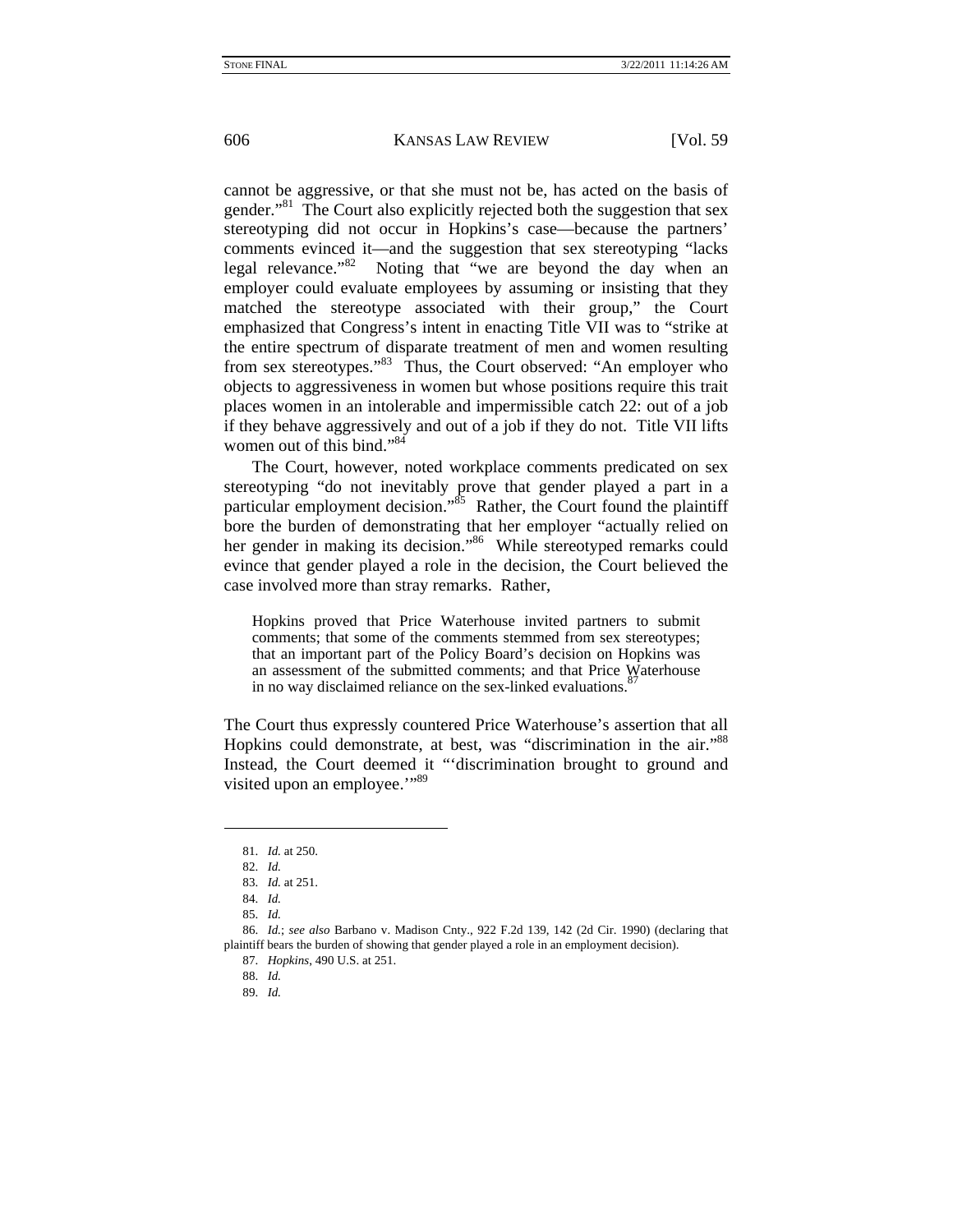cannot be aggressive, or that she must not be, has acted on the basis of gender."[81] The Court also explicitly rejected both the suggestion that sex stereotyping did not occur in Hopkins's case—because the partners' comments evinced it—and the suggestion that sex stereotyping "lacks legal relevance."[82] Noting that "we are beyond the day when an employer could evaluate employees by assuming or insisting that they matched the stereotype associated with their group," the Court emphasized that Congress's intent in enacting Title VII was to "strike at the entire spectrum of disparate treatment of men and women resulting from sex stereotypes."[83] Thus, the Court observed: "An employer who objects to aggressiveness in women but whose positions require this trait places women in an intolerable and impermissible catch 22: out of a job if they behave aggressively and out of a job if they do not. Title VII lifts women out of this bind."[84]

The Court, however, noted workplace comments predicated on sex stereotyping "do not inevitably prove that gender played a part in a particular employment decision."[85] Rather, the Court found the plaintiff bore the burden of demonstrating that her employer "actually relied on her gender in making its decision."[86] While stereotyped remarks could evince that gender played a role in the decision, the Court believed the case involved more than stray remarks. Rather,

> Hopkins proved that Price Waterhouse invited partners to submit comments; that some of the comments stemmed from sex stereotypes; that an important part of the Policy Board's decision on Hopkins was an assessment of the submitted comments; and that Price Waterhouse in no way disclaimed reliance on the sex-linked evaluations.[87]

The Court thus expressly countered Price Waterhouse's assertion that all Hopkins could demonstrate, at best, was "discrimination in the air."[88] Instead, the Court deemed it "'discrimination brought to ground and visited upon an employee.'"[89]

---

81. *Id.* at 250.
82. *Id.*
83. *Id.* at 251.
84. *Id.*
85. *Id.*
86. *Id.*; *see also* Barbano v. Madison Cnty., 922 F.2d 139, 142 (2d Cir. 1990) (declaring that plaintiff bears the burden of showing that gender played a role in an employment decision).
87. *Hopkins*, 490 U.S. at 251.
88. *Id.*
89. *Id.*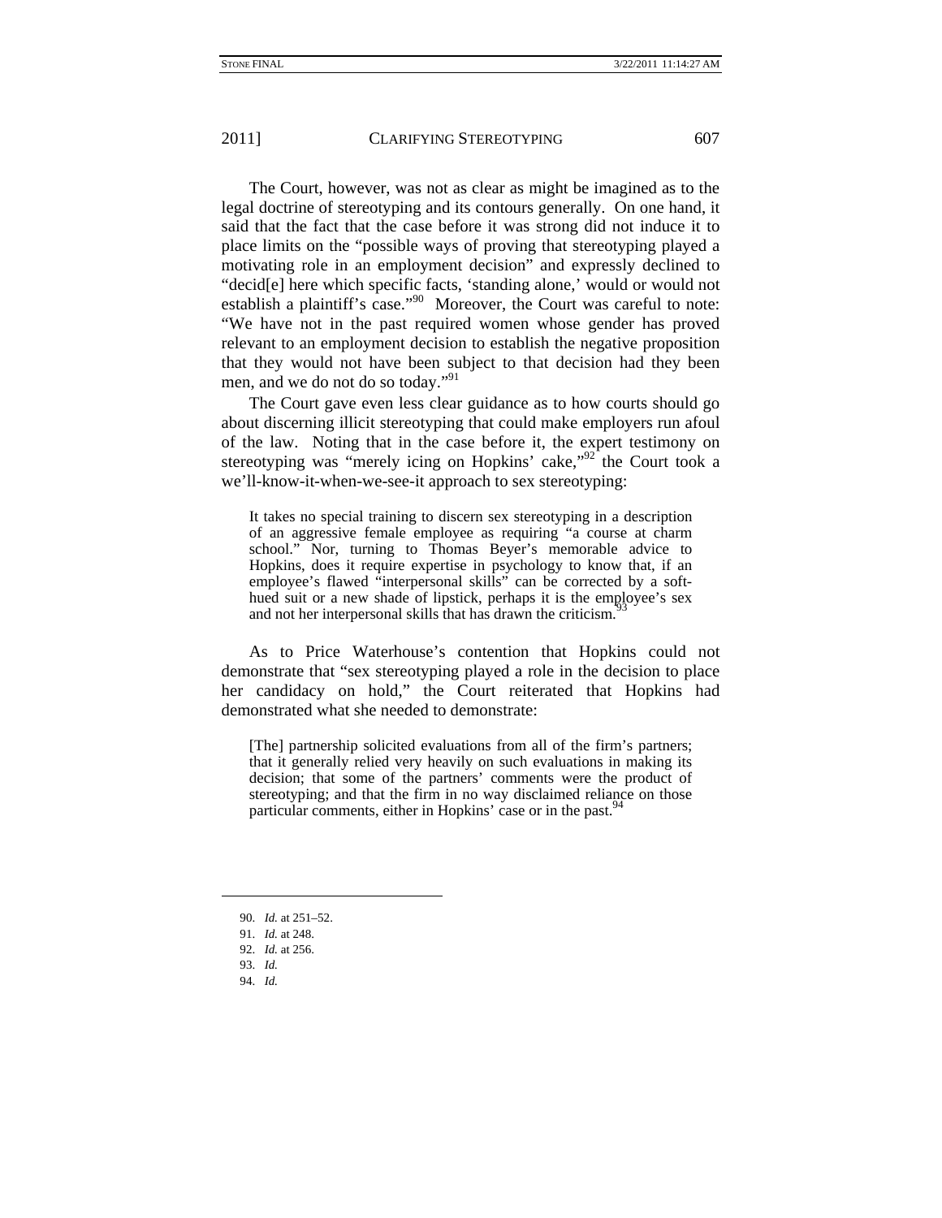The Court, however, was not as clear as might be imagined as to the legal doctrine of stereotyping and its contours generally. On one hand, it said that the fact that the case before it was strong did not induce it to place limits on the "possible ways of proving that stereotyping played a motivating role in an employment decision" and expressly declined to "decid[e] here which specific facts, 'standing alone,' would or would not establish a plaintiff's case."[90] Moreover, the Court was careful to note: "We have not in the past required women whose gender has proved relevant to an employment decision to establish the negative proposition that they would not have been subject to that decision had they been men, and we do not do so today."[91]

The Court gave even less clear guidance as to how courts should go about discerning illicit stereotyping that could make employers run afoul of the law. Noting that in the case before it, the expert testimony on stereotyping was "merely icing on Hopkins' cake,"[92] the Court took a we'll-know-it-when-we-see-it approach to sex stereotyping:

> It takes no special training to discern sex stereotyping in a description of an aggressive female employee as requiring "a course at charm school." Nor, turning to Thomas Beyer's memorable advice to Hopkins, does it require expertise in psychology to know that, if an employee's flawed "interpersonal skills" can be corrected by a soft-hued suit or a new shade of lipstick, perhaps it is the employee's sex and not her interpersonal skills that has drawn the criticism.[93]

As to Price Waterhouse's contention that Hopkins could not demonstrate that "sex stereotyping played a role in the decision to place her candidacy on hold," the Court reiterated that Hopkins had demonstrated what she needed to demonstrate:

> [The] partnership solicited evaluations from all of the firm's partners; that it generally relied very heavily on such evaluations in making its decision; that some of the partners' comments were the product of stereotyping; and that the firm in no way disclaimed reliance on those particular comments, either in Hopkins' case or in the past.[94]

---

90. *Id.* at 251–52.
91. *Id.* at 248.
92. *Id.* at 256.
93. *Id.*
94. *Id.*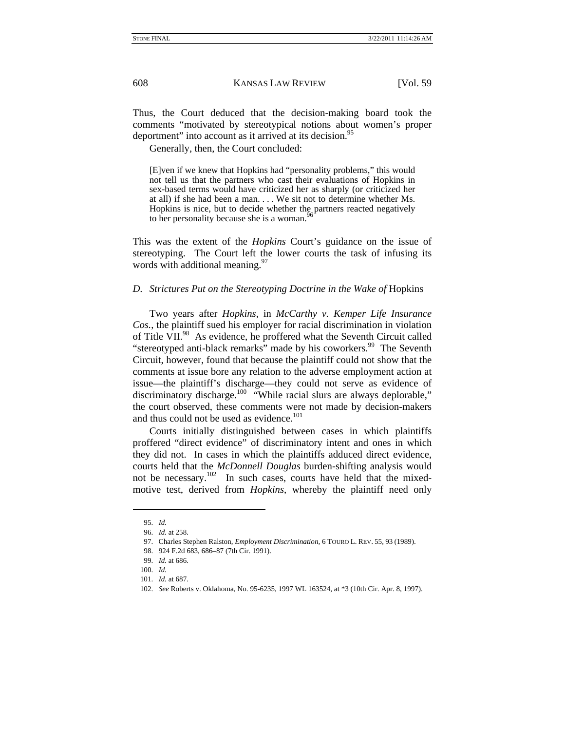Thus, the Court deduced that the decision-making board took the comments "motivated by stereotypical notions about women's proper deportment" into account as it arrived at its decision.[95]

Generally, then, the Court concluded:

> [E]ven if we knew that Hopkins had "personality problems," this would not tell us that the partners who cast their evaluations of Hopkins in sex-based terms would have criticized her as sharply (or criticized her at all) if she had been a man. . . . We sit not to determine whether Ms. Hopkins is nice, but to decide whether the partners reacted negatively to her personality because she is a woman.[96]

This was the extent of the *Hopkins* Court's guidance on the issue of stereotyping. The Court left the lower courts the task of infusing its words with additional meaning.[97]

### *D. Strictures Put on the Stereotyping Doctrine in the Wake of* Hopkins

Two years after *Hopkins*, in *McCarthy v. Kemper Life Insurance Cos.*, the plaintiff sued his employer for racial discrimination in violation of Title VII.[98] As evidence, he proffered what the Seventh Circuit called "stereotyped anti-black remarks" made by his coworkers.[99] The Seventh Circuit, however, found that because the plaintiff could not show that the comments at issue bore any relation to the adverse employment action at issue—the plaintiff's discharge—they could not serve as evidence of discriminatory discharge.[100] "While racial slurs are always deplorable," the court observed, these comments were not made by decision-makers and thus could not be used as evidence.[101]

Courts initially distinguished between cases in which plaintiffs proffered "direct evidence" of discriminatory intent and ones in which they did not. In cases in which the plaintiffs adduced direct evidence, courts held that the *McDonnell Douglas* burden-shifting analysis would not be necessary.[102] In such cases, courts have held that the mixed-motive test, derived from *Hopkins*, whereby the plaintiff need only

---

95. *Id.*

96. *Id.* at 258.

97. Charles Stephen Ralston, *Employment Discrimination*, 6 TOURO L. REV. 55, 93 (1989).

98. 924 F.2d 683, 686–87 (7th Cir. 1991).

99. *Id.* at 686.

100. *Id.*

101. *Id.* at 687.

102. *See* Roberts v. Oklahoma, No. 95-6235, 1997 WL 163524, at *3 (10th Cir. Apr. 8, 1997).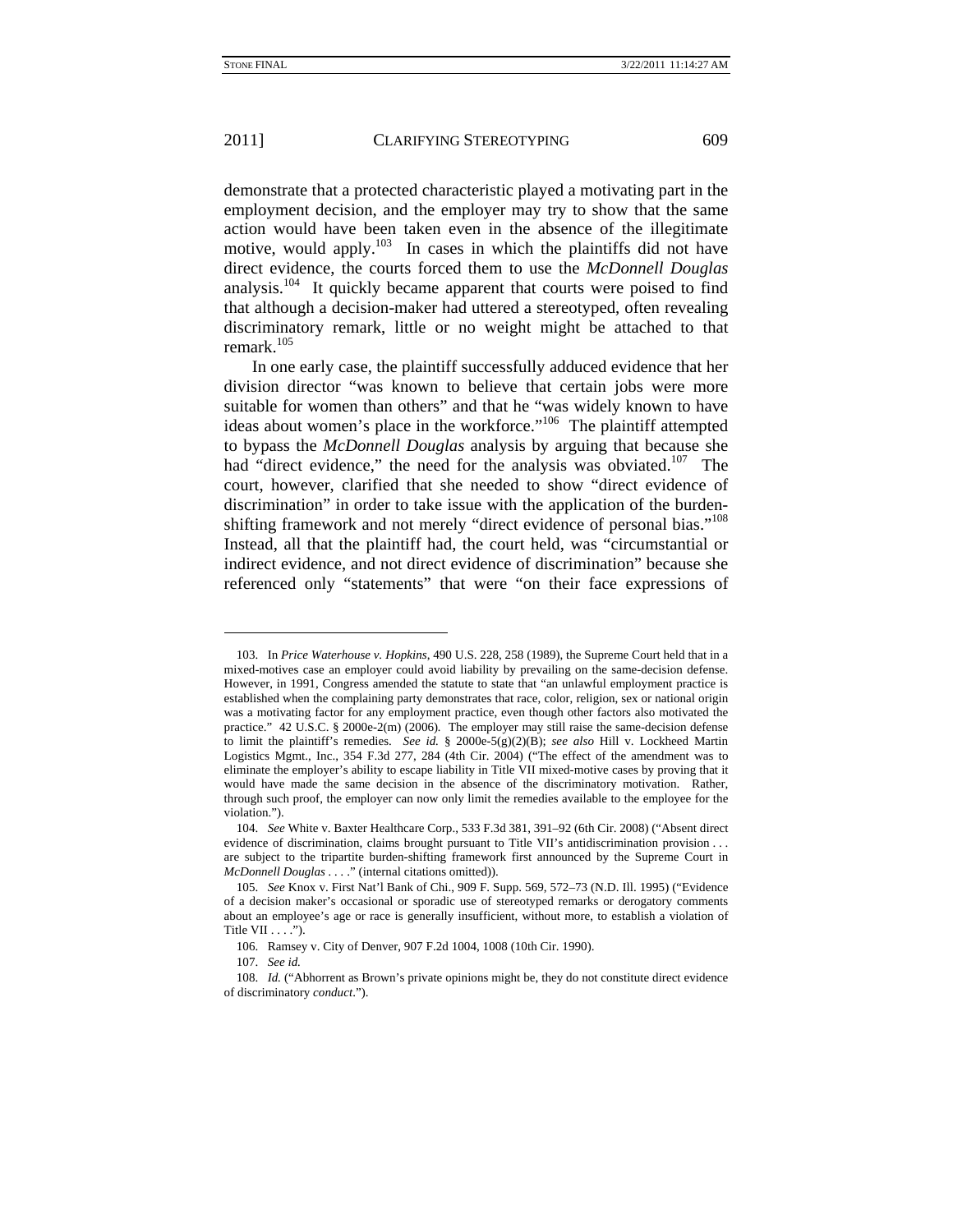demonstrate that a protected characteristic played a motivating part in the employment decision, and the employer may try to show that the same action would have been taken even in the absence of the illegitimate motive, would apply.[103] In cases in which the plaintiffs did not have direct evidence, the courts forced them to use the *McDonnell Douglas* analysis.[104] It quickly became apparent that courts were poised to find that although a decision-maker had uttered a stereotyped, often revealing discriminatory remark, little or no weight might be attached to that remark.[105]

In one early case, the plaintiff successfully adduced evidence that her division director "was known to believe that certain jobs were more suitable for women than others" and that he "was widely known to have ideas about women's place in the workforce."[106] The plaintiff attempted to bypass the *McDonnell Douglas* analysis by arguing that because she had "direct evidence," the need for the analysis was obviated.[107] The court, however, clarified that she needed to show "direct evidence of discrimination" in order to take issue with the application of the burden-shifting framework and not merely "direct evidence of personal bias."[108] Instead, all that the plaintiff had, the court held, was "circumstantial or indirect evidence, and not direct evidence of discrimination" because she referenced only "statements" that were "on their face expressions of

---

103. In *Price Waterhouse v. Hopkins*, 490 U.S. 228, 258 (1989), the Supreme Court held that in a mixed-motives case an employer could avoid liability by prevailing on the same-decision defense. However, in 1991, Congress amended the statute to state that "an unlawful employment practice is established when the complaining party demonstrates that race, color, religion, sex or national origin was a motivating factor for any employment practice, even though other factors also motivated the practice." 42 U.S.C. § 2000e-2(m) (2006). The employer may still raise the same-decision defense to limit the plaintiff's remedies. *See id.* § 2000e-5(g)(2)(B); *see also* Hill v. Lockheed Martin Logistics Mgmt., Inc., 354 F.3d 277, 284 (4th Cir. 2004) ("The effect of the amendment was to eliminate the employer's ability to escape liability in Title VII mixed-motive cases by proving that it would have made the same decision in the absence of the discriminatory motivation. Rather, through such proof, the employer can now only limit the remedies available to the employee for the violation.").

104. *See* White v. Baxter Healthcare Corp., 533 F.3d 381, 391–92 (6th Cir. 2008) ("Absent direct evidence of discrimination, claims brought pursuant to Title VII's antidiscrimination provision . . . are subject to the tripartite burden-shifting framework first announced by the Supreme Court in *McDonnell Douglas* . . . ." (internal citations omitted)).

105. *See* Knox v. First Nat'l Bank of Chi., 909 F. Supp. 569, 572–73 (N.D. Ill. 1995) ("Evidence of a decision maker's occasional or sporadic use of stereotyped remarks or derogatory comments about an employee's age or race is generally insufficient, without more, to establish a violation of Title VII . . . .").

106. Ramsey v. City of Denver, 907 F.2d 1004, 1008 (10th Cir. 1990).

107. *See id.*

108. *Id.* ("Abhorrent as Brown's private opinions might be, they do not constitute direct evidence of discriminatory *conduct*.").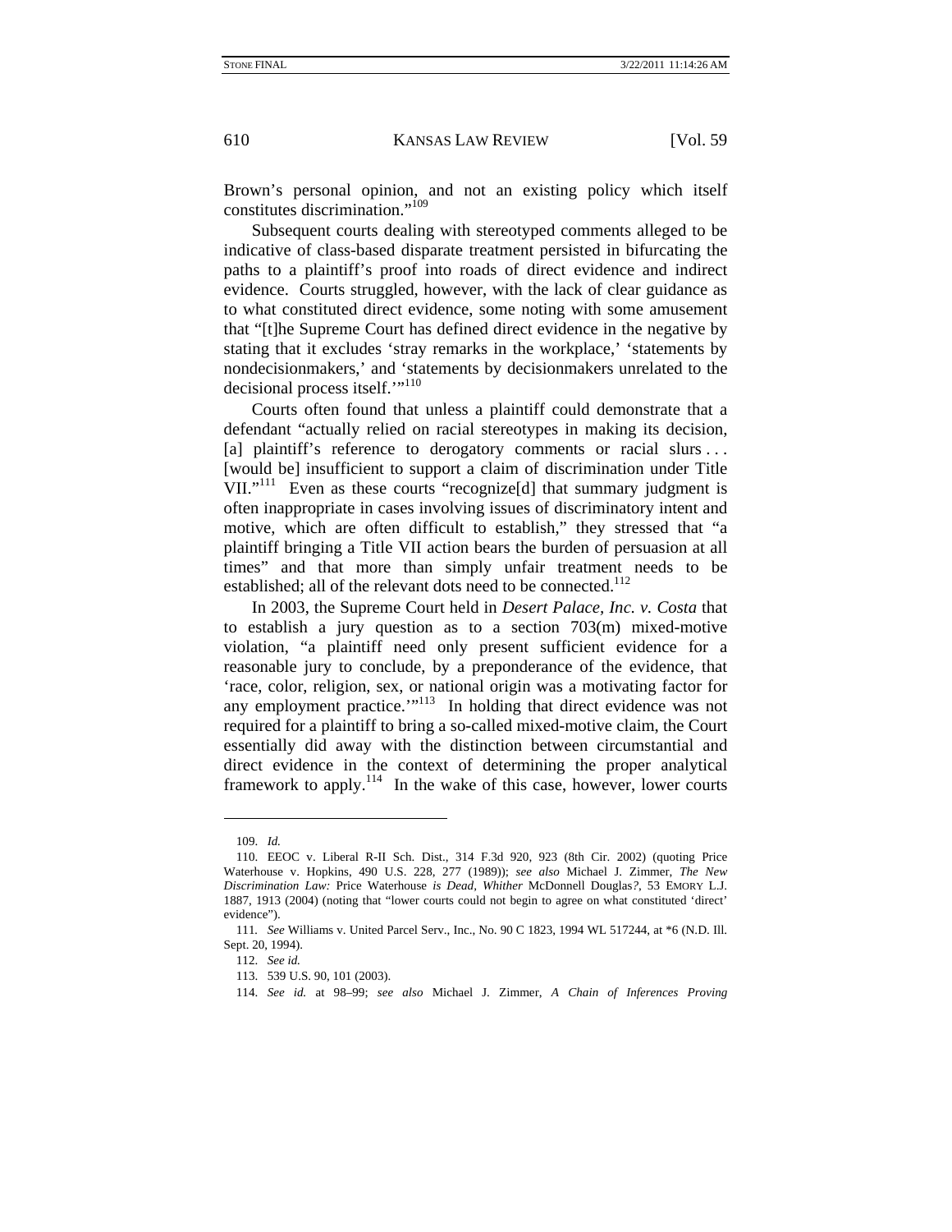Brown's personal opinion, and not an existing policy which itself constitutes discrimination."[109]

Subsequent courts dealing with stereotyped comments alleged to be indicative of class-based disparate treatment persisted in bifurcating the paths to a plaintiff's proof into roads of direct evidence and indirect evidence. Courts struggled, however, with the lack of clear guidance as to what constituted direct evidence, some noting with some amusement that "[t]he Supreme Court has defined direct evidence in the negative by stating that it excludes 'stray remarks in the workplace,' 'statements by nondecisionmakers,' and 'statements by decisionmakers unrelated to the decisional process itself.'"[110]

Courts often found that unless a plaintiff could demonstrate that a defendant "actually relied on racial stereotypes in making its decision, [a] plaintiff's reference to derogatory comments or racial slurs . . . [would be] insufficient to support a claim of discrimination under Title VII."[111] Even as these courts "recognize[d] that summary judgment is often inappropriate in cases involving issues of discriminatory intent and motive, which are often difficult to establish," they stressed that "a plaintiff bringing a Title VII action bears the burden of persuasion at all times" and that more than simply unfair treatment needs to be established; all of the relevant dots need to be connected.[112]

In 2003, the Supreme Court held in *Desert Palace, Inc. v. Costa* that to establish a jury question as to a section 703(m) mixed-motive violation, "a plaintiff need only present sufficient evidence for a reasonable jury to conclude, by a preponderance of the evidence, that 'race, color, religion, sex, or national origin was a motivating factor for any employment practice.'"[113] In holding that direct evidence was not required for a plaintiff to bring a so-called mixed-motive claim, the Court essentially did away with the distinction between circumstantial and direct evidence in the context of determining the proper analytical framework to apply.[114] In the wake of this case, however, lower courts

---

109. *Id.*

110. EEOC v. Liberal R-II Sch. Dist., 314 F.3d 920, 923 (8th Cir. 2002) (quoting Price Waterhouse v. Hopkins, 490 U.S. 228, 277 (1989)); *see also* Michael J. Zimmer, *The New Discrimination Law:* Price Waterhouse *is Dead, Whither* McDonnell Douglas*?*, 53 EMORY L.J. 1887, 1913 (2004) (noting that "lower courts could not begin to agree on what constituted 'direct' evidence").

111. *See* Williams v. United Parcel Serv., Inc., No. 90 C 1823, 1994 WL 517244, at *6 (N.D. Ill. Sept. 20, 1994).

112. *See id.*

113. 539 U.S. 90, 101 (2003).

114. *See id.* at 98–99; *see also* Michael J. Zimmer, *A Chain of Inferences Proving*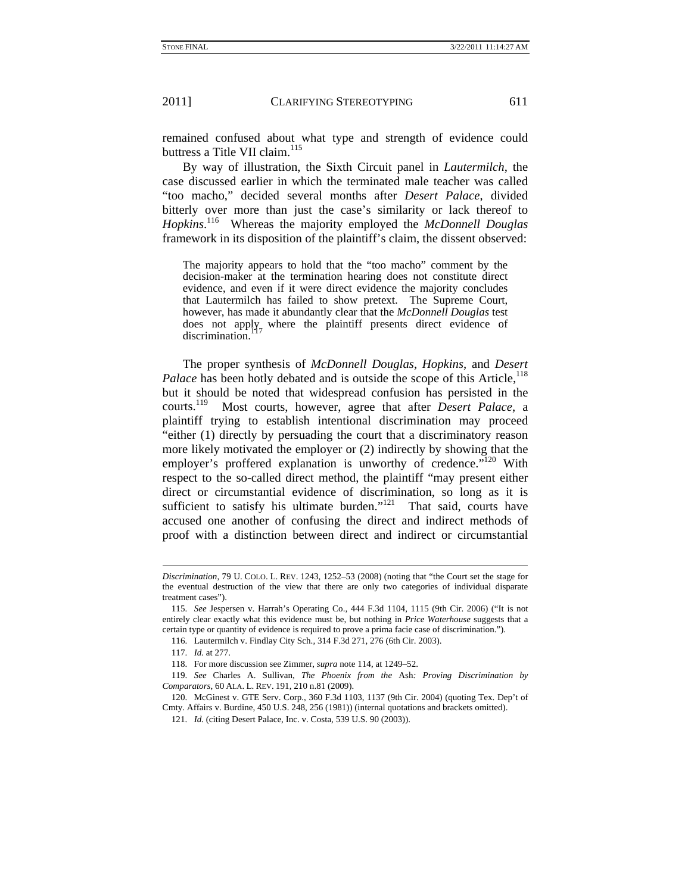remained confused about what type and strength of evidence could buttress a Title VII claim.[115]

By way of illustration, the Sixth Circuit panel in *Lautermilch*, the case discussed earlier in which the terminated male teacher was called "too macho," decided several months after *Desert Palace*, divided bitterly over more than just the case's similarity or lack thereof to *Hopkins*.[116] Whereas the majority employed the *McDonnell Douglas* framework in its disposition of the plaintiff's claim, the dissent observed:

> The majority appears to hold that the "too macho" comment by the decision-maker at the termination hearing does not constitute direct evidence, and even if it were direct evidence the majority concludes that Lautermilch has failed to show pretext. The Supreme Court, however, has made it abundantly clear that the *McDonnell Douglas* test does not apply where the plaintiff presents direct evidence of discrimination.[117]

The proper synthesis of *McDonnell Douglas*, *Hopkins*, and *Desert Palace* has been hotly debated and is outside the scope of this Article,[118] but it should be noted that widespread confusion has persisted in the courts.[119] Most courts, however, agree that after *Desert Palace*, a plaintiff trying to establish intentional discrimination may proceed "either (1) directly by persuading the court that a discriminatory reason more likely motivated the employer or (2) indirectly by showing that the employer's proffered explanation is unworthy of credence."[120] With respect to the so-called direct method, the plaintiff "may present either direct or circumstantial evidence of discrimination, so long as it is sufficient to satisfy his ultimate burden."[121] That said, courts have accused one another of confusing the direct and indirect methods of proof with a distinction between direct and indirect or circumstantial

---

*Discrimination*, 79 U. COLO. L. REV. 1243, 1252–53 (2008) (noting that "the Court set the stage for the eventual destruction of the view that there are only two categories of individual disparate treatment cases").

115. *See* Jespersen v. Harrah's Operating Co., 444 F.3d 1104, 1115 (9th Cir. 2006) ("It is not entirely clear exactly what this evidence must be, but nothing in *Price Waterhouse* suggests that a certain type or quantity of evidence is required to prove a prima facie case of discrimination.").

116. Lautermilch v. Findlay City Sch., 314 F.3d 271, 276 (6th Cir. 2003).

117. *Id.* at 277.

118. For more discussion see Zimmer, *supra* note 114, at 1249–52.

119. *See* Charles A. Sullivan, *The Phoenix from the Ash: Proving Discrimination by Comparators*, 60 ALA. L. REV. 191, 210 n.81 (2009).

120. McGinest v. GTE Serv. Corp., 360 F.3d 1103, 1137 (9th Cir. 2004) (quoting Tex. Dep't of Cmty. Affairs v. Burdine, 450 U.S. 248, 256 (1981)) (internal quotations and brackets omitted).

121. *Id.* (citing Desert Palace, Inc. v. Costa, 539 U.S. 90 (2003)).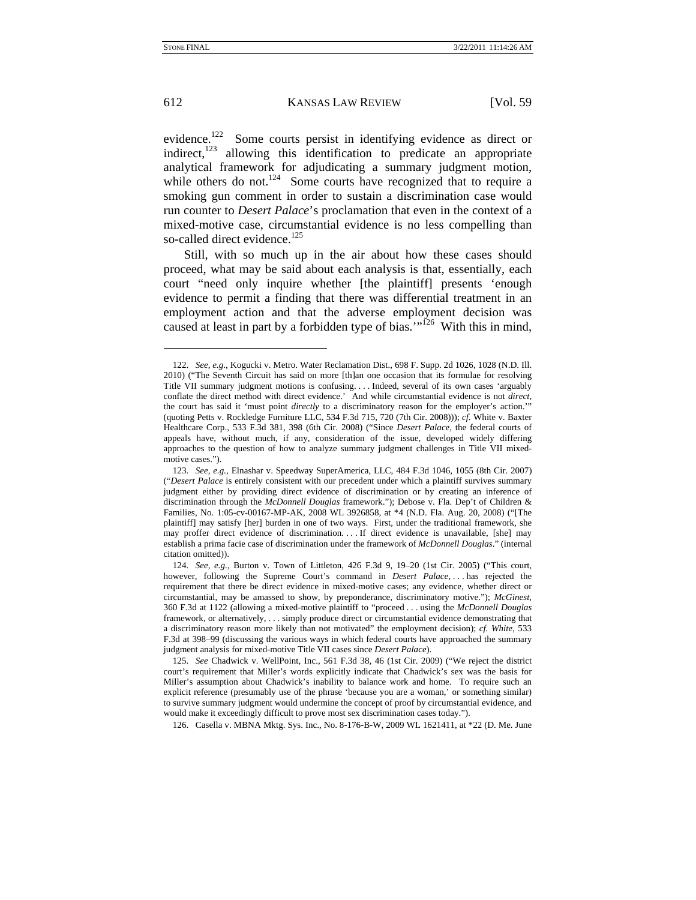evidence.[122] Some courts persist in identifying evidence as direct or indirect,[123] allowing this identification to predicate an appropriate analytical framework for adjudicating a summary judgment motion, while others do not.[124] Some courts have recognized that to require a smoking gun comment in order to sustain a discrimination case would run counter to *Desert Palace*'s proclamation that even in the context of a mixed-motive case, circumstantial evidence is no less compelling than so-called direct evidence.[125]

Still, with so much up in the air about how these cases should proceed, what may be said about each analysis is that, essentially, each court "need only inquire whether [the plaintiff] presents 'enough evidence to permit a finding that there was differential treatment in an employment action and that the adverse employment decision was caused at least in part by a forbidden type of bias.'"[126] With this in mind,

---

122. *See, e.g.*, Kogucki v. Metro. Water Reclamation Dist., 698 F. Supp. 2d 1026, 1028 (N.D. Ill. 2010) ("The Seventh Circuit has said on more [th]an one occasion that its formulae for resolving Title VII summary judgment motions is confusing. . . . Indeed, several of its own cases 'arguably conflate the direct method with direct evidence.' And while circumstantial evidence is not *direct*, the court has said it 'must point *directly* to a discriminatory reason for the employer's action.'" (quoting Petts v. Rockledge Furniture LLC, 534 F.3d 715, 720 (7th Cir. 2008))); *cf.* White v. Baxter Healthcare Corp., 533 F.3d 381, 398 (6th Cir. 2008) ("Since *Desert Palace*, the federal courts of appeals have, without much, if any, consideration of the issue, developed widely differing approaches to the question of how to analyze summary judgment challenges in Title VII mixed-motive cases.").

123. *See, e.g.*, Elnashar v. Speedway SuperAmerica, LLC, 484 F.3d 1046, 1055 (8th Cir. 2007) ("*Desert Palace* is entirely consistent with our precedent under which a plaintiff survives summary judgment either by providing direct evidence of discrimination or by creating an inference of discrimination through the *McDonnell Douglas* framework."); Debose v. Fla. Dep't of Children & Families, No. 1:05-cv-00167-MP-AK, 2008 WL 3926858, at *4 (N.D. Fla. Aug. 20, 2008) ("[The plaintiff] may satisfy [her] burden in one of two ways. First, under the traditional framework, she may proffer direct evidence of discrimination. . . . If direct evidence is unavailable, [she] may establish a prima facie case of discrimination under the framework of *McDonnell Douglas*." (internal citation omitted)).

124. *See, e.g.*, Burton v. Town of Littleton, 426 F.3d 9, 19–20 (1st Cir. 2005) ("This court, however, following the Supreme Court's command in *Desert Palace*, . . . has rejected the requirement that there be direct evidence in mixed-motive cases; any evidence, whether direct or circumstantial, may be amassed to show, by preponderance, discriminatory motive."); *McGinest*, 360 F.3d at 1122 (allowing a mixed-motive plaintiff to "proceed . . . using the *McDonnell Douglas* framework, or alternatively, . . . simply produce direct or circumstantial evidence demonstrating that a discriminatory reason more likely than not motivated" the employment decision); *cf. White*, 533 F.3d at 398–99 (discussing the various ways in which federal courts have approached the summary judgment analysis for mixed-motive Title VII cases since *Desert Palace*).

125. *See* Chadwick v. WellPoint, Inc., 561 F.3d 38, 46 (1st Cir. 2009) ("We reject the district court's requirement that Miller's words explicitly indicate that Chadwick's sex was the basis for Miller's assumption about Chadwick's inability to balance work and home. To require such an explicit reference (presumably use of the phrase 'because you are a woman,' or something similar) to survive summary judgment would undermine the concept of proof by circumstantial evidence, and would make it exceedingly difficult to prove most sex discrimination cases today.").

126. Casella v. MBNA Mktg. Sys. Inc., No. 8-176-B-W, 2009 WL 1621411, at *22 (D. Me. June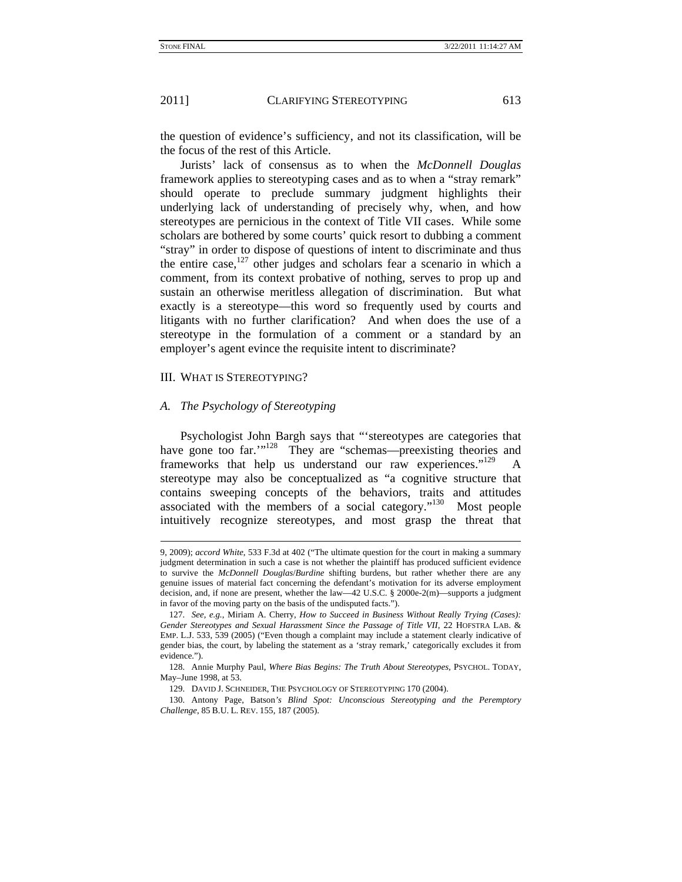the question of evidence's sufficiency, and not its classification, will be the focus of the rest of this Article.

Jurists' lack of consensus as to when the *McDonnell Douglas* framework applies to stereotyping cases and as to when a "stray remark" should operate to preclude summary judgment highlights their underlying lack of understanding of precisely why, when, and how stereotypes are pernicious in the context of Title VII cases. While some scholars are bothered by some courts' quick resort to dubbing a comment "stray" in order to dispose of questions of intent to discriminate and thus the entire case,[127] other judges and scholars fear a scenario in which a comment, from its context probative of nothing, serves to prop up and sustain an otherwise meritless allegation of discrimination. But what exactly is a stereotype—this word so frequently used by courts and litigants with no further clarification? And when does the use of a stereotype in the formulation of a comment or a standard by an employer's agent evince the requisite intent to discriminate?

## III. WHAT IS STEREOTYPING?

### *A. The Psychology of Stereotyping*

Psychologist John Bargh says that "'stereotypes are categories that have gone too far.'"[128] They are "schemas—preexisting theories and frameworks that help us understand our raw experiences."[129] A stereotype may also be conceptualized as "a cognitive structure that contains sweeping concepts of the behaviors, traits and attitudes associated with the members of a social category."[130] Most people intuitively recognize stereotypes, and most grasp the threat that

---

9, 2009); *accord White*, 533 F.3d at 402 ("The ultimate question for the court in making a summary judgment determination in such a case is not whether the plaintiff has produced sufficient evidence to survive the *McDonnell Douglas*/*Burdine* shifting burdens, but rather whether there are any genuine issues of material fact concerning the defendant's motivation for its adverse employment decision, and, if none are present, whether the law—42 U.S.C. § 2000e-2(m)—supports a judgment in favor of the moving party on the basis of the undisputed facts.").

127. *See, e.g.*, Miriam A. Cherry, *How to Succeed in Business Without Really Trying (Cases): Gender Stereotypes and Sexual Harassment Since the Passage of Title VII*, 22 HOFSTRA LAB. & EMP. L.J. 533, 539 (2005) ("Even though a complaint may include a statement clearly indicative of gender bias, the court, by labeling the statement as a 'stray remark,' categorically excludes it from evidence.").

128. Annie Murphy Paul, *Where Bias Begins: The Truth About Stereotypes*, PSYCHOL. TODAY, May–June 1998, at 53.

129. DAVID J. SCHNEIDER, THE PSYCHOLOGY OF STEREOTYPING 170 (2004).

130. Antony Page, Batson*'s Blind Spot: Unconscious Stereotyping and the Peremptory Challenge*, 85 B.U. L. REV. 155, 187 (2005).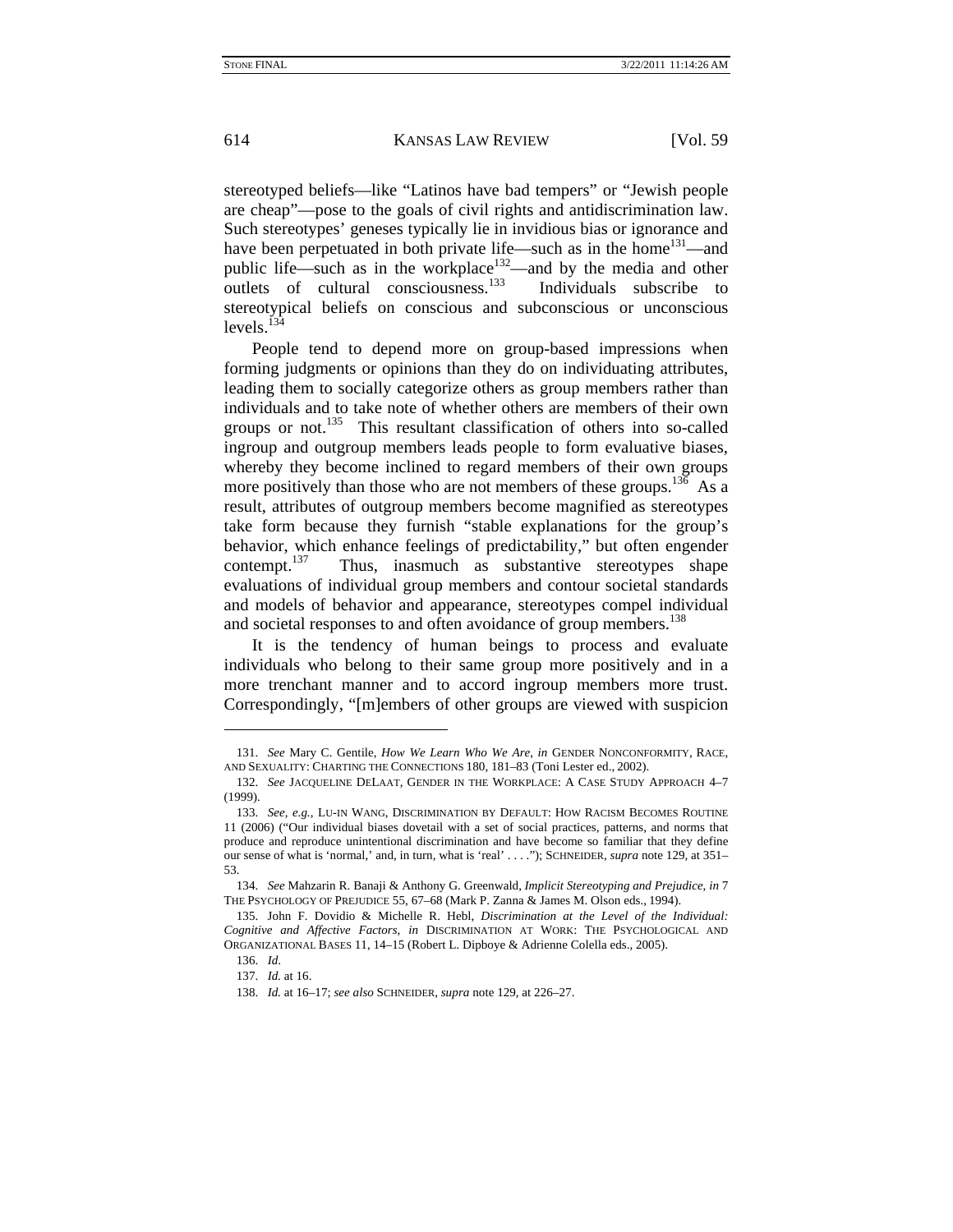stereotyped beliefs—like "Latinos have bad tempers" or "Jewish people are cheap"—pose to the goals of civil rights and antidiscrimination law. Such stereotypes' geneses typically lie in invidious bias or ignorance and have been perpetuated in both private life—such as in the home[131]—and public life—such as in the workplace[132]—and by the media and other outlets of cultural consciousness.[133] Individuals subscribe to stereotypical beliefs on conscious and subconscious or unconscious levels.[134]

People tend to depend more on group-based impressions when forming judgments or opinions than they do on individuating attributes, leading them to socially categorize others as group members rather than individuals and to take note of whether others are members of their own groups or not.[135] This resultant classification of others into so-called ingroup and outgroup members leads people to form evaluative biases, whereby they become inclined to regard members of their own groups more positively than those who are not members of these groups.[136] As a result, attributes of outgroup members become magnified as stereotypes take form because they furnish "stable explanations for the group's behavior, which enhance feelings of predictability," but often engender contempt.[137] Thus, inasmuch as substantive stereotypes shape evaluations of individual group members and contour societal standards and models of behavior and appearance, stereotypes compel individual and societal responses to and often avoidance of group members.[138]

It is the tendency of human beings to process and evaluate individuals who belong to their same group more positively and in a more trenchant manner and to accord ingroup members more trust. Correspondingly, "[m]embers of other groups are viewed with suspicion

---

131. *See* Mary C. Gentile, *How We Learn Who We Are*, *in* GENDER NONCONFORMITY, RACE, AND SEXUALITY: CHARTING THE CONNECTIONS 180, 181–83 (Toni Lester ed., 2002).

132. *See* JACQUELINE DELAAT, GENDER IN THE WORKPLACE: A CASE STUDY APPROACH 4–7 (1999).

133. *See, e.g.*, LU-IN WANG, DISCRIMINATION BY DEFAULT: HOW RACISM BECOMES ROUTINE 11 (2006) ("Our individual biases dovetail with a set of social practices, patterns, and norms that produce and reproduce unintentional discrimination and have become so familiar that they define our sense of what is 'normal,' and, in turn, what is 'real' . . . ."); SCHNEIDER, *supra* note 129, at 351–53.

134. *See* Mahzarin R. Banaji & Anthony G. Greenwald, *Implicit Stereotyping and Prejudice*, *in* 7 THE PSYCHOLOGY OF PREJUDICE 55, 67–68 (Mark P. Zanna & James M. Olson eds., 1994).

135. John F. Dovidio & Michelle R. Hebl, *Discrimination at the Level of the Individual: Cognitive and Affective Factors*, *in* DISCRIMINATION AT WORK: THE PSYCHOLOGICAL AND ORGANIZATIONAL BASES 11, 14–15 (Robert L. Dipboye & Adrienne Colella eds., 2005).

136. *Id.*

137. *Id.* at 16.

138. *Id.* at 16–17; *see also* SCHNEIDER, *supra* note 129, at 226–27.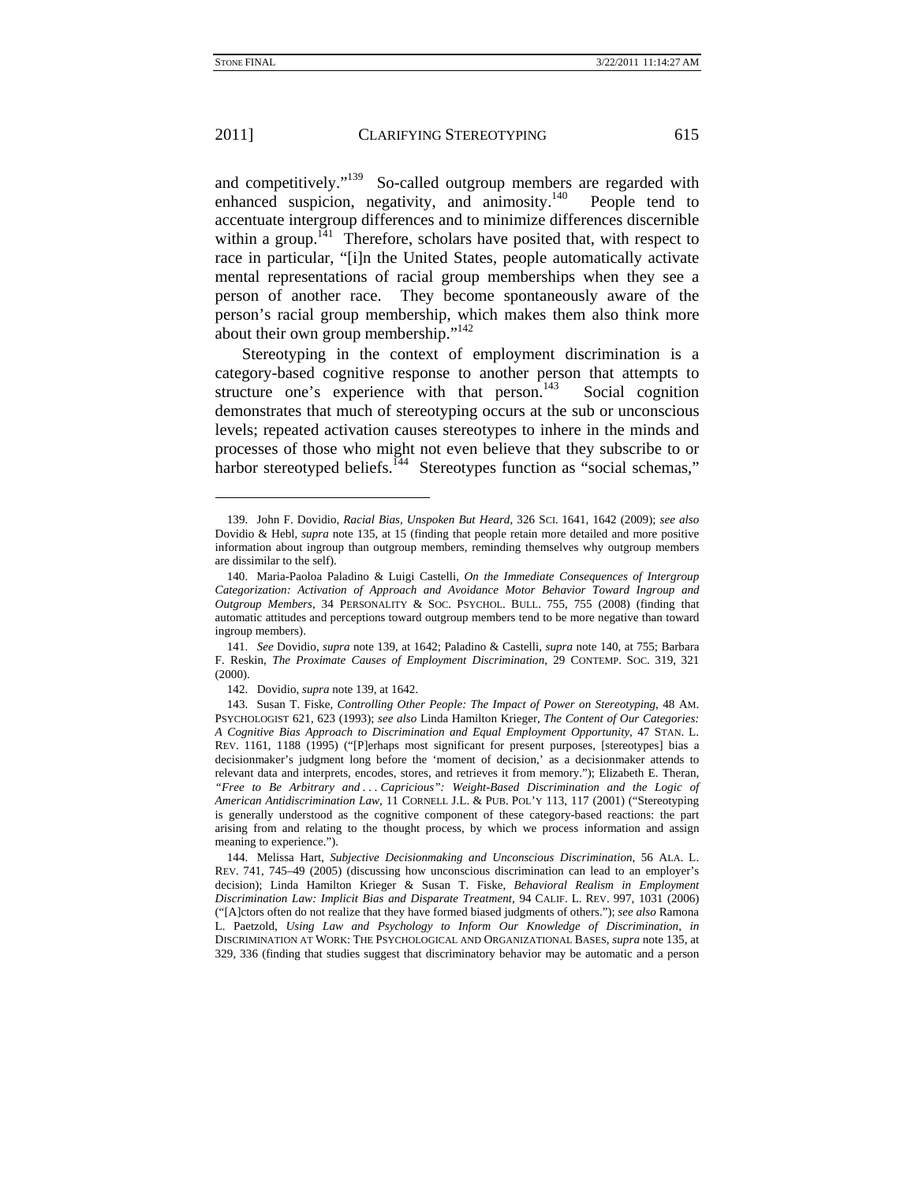and competitively."[139] So-called outgroup members are regarded with enhanced suspicion, negativity, and animosity.[140] People tend to accentuate intergroup differences and to minimize differences discernible within a group.[141] Therefore, scholars have posited that, with respect to race in particular, "[i]n the United States, people automatically activate mental representations of racial group memberships when they see a person of another race. They become spontaneously aware of the person's racial group membership, which makes them also think more about their own group membership."[142]

Stereotyping in the context of employment discrimination is a category-based cognitive response to another person that attempts to structure one's experience with that person.[143] Social cognition demonstrates that much of stereotyping occurs at the sub or unconscious levels; repeated activation causes stereotypes to inhere in the minds and processes of those who might not even believe that they subscribe to or harbor stereotyped beliefs.[144] Stereotypes function as "social schemas,"

---

139. John F. Dovidio, *Racial Bias, Unspoken But Heard*, 326 SCI. 1641, 1642 (2009); *see also* Dovidio & Hebl, *supra* note 135, at 15 (finding that people retain more detailed and more positive information about ingroup than outgroup members, reminding themselves why outgroup members are dissimilar to the self).

140. Maria-Paoloa Paladino & Luigi Castelli, *On the Immediate Consequences of Intergroup Categorization: Activation of Approach and Avoidance Motor Behavior Toward Ingroup and Outgroup Members*, 34 PERSONALITY & SOC. PSYCHOL. BULL. 755, 755 (2008) (finding that automatic attitudes and perceptions toward outgroup members tend to be more negative than toward ingroup members).

141. *See* Dovidio, *supra* note 139, at 1642; Paladino & Castelli, *supra* note 140, at 755; Barbara F. Reskin, *The Proximate Causes of Employment Discrimination*, 29 CONTEMP. SOC. 319, 321 (2000).

142. Dovidio, *supra* note 139, at 1642.

143. Susan T. Fiske, *Controlling Other People: The Impact of Power on Stereotyping*, 48 AM. PSYCHOLOGIST 621, 623 (1993); *see also* Linda Hamilton Krieger, *The Content of Our Categories: A Cognitive Bias Approach to Discrimination and Equal Employment Opportunity*, 47 STAN. L. REV. 1161, 1188 (1995) ("[P]erhaps most significant for present purposes, [stereotypes] bias a decisionmaker's judgment long before the 'moment of decision,' as a decisionmaker attends to relevant data and interprets, encodes, stores, and retrieves it from memory."); Elizabeth E. Theran, *"Free to Be Arbitrary and . . . Capricious": Weight-Based Discrimination and the Logic of American Antidiscrimination Law*, 11 CORNELL J.L. & PUB. POL'Y 113, 117 (2001) ("Stereotyping is generally understood as the cognitive component of these category-based reactions: the part arising from and relating to the thought process, by which we process information and assign meaning to experience.").

144. Melissa Hart, *Subjective Decisionmaking and Unconscious Discrimination*, 56 ALA. L. REV. 741, 745–49 (2005) (discussing how unconscious discrimination can lead to an employer's decision); Linda Hamilton Krieger & Susan T. Fiske, *Behavioral Realism in Employment Discrimination Law: Implicit Bias and Disparate Treatment*, 94 CALIF. L. REV. 997, 1031 (2006) ("[A]ctors often do not realize that they have formed biased judgments of others."); *see also* Ramona L. Paetzold, *Using Law and Psychology to Inform Our Knowledge of Discrimination*, *in* DISCRIMINATION AT WORK: THE PSYCHOLOGICAL AND ORGANIZATIONAL BASES, *supra* note 135, at 329, 336 (finding that studies suggest that discriminatory behavior may be automatic and a person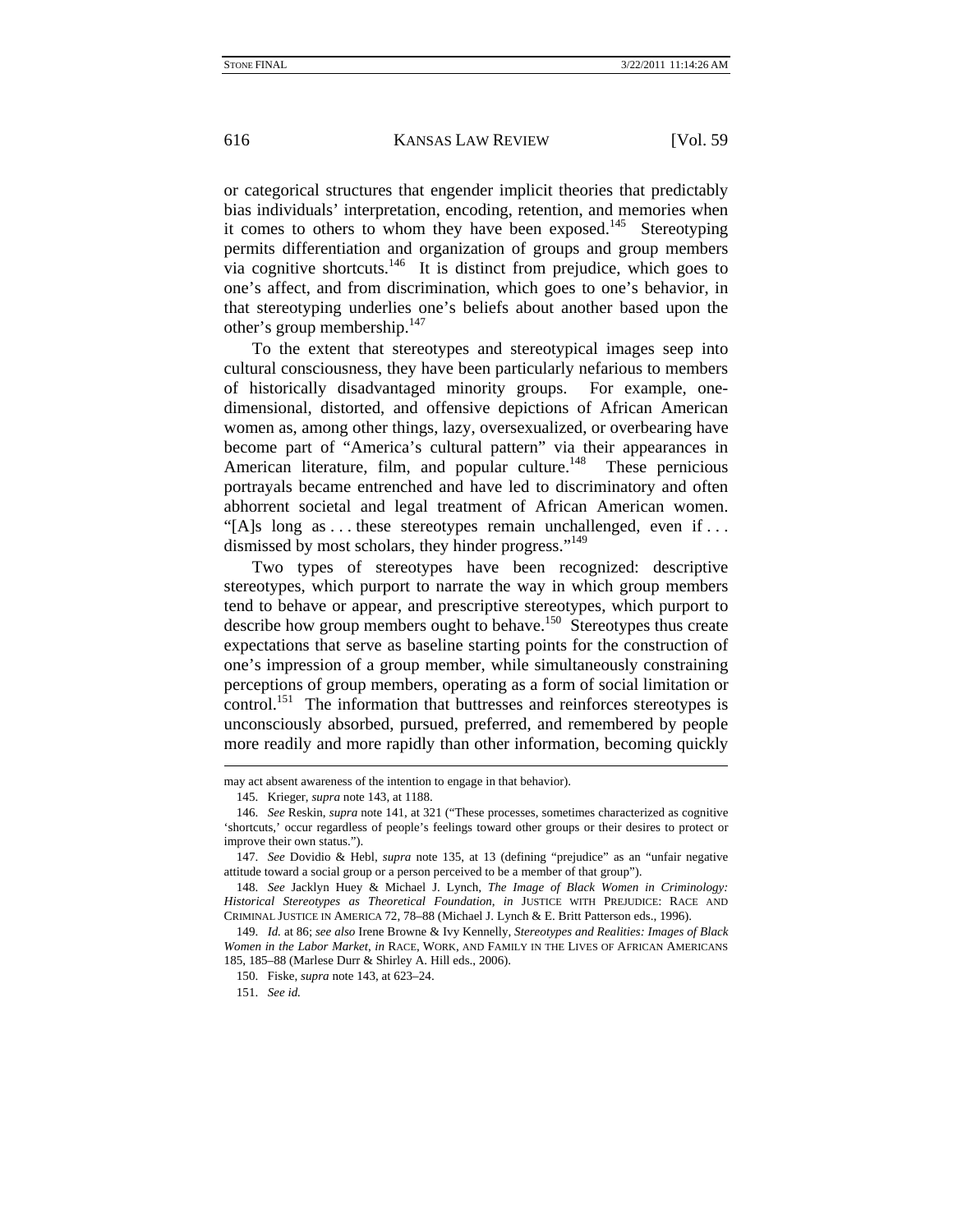or categorical structures that engender implicit theories that predictably bias individuals' interpretation, encoding, retention, and memories when it comes to others to whom they have been exposed.[145] Stereotyping permits differentiation and organization of groups and group members via cognitive shortcuts.[146] It is distinct from prejudice, which goes to one's affect, and from discrimination, which goes to one's behavior, in that stereotyping underlies one's beliefs about another based upon the other's group membership.[147]

To the extent that stereotypes and stereotypical images seep into cultural consciousness, they have been particularly nefarious to members of historically disadvantaged minority groups. For example, one-dimensional, distorted, and offensive depictions of African American women as, among other things, lazy, oversexualized, or overbearing have become part of "America's cultural pattern" via their appearances in American literature, film, and popular culture.[148] These pernicious portrayals became entrenched and have led to discriminatory and often abhorrent societal and legal treatment of African American women. "[A]s long as . . . these stereotypes remain unchallenged, even if . . . dismissed by most scholars, they hinder progress."[149]

Two types of stereotypes have been recognized: descriptive stereotypes, which purport to narrate the way in which group members tend to behave or appear, and prescriptive stereotypes, which purport to describe how group members ought to behave.[150] Stereotypes thus create expectations that serve as baseline starting points for the construction of one's impression of a group member, while simultaneously constraining perceptions of group members, operating as a form of social limitation or control.[151] The information that buttresses and reinforces stereotypes is unconsciously absorbed, pursued, preferred, and remembered by people more readily and more rapidly than other information, becoming quickly

---

may act absent awareness of the intention to engage in that behavior).

145. Krieger, *supra* note 143, at 1188.

146. *See* Reskin, *supra* note 141, at 321 ("These processes, sometimes characterized as cognitive 'shortcuts,' occur regardless of people's feelings toward other groups or their desires to protect or improve their own status.").

147. *See* Dovidio & Hebl, *supra* note 135, at 13 (defining "prejudice" as an "unfair negative attitude toward a social group or a person perceived to be a member of that group").

148. *See* Jacklyn Huey & Michael J. Lynch, *The Image of Black Women in Criminology: Historical Stereotypes as Theoretical Foundation*, *in* JUSTICE WITH PREJUDICE: RACE AND CRIMINAL JUSTICE IN AMERICA 72, 78–88 (Michael J. Lynch & E. Britt Patterson eds., 1996).

149. *Id.* at 86; *see also* Irene Browne & Ivy Kennelly, *Stereotypes and Realities: Images of Black Women in the Labor Market*, *in* RACE, WORK, AND FAMILY IN THE LIVES OF AFRICAN AMERICANS 185, 185–88 (Marlese Durr & Shirley A. Hill eds., 2006).

150. Fiske, *supra* note 143, at 623–24.

151. *See id.*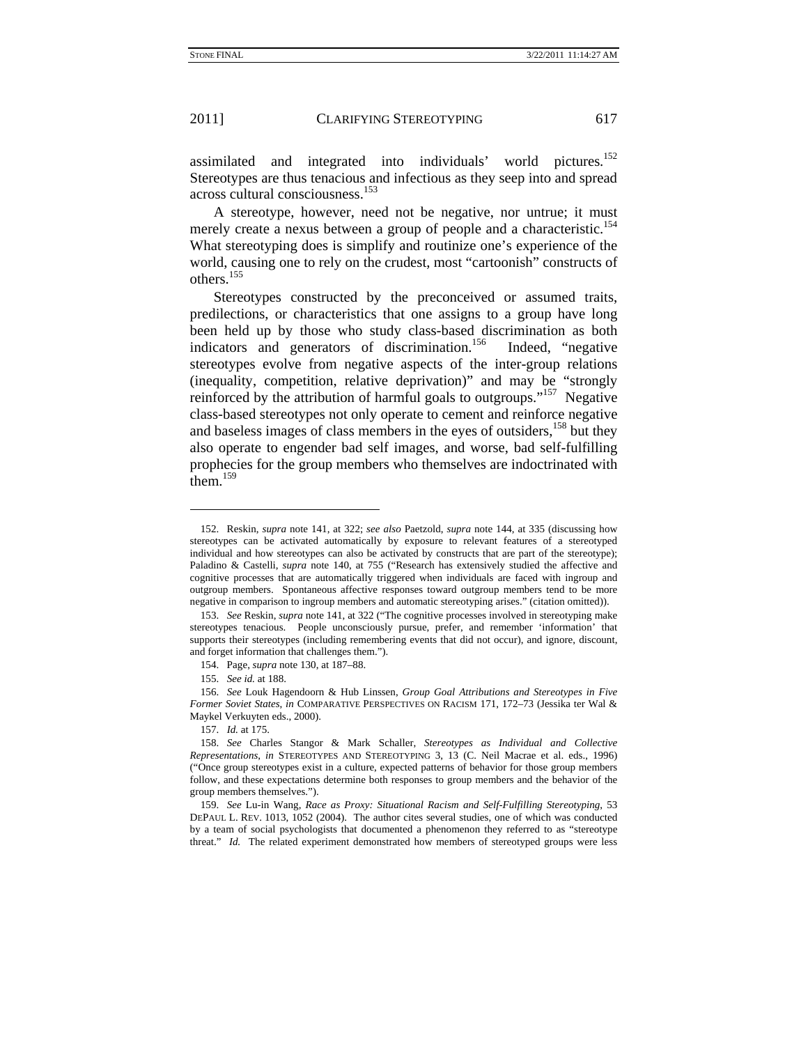assimilated and integrated into individuals' world pictures.[152] Stereotypes are thus tenacious and infectious as they seep into and spread across cultural consciousness.[153]

A stereotype, however, need not be negative, nor untrue; it must merely create a nexus between a group of people and a characteristic.[154] What stereotyping does is simplify and routinize one's experience of the world, causing one to rely on the crudest, most "cartoonish" constructs of others.[155]

Stereotypes constructed by the preconceived or assumed traits, predilections, or characteristics that one assigns to a group have long been held up by those who study class-based discrimination as both indicators and generators of discrimination.[156] Indeed, "negative stereotypes evolve from negative aspects of the inter-group relations (inequality, competition, relative deprivation)" and may be "strongly reinforced by the attribution of harmful goals to outgroups."[157] Negative class-based stereotypes not only operate to cement and reinforce negative and baseless images of class members in the eyes of outsiders,[158] but they also operate to engender bad self images, and worse, bad self-fulfilling prophecies for the group members who themselves are indoctrinated with them.[159]

---

152. Reskin, *supra* note 141, at 322; *see also* Paetzold, *supra* note 144, at 335 (discussing how stereotypes can be activated automatically by exposure to relevant features of a stereotyped individual and how stereotypes can also be activated by constructs that are part of the stereotype); Paladino & Castelli, *supra* note 140, at 755 ("Research has extensively studied the affective and cognitive processes that are automatically triggered when individuals are faced with ingroup and outgroup members. Spontaneous affective responses toward outgroup members tend to be more negative in comparison to ingroup members and automatic stereotyping arises." (citation omitted)).

153. *See* Reskin, *supra* note 141, at 322 ("The cognitive processes involved in stereotyping make stereotypes tenacious. People unconsciously pursue, prefer, and remember 'information' that supports their stereotypes (including remembering events that did not occur), and ignore, discount, and forget information that challenges them.").

154. Page, *supra* note 130, at 187–88.

155. *See id.* at 188.

156. *See* Louk Hagendoorn & Hub Linssen, *Group Goal Attributions and Stereotypes in Five Former Soviet States*, *in* COMPARATIVE PERSPECTIVES ON RACISM 171, 172–73 (Jessika ter Wal & Maykel Verkuyten eds., 2000).

157. *Id.* at 175.

158. *See* Charles Stangor & Mark Schaller, *Stereotypes as Individual and Collective Representations*, *in* STEREOTYPES AND STEREOTYPING 3, 13 (C. Neil Macrae et al. eds., 1996) ("Once group stereotypes exist in a culture, expected patterns of behavior for those group members follow, and these expectations determine both responses to group members and the behavior of the group members themselves.").

159. *See* Lu-in Wang, *Race as Proxy: Situational Racism and Self-Fulfilling Stereotyping*, 53 DEPAUL L. REV. 1013, 1052 (2004). The author cites several studies, one of which was conducted by a team of social psychologists that documented a phenomenon they referred to as "stereotype threat." *Id.* The related experiment demonstrated how members of stereotyped groups were less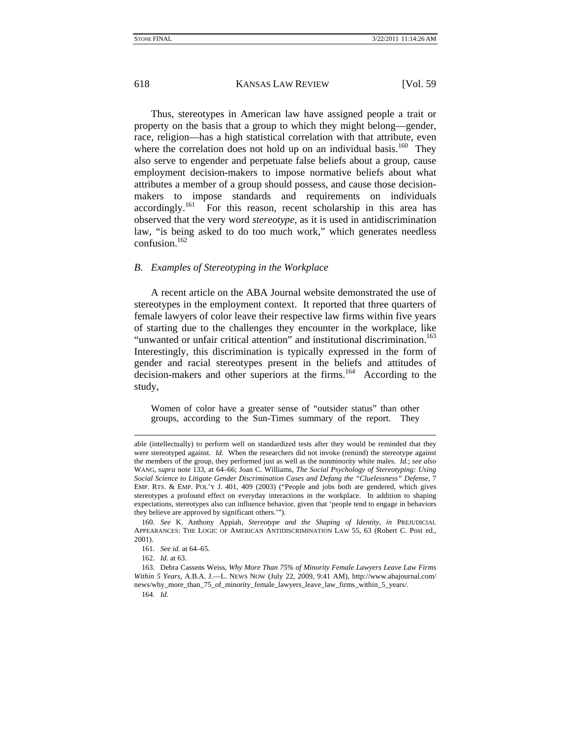Thus, stereotypes in American law have assigned people a trait or property on the basis that a group to which they might belong—gender, race, religion—has a high statistical correlation with that attribute, even where the correlation does not hold up on an individual basis.[160] They also serve to engender and perpetuate false beliefs about a group, cause employment decision-makers to impose normative beliefs about what attributes a member of a group should possess, and cause those decision-makers to impose standards and requirements on individuals accordingly.[161] For this reason, recent scholarship in this area has observed that the very word *stereotype*, as it is used in antidiscrimination law, "is being asked to do too much work," which generates needless confusion.[162]

### *B. Examples of Stereotyping in the Workplace*

A recent article on the ABA Journal website demonstrated the use of stereotypes in the employment context. It reported that three quarters of female lawyers of color leave their respective law firms within five years of starting due to the challenges they encounter in the workplace, like "unwanted or unfair critical attention" and institutional discrimination.[163] Interestingly, this discrimination is typically expressed in the form of gender and racial stereotypes present in the beliefs and attitudes of decision-makers and other superiors at the firms.[164] According to the study,

> Women of color have a greater sense of "outsider status" than other groups, according to the Sun-Times summary of the report. They

---

able (intellectually) to perform well on standardized tests after they would be reminded that they were stereotyped against. *Id.* When the researchers did not invoke (remind) the stereotype against the members of the group, they performed just as well as the nonminority white males. *Id.*; *see also* WANG, *supra* note 133, at 64–66; Joan C. Williams, *The Social Psychology of Stereotyping: Using Social Science to Litigate Gender Discrimination Cases and Defang the "Cluelessness" Defense*, 7 EMP. RTS. & EMP. POL'Y J. 401, 409 (2003) ("People and jobs both are gendered, which gives stereotypes a profound effect on everyday interactions in the workplace. In addition to shaping expectations, stereotypes also can influence behavior, given that 'people tend to engage in behaviors they believe are approved by significant others.'").

160. *See* K. Anthony Appiah, *Stereotype and the Shaping of Identity*, *in* PREJUDICIAL APPEARANCES: THE LOGIC OF AMERICAN ANTIDISCRIMINATION LAW 55, 63 (Robert C. Post ed., 2001).

161. *See id.* at 64–65.

162. *Id.* at 63.

163. Debra Cassens Weiss, *Why More Than 75% of Minority Female Lawyers Leave Law Firms Within 5 Years*, A.B.A. J.—L. NEWS NOW (July 22, 2009, 9:41 AM), http://www.abajournal.com/news/why_more_than_75_of_minority_female_lawyers_leave_law_firms_within_5_years/.

164. *Id.*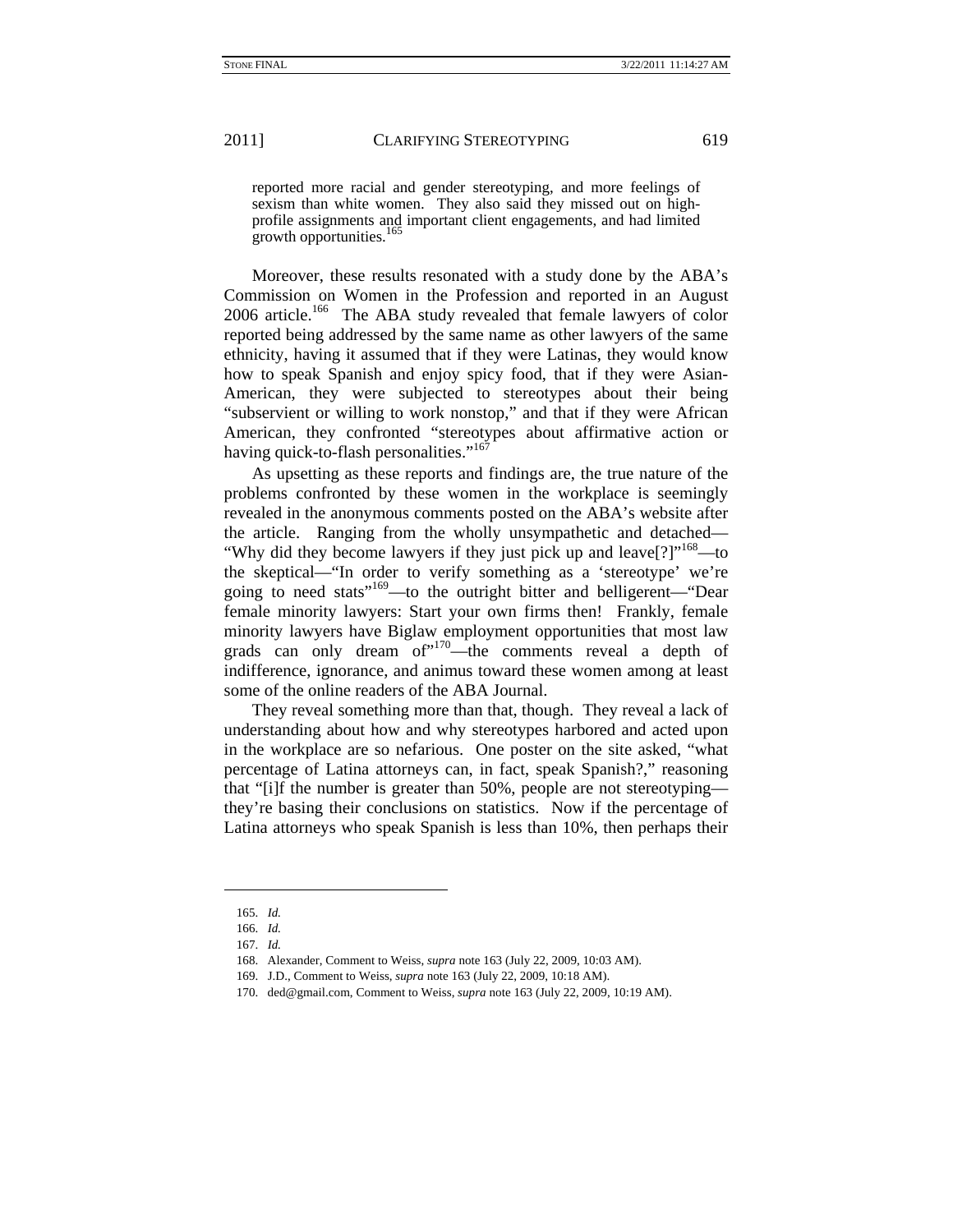reported more racial and gender stereotyping, and more feelings of sexism than white women. They also said they missed out on high-profile assignments and important client engagements, and had limited growth opportunities.[165]

Moreover, these results resonated with a study done by the ABA's Commission on Women in the Profession and reported in an August 2006 article.[166] The ABA study revealed that female lawyers of color reported being addressed by the same name as other lawyers of the same ethnicity, having it assumed that if they were Latinas, they would know how to speak Spanish and enjoy spicy food, that if they were Asian-American, they were subjected to stereotypes about their being "subservient or willing to work nonstop," and that if they were African American, they confronted "stereotypes about affirmative action or having quick-to-flash personalities."[167]

As upsetting as these reports and findings are, the true nature of the problems confronted by these women in the workplace is seemingly revealed in the anonymous comments posted on the ABA's website after the article. Ranging from the wholly unsympathetic and detached—"Why did they become lawyers if they just pick up and leave[?]"[168]—to the skeptical—"In order to verify something as a 'stereotype' we're going to need stats"[169]—to the outright bitter and belligerent—"Dear female minority lawyers: Start your own firms then! Frankly, female minority lawyers have Biglaw employment opportunities that most law grads can only dream of"[170]—the comments reveal a depth of indifference, ignorance, and animus toward these women among at least some of the online readers of the ABA Journal.

They reveal something more than that, though. They reveal a lack of understanding about how and why stereotypes harbored and acted upon in the workplace are so nefarious. One poster on the site asked, "what percentage of Latina attorneys can, in fact, speak Spanish?," reasoning that "[i]f the number is greater than 50%, people are not stereotyping—they're basing their conclusions on statistics. Now if the percentage of Latina attorneys who speak Spanish is less than 10%, then perhaps their

---

165. *Id.*

166. *Id.*

167. *Id.*

168. Alexander, Comment to Weiss, *supra* note 163 (July 22, 2009, 10:03 AM).

169. J.D., Comment to Weiss, *supra* note 163 (July 22, 2009, 10:18 AM).

170. ded@gmail.com, Comment to Weiss, *supra* note 163 (July 22, 2009, 10:19 AM).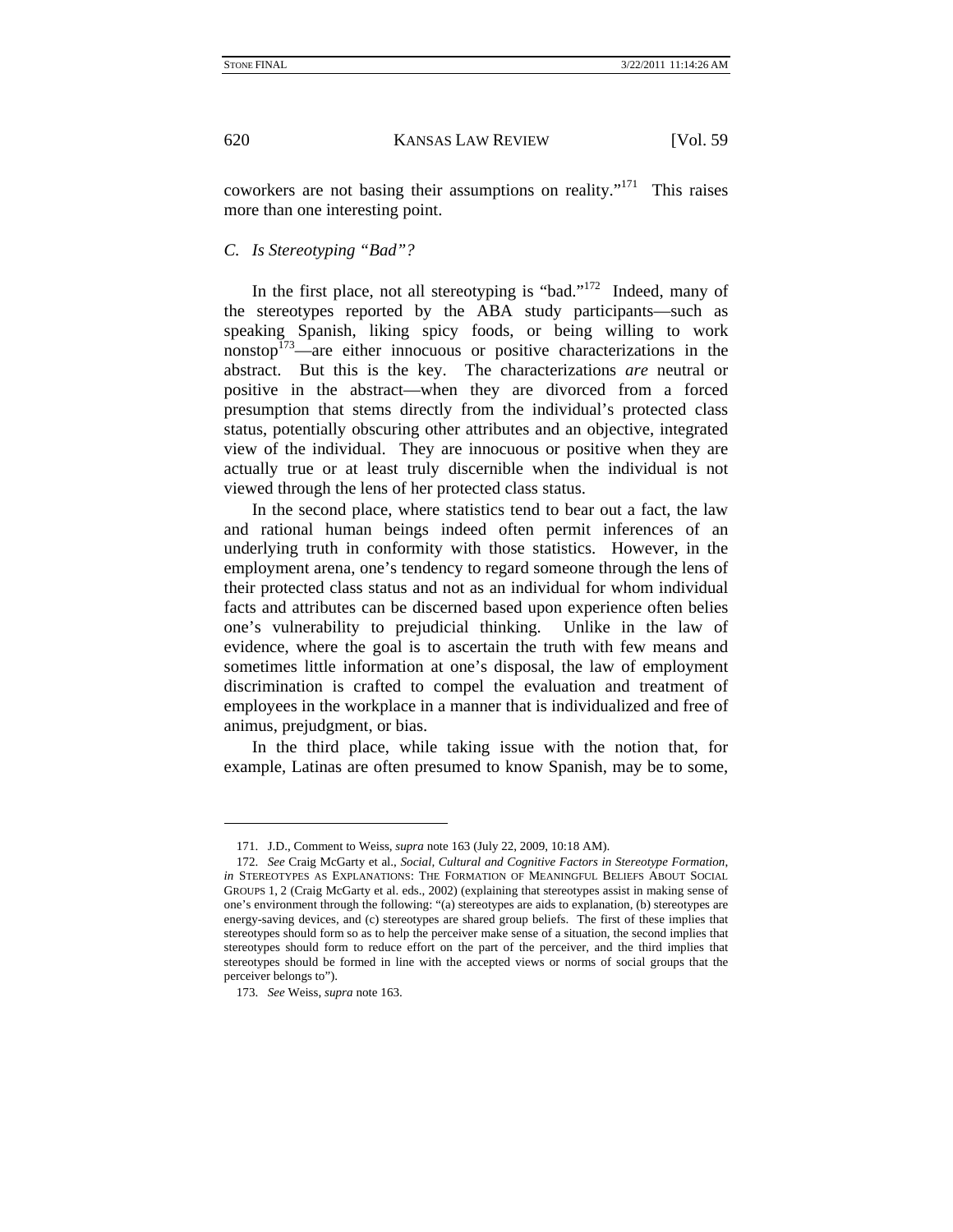coworkers are not basing their assumptions on reality."[171] This raises more than one interesting point.

### *C. Is Stereotyping "Bad"?*

In the first place, not all stereotyping is "bad."[172] Indeed, many of the stereotypes reported by the ABA study participants—such as speaking Spanish, liking spicy foods, or being willing to work nonstop[173]—are either innocuous or positive characterizations in the abstract. But this is the key. The characterizations *are* neutral or positive in the abstract—when they are divorced from a forced presumption that stems directly from the individual's protected class status, potentially obscuring other attributes and an objective, integrated view of the individual. They are innocuous or positive when they are actually true or at least truly discernible when the individual is not viewed through the lens of her protected class status.

In the second place, where statistics tend to bear out a fact, the law and rational human beings indeed often permit inferences of an underlying truth in conformity with those statistics. However, in the employment arena, one's tendency to regard someone through the lens of their protected class status and not as an individual for whom individual facts and attributes can be discerned based upon experience often belies one's vulnerability to prejudicial thinking. Unlike in the law of evidence, where the goal is to ascertain the truth with few means and sometimes little information at one's disposal, the law of employment discrimination is crafted to compel the evaluation and treatment of employees in the workplace in a manner that is individualized and free of animus, prejudgment, or bias.

In the third place, while taking issue with the notion that, for example, Latinas are often presumed to know Spanish, may be to some,

---

171. J.D., Comment to Weiss, *supra* note 163 (July 22, 2009, 10:18 AM).

172. *See* Craig McGarty et al., *Social, Cultural and Cognitive Factors in Stereotype Formation*, *in* STEREOTYPES AS EXPLANATIONS: THE FORMATION OF MEANINGFUL BELIEFS ABOUT SOCIAL GROUPS 1, 2 (Craig McGarty et al. eds., 2002) (explaining that stereotypes assist in making sense of one's environment through the following: "(a) stereotypes are aids to explanation, (b) stereotypes are energy-saving devices, and (c) stereotypes are shared group beliefs. The first of these implies that stereotypes should form so as to help the perceiver make sense of a situation, the second implies that stereotypes should form to reduce effort on the part of the perceiver, and the third implies that stereotypes should be formed in line with the accepted views or norms of social groups that the perceiver belongs to").

173. *See* Weiss, *supra* note 163.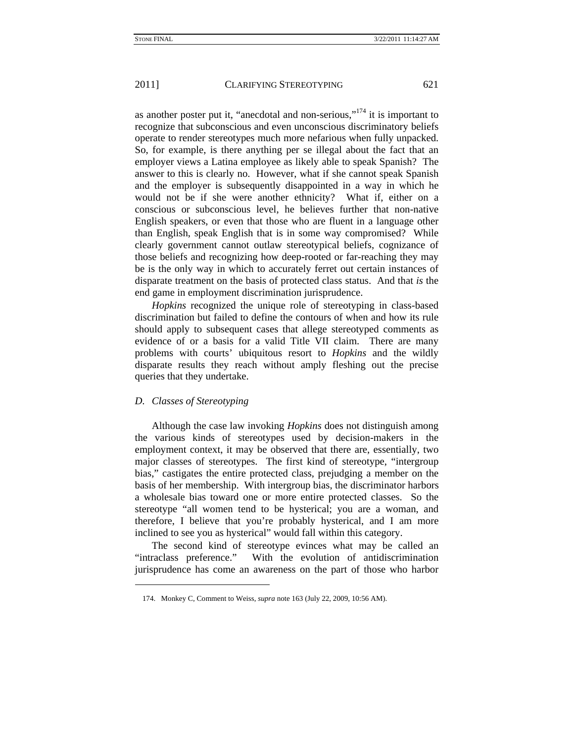as another poster put it, "anecdotal and non-serious,"[174] it is important to recognize that subconscious and even unconscious discriminatory beliefs operate to render stereotypes much more nefarious when fully unpacked. So, for example, is there anything per se illegal about the fact that an employer views a Latina employee as likely able to speak Spanish? The answer to this is clearly no. However, what if she cannot speak Spanish and the employer is subsequently disappointed in a way in which he would not be if she were another ethnicity? What if, either on a conscious or subconscious level, he believes further that non-native English speakers, or even that those who are fluent in a language other than English, speak English that is in some way compromised? While clearly government cannot outlaw stereotypical beliefs, cognizance of those beliefs and recognizing how deep-rooted or far-reaching they may be is the only way in which to accurately ferret out certain instances of disparate treatment on the basis of protected class status. And that *is* the end game in employment discrimination jurisprudence.

*Hopkins* recognized the unique role of stereotyping in class-based discrimination but failed to define the contours of when and how its rule should apply to subsequent cases that allege stereotyped comments as evidence of or a basis for a valid Title VII claim. There are many problems with courts' ubiquitous resort to *Hopkins* and the wildly disparate results they reach without amply fleshing out the precise queries that they undertake.

### *D. Classes of Stereotyping*

Although the case law invoking *Hopkins* does not distinguish among the various kinds of stereotypes used by decision-makers in the employment context, it may be observed that there are, essentially, two major classes of stereotypes. The first kind of stereotype, "intergroup bias," castigates the entire protected class, prejudging a member on the basis of her membership. With intergroup bias, the discriminator harbors a wholesale bias toward one or more entire protected classes. So the stereotype "all women tend to be hysterical; you are a woman, and therefore, I believe that you're probably hysterical, and I am more inclined to see you as hysterical" would fall within this category.

The second kind of stereotype evinces what may be called an "intraclass preference." With the evolution of antidiscrimination jurisprudence has come an awareness on the part of those who harbor

---

174. Monkey C, Comment to Weiss, *supra* note 163 (July 22, 2009, 10:56 AM).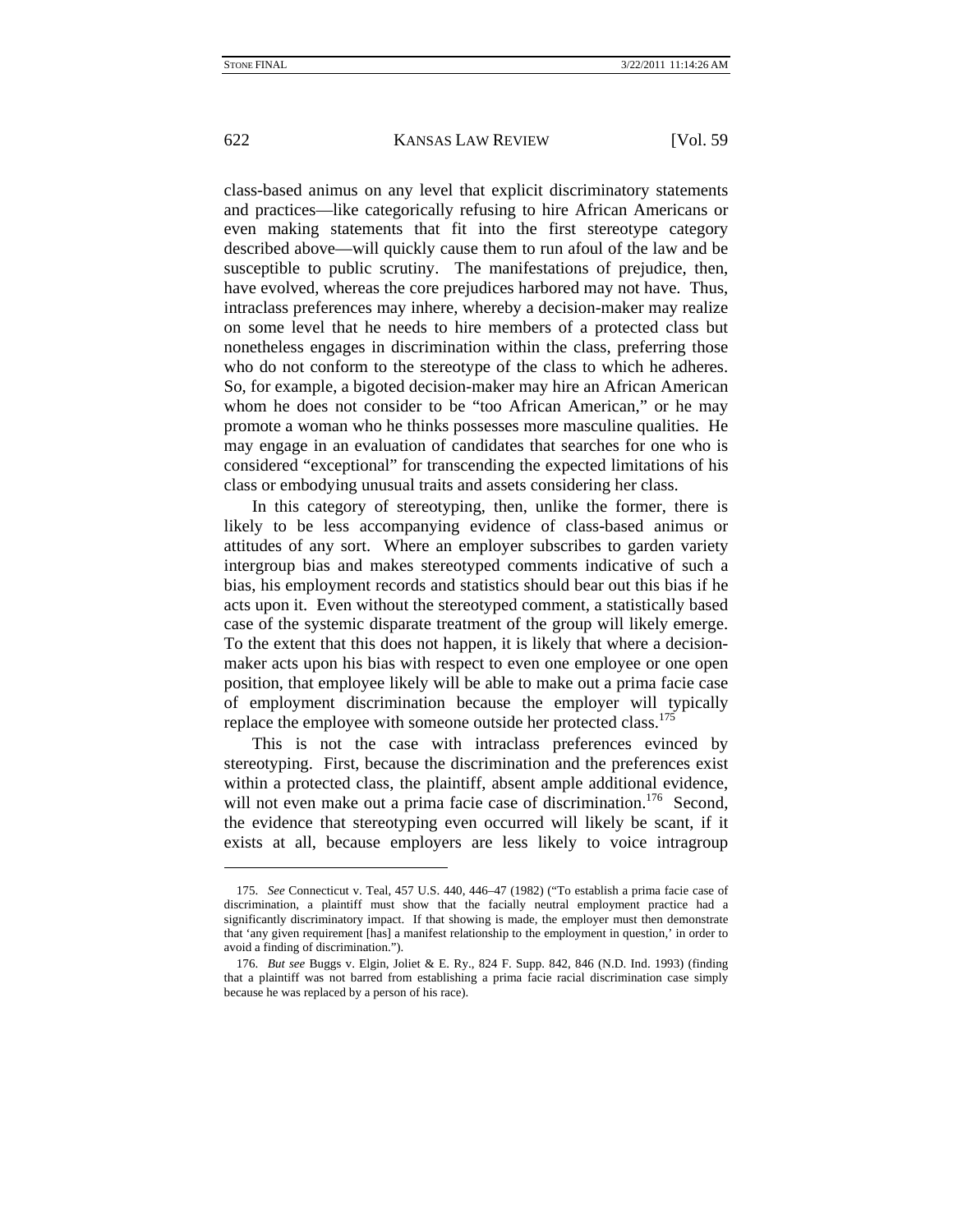class-based animus on any level that explicit discriminatory statements and practices—like categorically refusing to hire African Americans or even making statements that fit into the first stereotype category described above—will quickly cause them to run afoul of the law and be susceptible to public scrutiny. The manifestations of prejudice, then, have evolved, whereas the core prejudices harbored may not have. Thus, intraclass preferences may inhere, whereby a decision-maker may realize on some level that he needs to hire members of a protected class but nonetheless engages in discrimination within the class, preferring those who do not conform to the stereotype of the class to which he adheres. So, for example, a bigoted decision-maker may hire an African American whom he does not consider to be "too African American," or he may promote a woman who he thinks possesses more masculine qualities. He may engage in an evaluation of candidates that searches for one who is considered "exceptional" for transcending the expected limitations of his class or embodying unusual traits and assets considering her class.

In this category of stereotyping, then, unlike the former, there is likely to be less accompanying evidence of class-based animus or attitudes of any sort. Where an employer subscribes to garden variety intergroup bias and makes stereotyped comments indicative of such a bias, his employment records and statistics should bear out this bias if he acts upon it. Even without the stereotyped comment, a statistically based case of the systemic disparate treatment of the group will likely emerge. To the extent that this does not happen, it is likely that where a decision-maker acts upon his bias with respect to even one employee or one open position, that employee likely will be able to make out a prima facie case of employment discrimination because the employer will typically replace the employee with someone outside her protected class.[175]

This is not the case with intraclass preferences evinced by stereotyping. First, because the discrimination and the preferences exist within a protected class, the plaintiff, absent ample additional evidence, will not even make out a prima facie case of discrimination.[176] Second, the evidence that stereotyping even occurred will likely be scant, if it exists at all, because employers are less likely to voice intragroup

---

175. *See* Connecticut v. Teal, 457 U.S. 440, 446–47 (1982) ("To establish a prima facie case of discrimination, a plaintiff must show that the facially neutral employment practice had a significantly discriminatory impact. If that showing is made, the employer must then demonstrate that 'any given requirement [has] a manifest relationship to the employment in question,' in order to avoid a finding of discrimination.").

176. *But see* Buggs v. Elgin, Joliet & E. Ry., 824 F. Supp. 842, 846 (N.D. Ind. 1993) (finding that a plaintiff was not barred from establishing a prima facie racial discrimination case simply because he was replaced by a person of his race).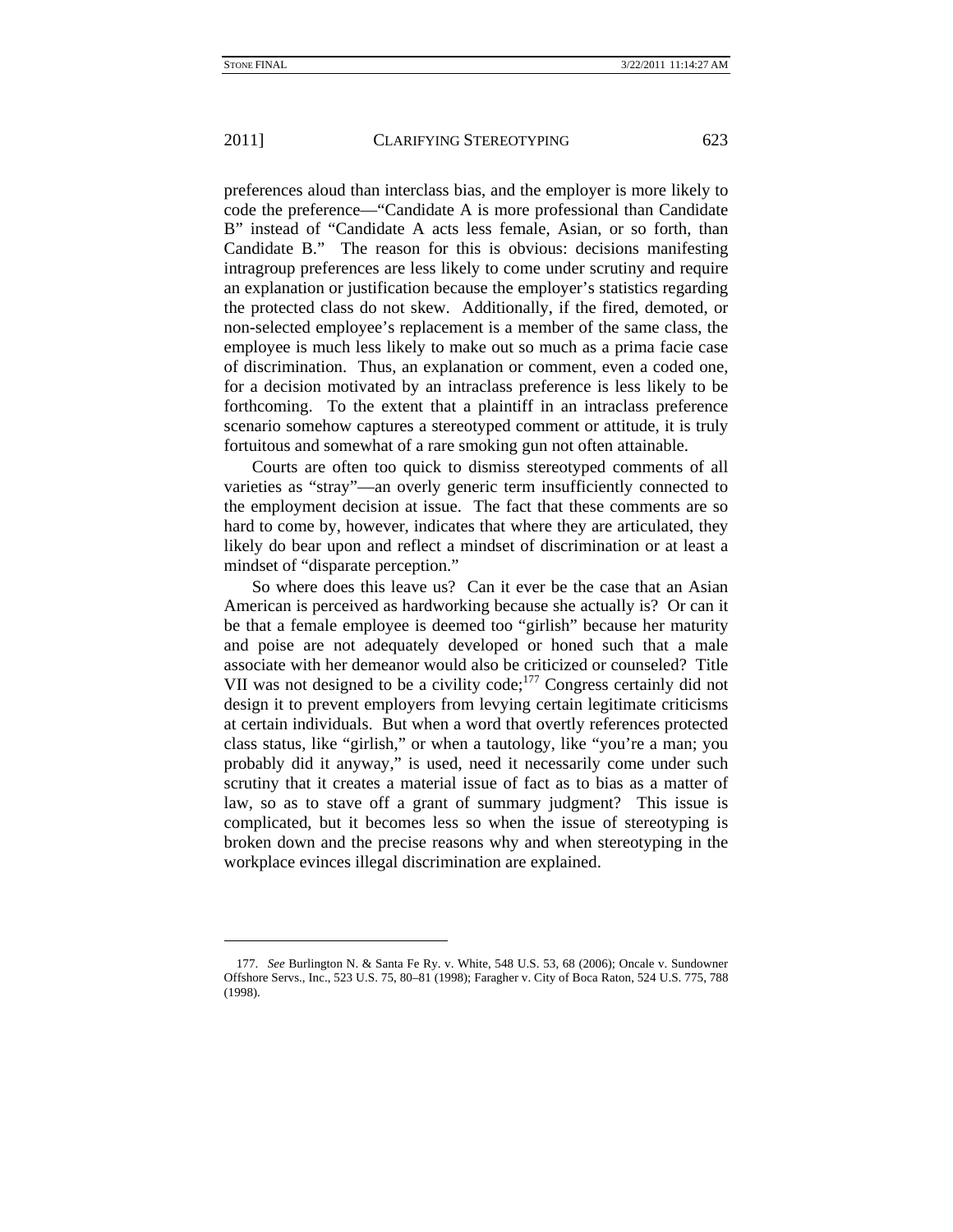preferences aloud than interclass bias, and the employer is more likely to code the preference—"Candidate A is more professional than Candidate B" instead of "Candidate A acts less female, Asian, or so forth, than Candidate B." The reason for this is obvious: decisions manifesting intragroup preferences are less likely to come under scrutiny and require an explanation or justification because the employer's statistics regarding the protected class do not skew. Additionally, if the fired, demoted, or non-selected employee's replacement is a member of the same class, the employee is much less likely to make out so much as a prima facie case of discrimination. Thus, an explanation or comment, even a coded one, for a decision motivated by an intraclass preference is less likely to be forthcoming. To the extent that a plaintiff in an intraclass preference scenario somehow captures a stereotyped comment or attitude, it is truly fortuitous and somewhat of a rare smoking gun not often attainable.

Courts are often too quick to dismiss stereotyped comments of all varieties as "stray"—an overly generic term insufficiently connected to the employment decision at issue. The fact that these comments are so hard to come by, however, indicates that where they are articulated, they likely do bear upon and reflect a mindset of discrimination or at least a mindset of "disparate perception."

So where does this leave us? Can it ever be the case that an Asian American is perceived as hardworking because she actually is? Or can it be that a female employee is deemed too "girlish" because her maturity and poise are not adequately developed or honed such that a male associate with her demeanor would also be criticized or counseled? Title VII was not designed to be a civility code;[177] Congress certainly did not design it to prevent employers from levying certain legitimate criticisms at certain individuals. But when a word that overtly references protected class status, like "girlish," or when a tautology, like "you're a man; you probably did it anyway," is used, need it necessarily come under such scrutiny that it creates a material issue of fact as to bias as a matter of law, so as to stave off a grant of summary judgment? This issue is complicated, but it becomes less so when the issue of stereotyping is broken down and the precise reasons why and when stereotyping in the workplace evinces illegal discrimination are explained.

---

177. *See* Burlington N. & Santa Fe Ry. v. White, 548 U.S. 53, 68 (2006); Oncale v. Sundowner Offshore Servs., Inc., 523 U.S. 75, 80–81 (1998); Faragher v. City of Boca Raton, 524 U.S. 775, 788 (1998).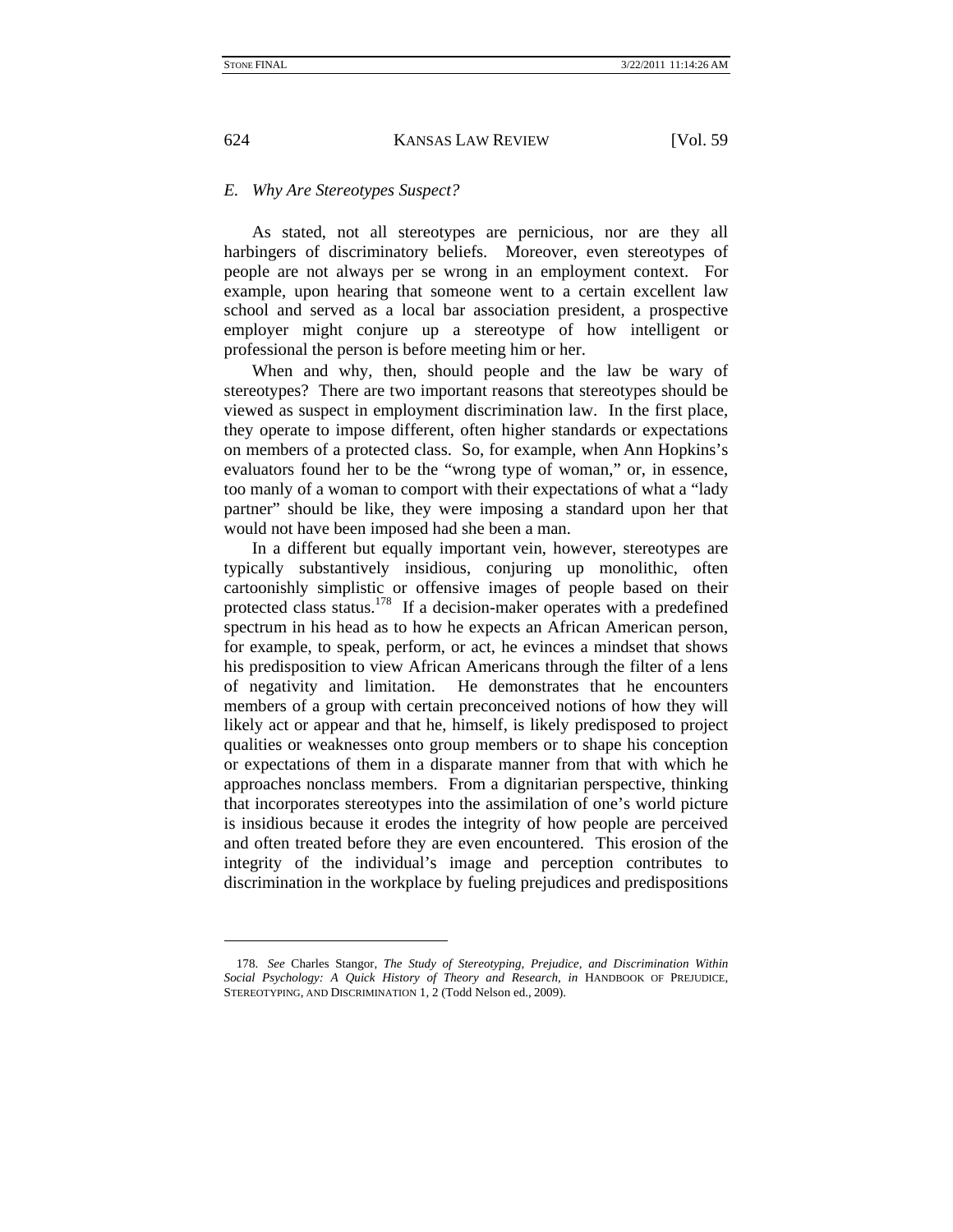### *E. Why Are Stereotypes Suspect?*

As stated, not all stereotypes are pernicious, nor are they all harbingers of discriminatory beliefs. Moreover, even stereotypes of people are not always per se wrong in an employment context. For example, upon hearing that someone went to a certain excellent law school and served as a local bar association president, a prospective employer might conjure up a stereotype of how intelligent or professional the person is before meeting him or her.

When and why, then, should people and the law be wary of stereotypes? There are two important reasons that stereotypes should be viewed as suspect in employment discrimination law. In the first place, they operate to impose different, often higher standards or expectations on members of a protected class. So, for example, when Ann Hopkins's evaluators found her to be the "wrong type of woman," or, in essence, too manly of a woman to comport with their expectations of what a "lady partner" should be like, they were imposing a standard upon her that would not have been imposed had she been a man.

In a different but equally important vein, however, stereotypes are typically substantively insidious, conjuring up monolithic, often cartoonishly simplistic or offensive images of people based on their protected class status.[178] If a decision-maker operates with a predefined spectrum in his head as to how he expects an African American person, for example, to speak, perform, or act, he evinces a mindset that shows his predisposition to view African Americans through the filter of a lens of negativity and limitation. He demonstrates that he encounters members of a group with certain preconceived notions of how they will likely act or appear and that he, himself, is likely predisposed to project qualities or weaknesses onto group members or to shape his conception or expectations of them in a disparate manner from that with which he approaches nonclass members. From a dignitarian perspective, thinking that incorporates stereotypes into the assimilation of one's world picture is insidious because it erodes the integrity of how people are perceived and often treated before they are even encountered. This erosion of the integrity of the individual's image and perception contributes to discrimination in the workplace by fueling prejudices and predispositions

---

178. *See* Charles Stangor, *The Study of Stereotyping, Prejudice, and Discrimination Within Social Psychology: A Quick History of Theory and Research*, *in* HANDBOOK OF PREJUDICE, STEREOTYPING, AND DISCRIMINATION 1, 2 (Todd Nelson ed., 2009).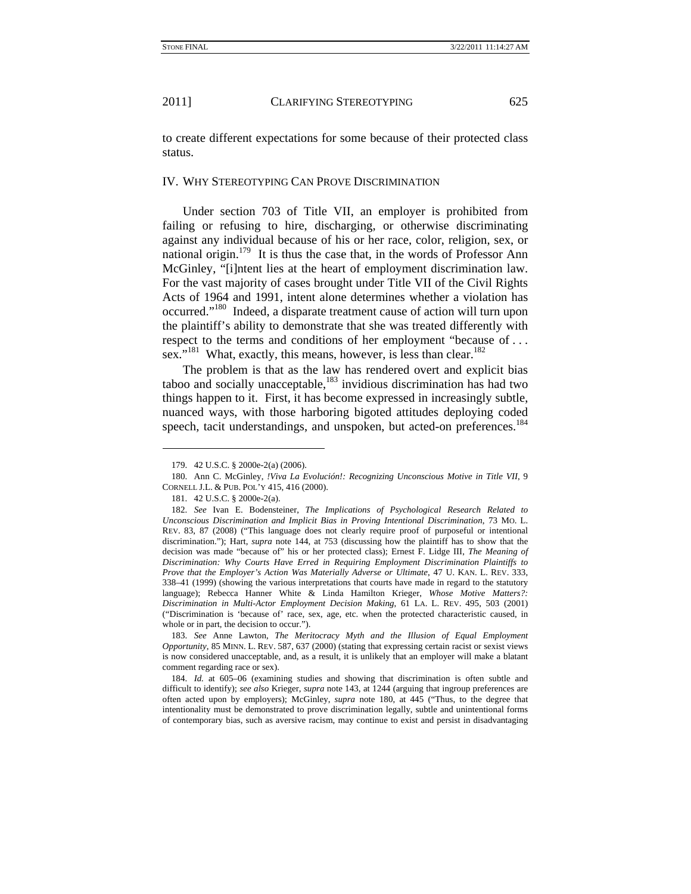to create different expectations for some because of their protected class status.

## IV. Why Stereotyping Can Prove Discrimination

Under section 703 of Title VII, an employer is prohibited from failing or refusing to hire, discharging, or otherwise discriminating against any individual because of his or her race, color, religion, sex, or national origin.[179] It is thus the case that, in the words of Professor Ann McGinley, "[i]ntent lies at the heart of employment discrimination law. For the vast majority of cases brought under Title VII of the Civil Rights Acts of 1964 and 1991, intent alone determines whether a violation has occurred."[180] Indeed, a disparate treatment cause of action will turn upon the plaintiff's ability to demonstrate that she was treated differently with respect to the terms and conditions of her employment "because of . . . sex."[181] What, exactly, this means, however, is less than clear.[182]

The problem is that as the law has rendered overt and explicit bias taboo and socially unacceptable,[183] invidious discrimination has had two things happen to it. First, it has become expressed in increasingly subtle, nuanced ways, with those harboring bigoted attitudes deploying coded speech, tacit understandings, and unspoken, but acted-on preferences.[184]

---

179. 42 U.S.C. § 2000e-2(a) (2006).

180. Ann C. McGinley, *!Viva La Evolución!: Recognizing Unconscious Motive in Title VII*, 9 Cornell J.L. & Pub. Pol'y 415, 416 (2000).

181. 42 U.S.C. § 2000e-2(a).

182. *See* Ivan E. Bodensteiner, *The Implications of Psychological Research Related to Unconscious Discrimination and Implicit Bias in Proving Intentional Discrimination*, 73 Mo. L. Rev. 83, 87 (2008) ("This language does not clearly require proof of purposeful or intentional discrimination."); Hart, *supra* note 144, at 753 (discussing how the plaintiff has to show that the decision was made "because of" his or her protected class); Ernest F. Lidge III, *The Meaning of Discrimination: Why Courts Have Erred in Requiring Employment Discrimination Plaintiffs to Prove that the Employer's Action Was Materially Adverse or Ultimate*, 47 U. Kan. L. Rev. 333, 338–41 (1999) (showing the various interpretations that courts have made in regard to the statutory language); Rebecca Hanner White & Linda Hamilton Krieger, *Whose Motive Matters?: Discrimination in Multi-Actor Employment Decision Making*, 61 La. L. Rev. 495, 503 (2001) ("Discrimination is 'because of' race, sex, age, etc. when the protected characteristic caused, in whole or in part, the decision to occur.").

183. *See* Anne Lawton, *The Meritocracy Myth and the Illusion of Equal Employment Opportunity*, 85 Minn. L. Rev. 587, 637 (2000) (stating that expressing certain racist or sexist views is now considered unacceptable, and, as a result, it is unlikely that an employer will make a blatant comment regarding race or sex).

184. *Id.* at 605–06 (examining studies and showing that discrimination is often subtle and difficult to identify); *see also* Krieger, *supra* note 143, at 1244 (arguing that ingroup preferences are often acted upon by employers); McGinley, *supra* note 180, at 445 ("Thus, to the degree that intentionality must be demonstrated to prove discrimination legally, subtle and unintentional forms of contemporary bias, such as aversive racism, may continue to exist and persist in disadvantaging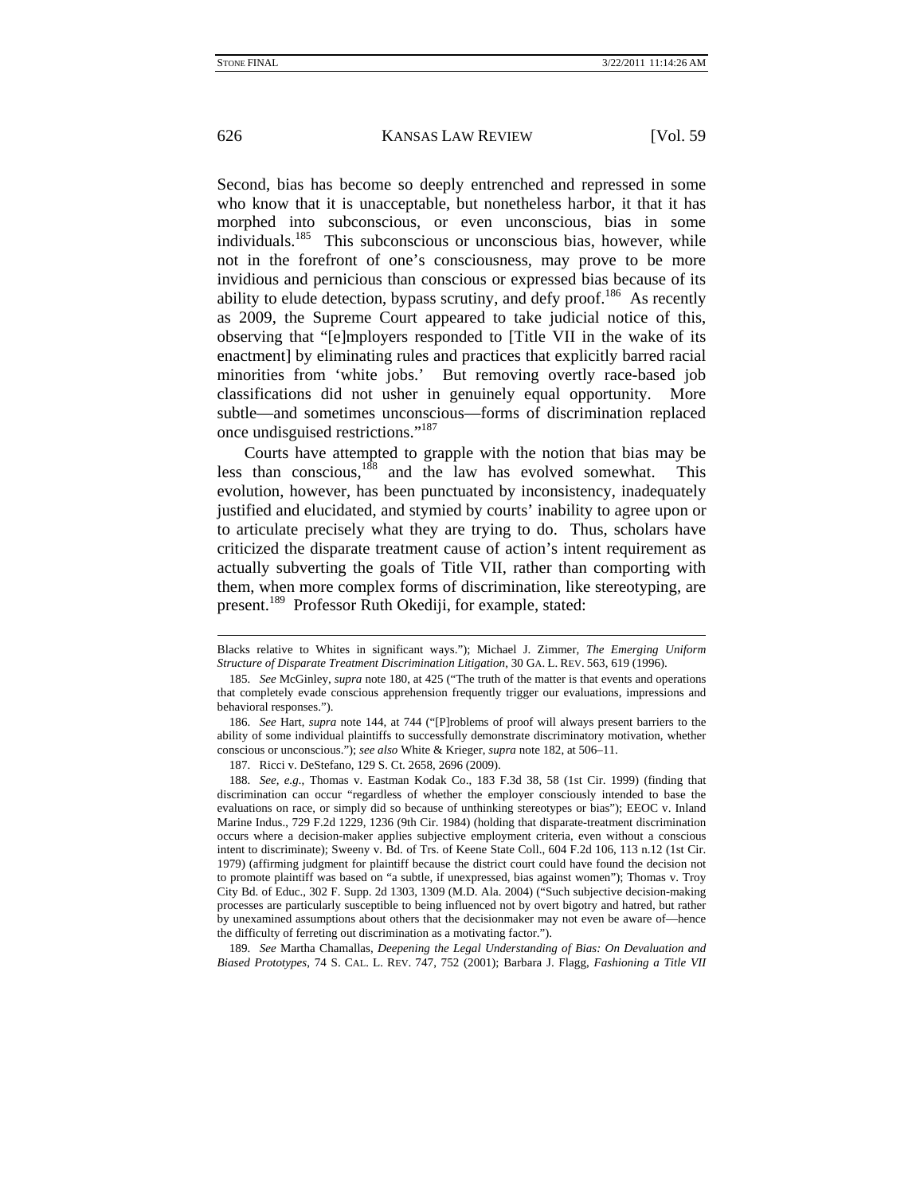Second, bias has become so deeply entrenched and repressed in some who know that it is unacceptable, but nonetheless harbor, it that it has morphed into subconscious, or even unconscious, bias in some individuals.[185] This subconscious or unconscious bias, however, while not in the forefront of one's consciousness, may prove to be more invidious and pernicious than conscious or expressed bias because of its ability to elude detection, bypass scrutiny, and defy proof.[186] As recently as 2009, the Supreme Court appeared to take judicial notice of this, observing that "[e]mployers responded to [Title VII in the wake of its enactment] by eliminating rules and practices that explicitly barred racial minorities from 'white jobs.' But removing overtly race-based job classifications did not usher in genuinely equal opportunity. More subtle—and sometimes unconscious—forms of discrimination replaced once undisguised restrictions."[187]

Courts have attempted to grapple with the notion that bias may be less than conscious,[188] and the law has evolved somewhat. This evolution, however, has been punctuated by inconsistency, inadequately justified and elucidated, and stymied by courts' inability to agree upon or to articulate precisely what they are trying to do. Thus, scholars have criticized the disparate treatment cause of action's intent requirement as actually subverting the goals of Title VII, rather than comporting with them, when more complex forms of discrimination, like stereotyping, are present.[189] Professor Ruth Okediji, for example, stated:

---

Blacks relative to Whites in significant ways."); Michael J. Zimmer, *The Emerging Uniform Structure of Disparate Treatment Discrimination Litigation*, 30 GA. L. REV. 563, 619 (1996).

185. *See* McGinley, *supra* note 180, at 425 ("The truth of the matter is that events and operations that completely evade conscious apprehension frequently trigger our evaluations, impressions and behavioral responses.").

186. *See* Hart, *supra* note 144, at 744 ("[P]roblems of proof will always present barriers to the ability of some individual plaintiffs to successfully demonstrate discriminatory motivation, whether conscious or unconscious."); *see also* White & Krieger, *supra* note 182, at 506–11.

187. Ricci v. DeStefano, 129 S. Ct. 2658, 2696 (2009).

188. *See, e.g.*, Thomas v. Eastman Kodak Co., 183 F.3d 38, 58 (1st Cir. 1999) (finding that discrimination can occur "regardless of whether the employer consciously intended to base the evaluations on race, or simply did so because of unthinking stereotypes or bias"); EEOC v. Inland Marine Indus., 729 F.2d 1229, 1236 (9th Cir. 1984) (holding that disparate-treatment discrimination occurs where a decision-maker applies subjective employment criteria, even without a conscious intent to discriminate); Sweeny v. Bd. of Trs. of Keene State Coll., 604 F.2d 106, 113 n.12 (1st Cir. 1979) (affirming judgment for plaintiff because the district court could have found the decision not to promote plaintiff was based on "a subtle, if unexpressed, bias against women"); Thomas v. Troy City Bd. of Educ., 302 F. Supp. 2d 1303, 1309 (M.D. Ala. 2004) ("Such subjective decision-making processes are particularly susceptible to being influenced not by overt bigotry and hatred, but rather by unexamined assumptions about others that the decisionmaker may not even be aware of—hence the difficulty of ferreting out discrimination as a motivating factor.").

189. *See* Martha Chamallas, *Deepening the Legal Understanding of Bias: On Devaluation and Biased Prototypes*, 74 S. CAL. L. REV. 747, 752 (2001); Barbara J. Flagg, *Fashioning a Title VII*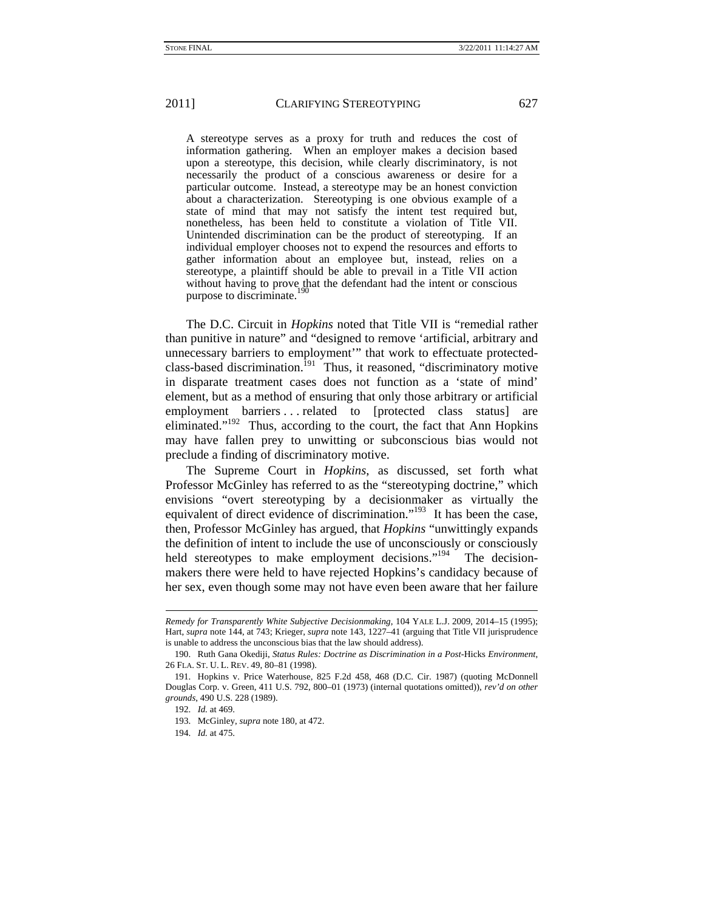> A stereotype serves as a proxy for truth and reduces the cost of information gathering. When an employer makes a decision based upon a stereotype, this decision, while clearly discriminatory, is not necessarily the product of a conscious awareness or desire for a particular outcome. Instead, a stereotype may be an honest conviction about a characterization. Stereotyping is one obvious example of a state of mind that may not satisfy the intent test required but, nonetheless, has been held to constitute a violation of Title VII. Unintended discrimination can be the product of stereotyping. If an individual employer chooses not to expend the resources and efforts to gather information about an employee but, instead, relies on a stereotype, a plaintiff should be able to prevail in a Title VII action without having to prove that the defendant had the intent or conscious purpose to discriminate.[190]

The D.C. Circuit in *Hopkins* noted that Title VII is "remedial rather than punitive in nature" and "designed to remove 'artificial, arbitrary and unnecessary barriers to employment'" that work to effectuate protected-class-based discrimination.[191] Thus, it reasoned, "discriminatory motive in disparate treatment cases does not function as a 'state of mind' element, but as a method of ensuring that only those arbitrary or artificial employment barriers . . . related to [protected class status] are eliminated."[192] Thus, according to the court, the fact that Ann Hopkins may have fallen prey to unwitting or subconscious bias would not preclude a finding of discriminatory motive.

The Supreme Court in *Hopkins*, as discussed, set forth what Professor McGinley has referred to as the "stereotyping doctrine," which envisions "overt stereotyping by a decisionmaker as virtually the equivalent of direct evidence of discrimination."[193] It has been the case, then, Professor McGinley has argued, that *Hopkins* "unwittingly expands the definition of intent to include the use of unconsciously or consciously held stereotypes to make employment decisions."[194] The decision-makers there were held to have rejected Hopkins's candidacy because of her sex, even though some may not have even been aware that her failure

---

*Remedy for Transparently White Subjective Decisionmaking*, 104 YALE L.J. 2009, 2014–15 (1995); Hart, *supra* note 144, at 743; Krieger, *supra* note 143, 1227–41 (arguing that Title VII jurisprudence is unable to address the unconscious bias that the law should address).

190. Ruth Gana Okediji, *Status Rules: Doctrine as Discrimination in a Post-*Hicks *Environment*, 26 FLA. ST. U. L. REV. 49, 80–81 (1998).

191. Hopkins v. Price Waterhouse, 825 F.2d 458, 468 (D.C. Cir. 1987) (quoting McDonnell Douglas Corp. v. Green, 411 U.S. 792, 800–01 (1973) (internal quotations omitted)), *rev'd on other grounds*, 490 U.S. 228 (1989).

192. *Id.* at 469.

193. McGinley, *supra* note 180, at 472.

194. *Id.* at 475.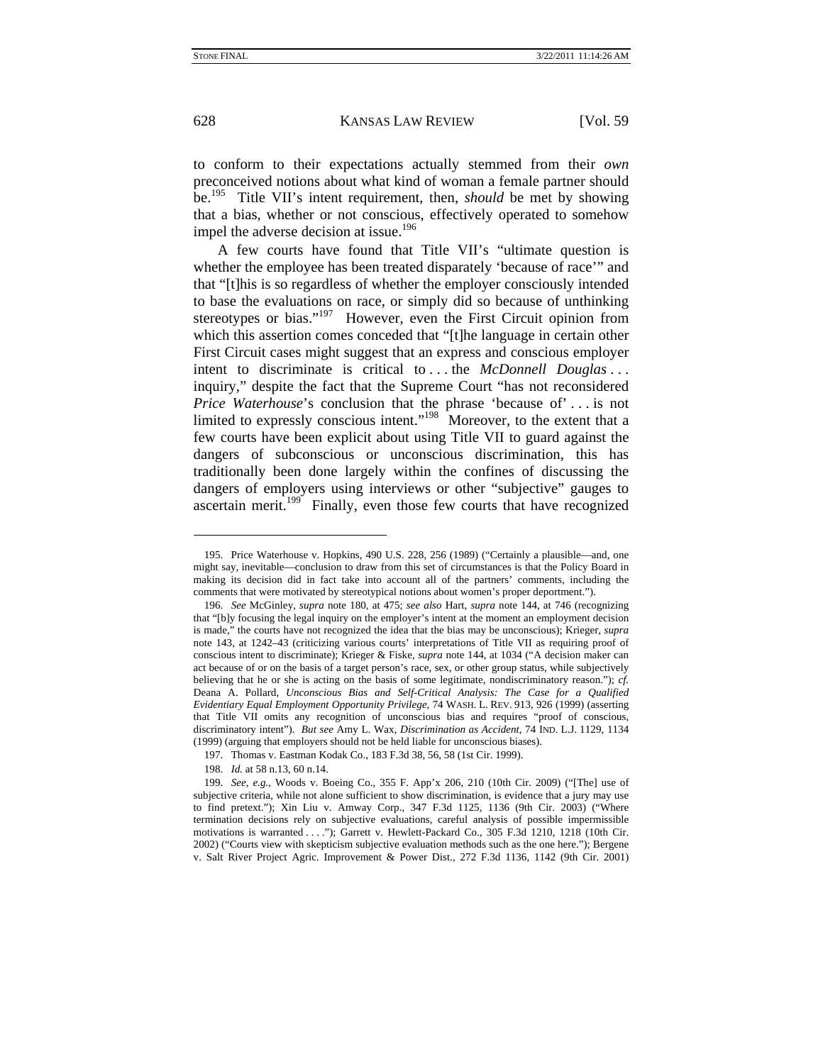to conform to their expectations actually stemmed from their *own* preconceived notions about what kind of woman a female partner should be.[195] Title VII's intent requirement, then, *should* be met by showing that a bias, whether or not conscious, effectively operated to somehow impel the adverse decision at issue.[196]

A few courts have found that Title VII's "ultimate question is whether the employee has been treated disparately 'because of race'" and that "[t]his is so regardless of whether the employer consciously intended to base the evaluations on race, or simply did so because of unthinking stereotypes or bias."[197] However, even the First Circuit opinion from which this assertion comes conceded that "[t]he language in certain other First Circuit cases might suggest that an express and conscious employer intent to discriminate is critical to . . . the *McDonnell Douglas* . . . inquiry," despite the fact that the Supreme Court "has not reconsidered *Price Waterhouse*'s conclusion that the phrase 'because of' . . . is not limited to expressly conscious intent."[198] Moreover, to the extent that a few courts have been explicit about using Title VII to guard against the dangers of subconscious or unconscious discrimination, this has traditionally been done largely within the confines of discussing the dangers of employers using interviews or other "subjective" gauges to ascertain merit.[199] Finally, even those few courts that have recognized

---

195. Price Waterhouse v. Hopkins, 490 U.S. 228, 256 (1989) ("Certainly a plausible—and, one might say, inevitable—conclusion to draw from this set of circumstances is that the Policy Board in making its decision did in fact take into account all of the partners' comments, including the comments that were motivated by stereotypical notions about women's proper deportment.").

196. *See* McGinley, *supra* note 180, at 475; *see also* Hart, *supra* note 144, at 746 (recognizing that "[b]y focusing the legal inquiry on the employer's intent at the moment an employment decision is made," the courts have not recognized the idea that the bias may be unconscious); Krieger, *supra* note 143, at 1242–43 (criticizing various courts' interpretations of Title VII as requiring proof of conscious intent to discriminate); Krieger & Fiske, *supra* note 144, at 1034 ("A decision maker can act because of or on the basis of a target person's race, sex, or other group status, while subjectively believing that he or she is acting on the basis of some legitimate, nondiscriminatory reason."); *cf.* Deana A. Pollard, *Unconscious Bias and Self-Critical Analysis: The Case for a Qualified Evidentiary Equal Employment Opportunity Privilege*, 74 WASH. L. REV. 913, 926 (1999) (asserting that Title VII omits any recognition of unconscious bias and requires "proof of conscious, discriminatory intent"). *But see* Amy L. Wax, *Discrimination as Accident*, 74 IND. L.J. 1129, 1134 (1999) (arguing that employers should not be held liable for unconscious biases).

197. Thomas v. Eastman Kodak Co., 183 F.3d 38, 56, 58 (1st Cir. 1999).

198. *Id.* at 58 n.13, 60 n.14.

199. *See, e.g.*, Woods v. Boeing Co., 355 F. App'x 206, 210 (10th Cir. 2009) ("[The] use of subjective criteria, while not alone sufficient to show discrimination, is evidence that a jury may use to find pretext."); Xin Liu v. Amway Corp., 347 F.3d 1125, 1136 (9th Cir. 2003) ("Where termination decisions rely on subjective evaluations, careful analysis of possible impermissible motivations is warranted . . . ."); Garrett v. Hewlett-Packard Co., 305 F.3d 1210, 1218 (10th Cir. 2002) ("Courts view with skepticism subjective evaluation methods such as the one here."); Bergene v. Salt River Project Agric. Improvement & Power Dist., 272 F.3d 1136, 1142 (9th Cir. 2001)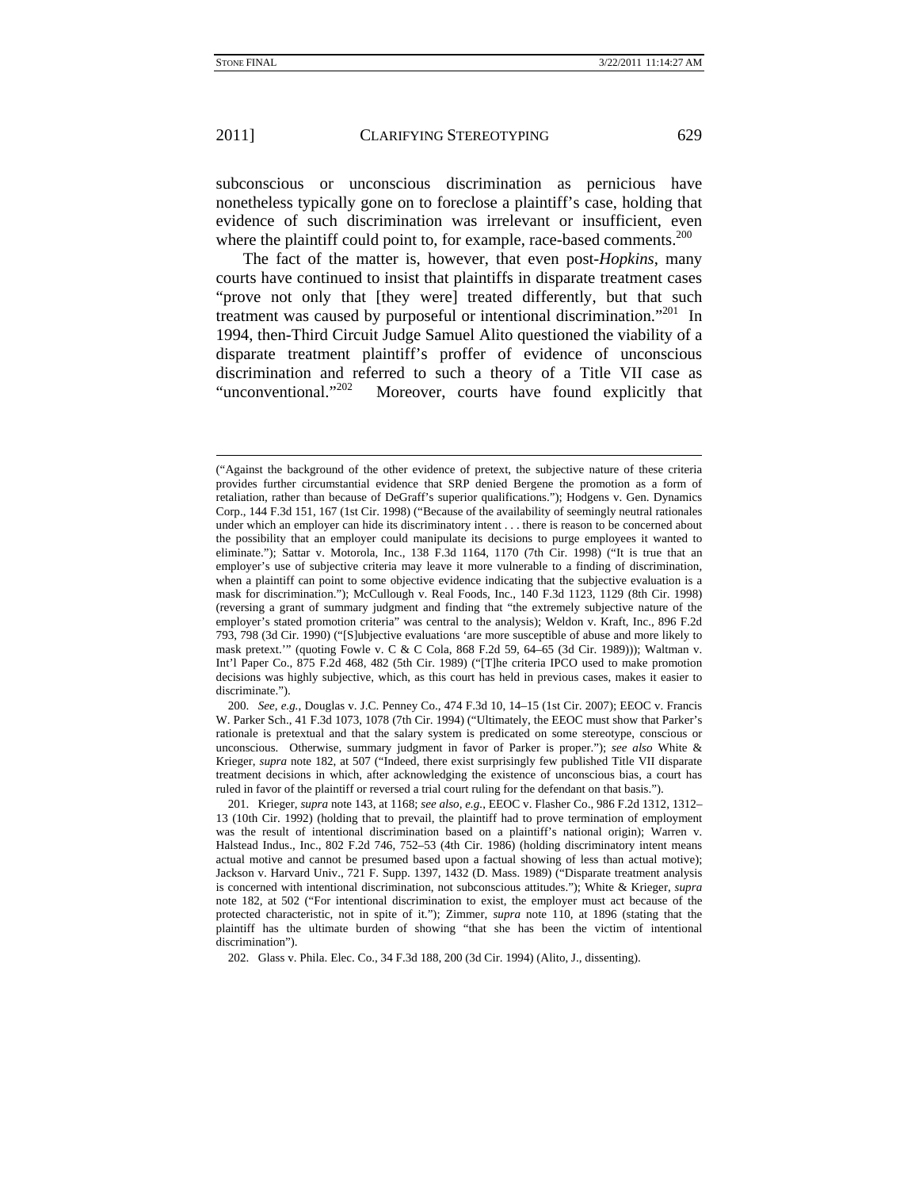subconscious or unconscious discrimination as pernicious have nonetheless typically gone on to foreclose a plaintiff's case, holding that evidence of such discrimination was irrelevant or insufficient, even where the plaintiff could point to, for example, race-based comments.[200]

The fact of the matter is, however, that even post-*Hopkins*, many courts have continued to insist that plaintiffs in disparate treatment cases "prove not only that [they were] treated differently, but that such treatment was caused by purposeful or intentional discrimination."[201] In 1994, then-Third Circuit Judge Samuel Alito questioned the viability of a disparate treatment plaintiff's proffer of evidence of unconscious discrimination and referred to such a theory of a Title VII case as "unconventional."[202] Moreover, courts have found explicitly that

---

("Against the background of the other evidence of pretext, the subjective nature of these criteria provides further circumstantial evidence that SRP denied Bergene the promotion as a form of retaliation, rather than because of DeGraff's superior qualifications."); Hodgens v. Gen. Dynamics Corp., 144 F.3d 151, 167 (1st Cir. 1998) ("Because of the availability of seemingly neutral rationales under which an employer can hide its discriminatory intent . . . there is reason to be concerned about the possibility that an employer could manipulate its decisions to purge employees it wanted to eliminate."); Sattar v. Motorola, Inc., 138 F.3d 1164, 1170 (7th Cir. 1998) ("It is true that an employer's use of subjective criteria may leave it more vulnerable to a finding of discrimination, when a plaintiff can point to some objective evidence indicating that the subjective evaluation is a mask for discrimination."); McCullough v. Real Foods, Inc., 140 F.3d 1123, 1129 (8th Cir. 1998) (reversing a grant of summary judgment and finding that "the extremely subjective nature of the employer's stated promotion criteria" was central to the analysis); Weldon v. Kraft, Inc., 896 F.2d 793, 798 (3d Cir. 1990) ("[S]ubjective evaluations 'are more susceptible of abuse and more likely to mask pretext.'" (quoting Fowle v. C & C Cola, 868 F.2d 59, 64–65 (3d Cir. 1989))); Waltman v. Int'l Paper Co., 875 F.2d 468, 482 (5th Cir. 1989) ("[T]he criteria IPCO used to make promotion decisions was highly subjective, which, as this court has held in previous cases, makes it easier to discriminate.").

200. *See, e.g.*, Douglas v. J.C. Penney Co., 474 F.3d 10, 14–15 (1st Cir. 2007); EEOC v. Francis W. Parker Sch., 41 F.3d 1073, 1078 (7th Cir. 1994) ("Ultimately, the EEOC must show that Parker's rationale is pretextual and that the salary system is predicated on some stereotype, conscious or unconscious. Otherwise, summary judgment in favor of Parker is proper."); *see also* White & Krieger, *supra* note 182, at 507 ("Indeed, there exist surprisingly few published Title VII disparate treatment decisions in which, after acknowledging the existence of unconscious bias, a court has ruled in favor of the plaintiff or reversed a trial court ruling for the defendant on that basis.").

201. Krieger, *supra* note 143, at 1168; *see also, e.g.*, EEOC v. Flasher Co., 986 F.2d 1312, 1312–13 (10th Cir. 1992) (holding that to prevail, the plaintiff had to prove termination of employment was the result of intentional discrimination based on a plaintiff's national origin); Warren v. Halstead Indus., Inc., 802 F.2d 746, 752–53 (4th Cir. 1986) (holding discriminatory intent means actual motive and cannot be presumed based upon a factual showing of less than actual motive); Jackson v. Harvard Univ., 721 F. Supp. 1397, 1432 (D. Mass. 1989) ("Disparate treatment analysis is concerned with intentional discrimination, not subconscious attitudes."); White & Krieger, *supra* note 182, at 502 ("For intentional discrimination to exist, the employer must act because of the protected characteristic, not in spite of it."); Zimmer, *supra* note 110, at 1896 (stating that the plaintiff has the ultimate burden of showing "that she has been the victim of intentional discrimination").

202. Glass v. Phila. Elec. Co., 34 F.3d 188, 200 (3d Cir. 1994) (Alito, J., dissenting).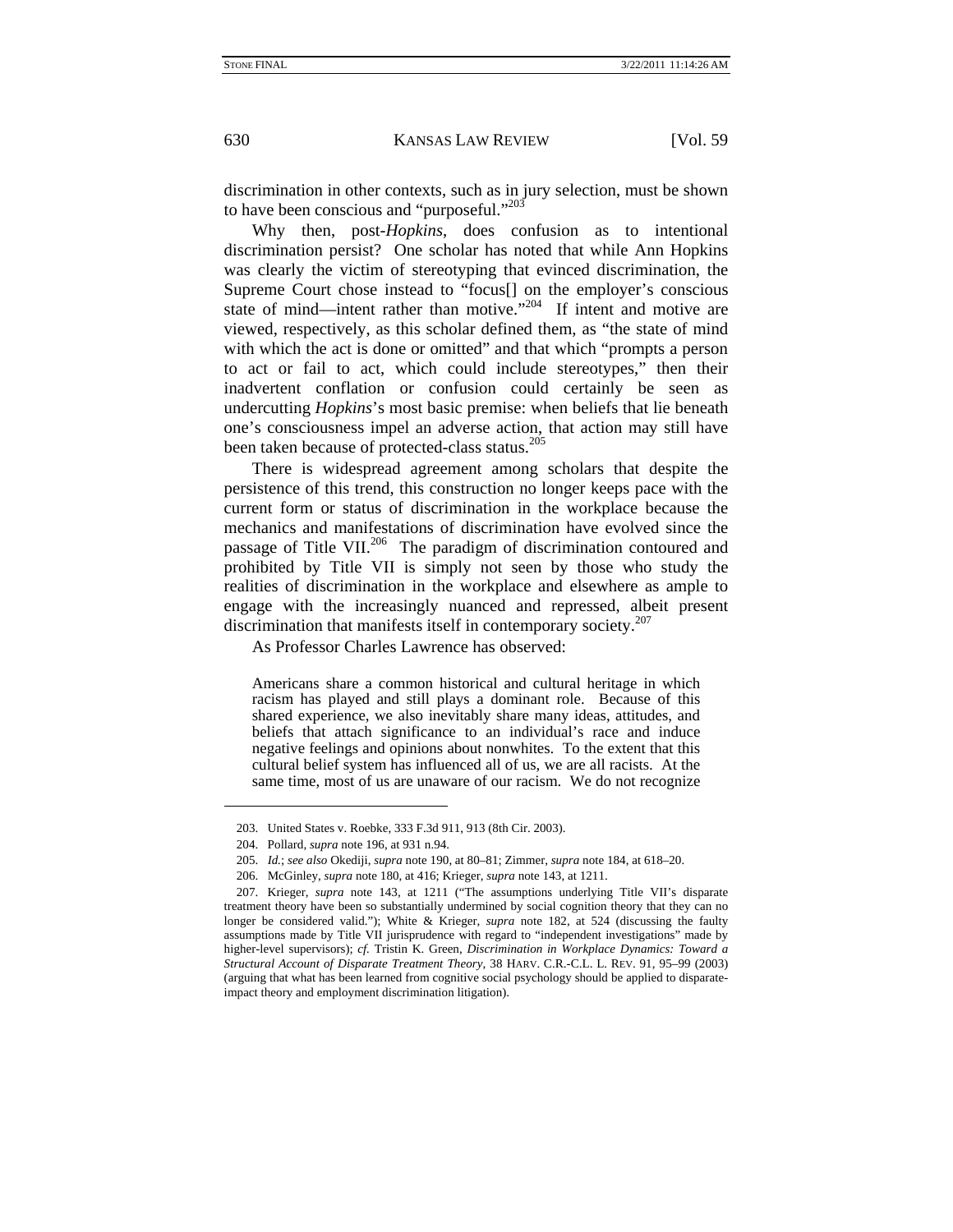discrimination in other contexts, such as in jury selection, must be shown to have been conscious and "purposeful."[203]

Why then, post-*Hopkins*, does confusion as to intentional discrimination persist? One scholar has noted that while Ann Hopkins was clearly the victim of stereotyping that evinced discrimination, the Supreme Court chose instead to "focus[] on the employer's conscious state of mind—intent rather than motive."[204] If intent and motive are viewed, respectively, as this scholar defined them, as "the state of mind with which the act is done or omitted" and that which "prompts a person to act or fail to act, which could include stereotypes," then their inadvertent conflation or confusion could certainly be seen as undercutting *Hopkins*'s most basic premise: when beliefs that lie beneath one's consciousness impel an adverse action, that action may still have been taken because of protected-class status.[205]

There is widespread agreement among scholars that despite the persistence of this trend, this construction no longer keeps pace with the current form or status of discrimination in the workplace because the mechanics and manifestations of discrimination have evolved since the passage of Title VII.[206] The paradigm of discrimination contoured and prohibited by Title VII is simply not seen by those who study the realities of discrimination in the workplace and elsewhere as ample to engage with the increasingly nuanced and repressed, albeit present discrimination that manifests itself in comtemporary society.[207]

As Professor Charles Lawrence has observed:

> Americans share a common historical and cultural heritage in which racism has played and still plays a dominant role. Because of this shared experience, we also inevitably share many ideas, attitudes, and beliefs that attach significance to an individual's race and induce negative feelings and opinions about nonwhites. To the extent that this cultural belief system has influenced all of us, we are all racists. At the same time, most of us are unaware of our racism. We do not recognize

---

203. United States v. Roebke, 333 F.3d 911, 913 (8th Cir. 2003).

204. Pollard, *supra* note 196, at 931 n.94.

205. *Id.*; *see also* Okediji, *supra* note 190, at 80–81; Zimmer, *supra* note 184, at 618–20.

206. McGinley, *supra* note 180, at 416; Krieger, *supra* note 143, at 1211.

207. Krieger, *supra* note 143, at 1211 ("The assumptions underlying Title VII's disparate treatment theory have been so substantially undermined by social cognition theory that they can no longer be considered valid."); White & Krieger, *supra* note 182, at 524 (discussing the faulty assumptions made by Title VII jurisprudence with regard to "independent investigations" made by higher-level supervisors); *cf.* Tristin K. Green, *Discrimination in Workplace Dynamics: Toward a Structural Account of Disparate Treatment Theory*, 38 HARV. C.R.-C.L. L. REV. 91, 95–99 (2003) (arguing that what has been learned from cognitive social psychology should be applied to disparate-impact theory and employment discrimination litigation).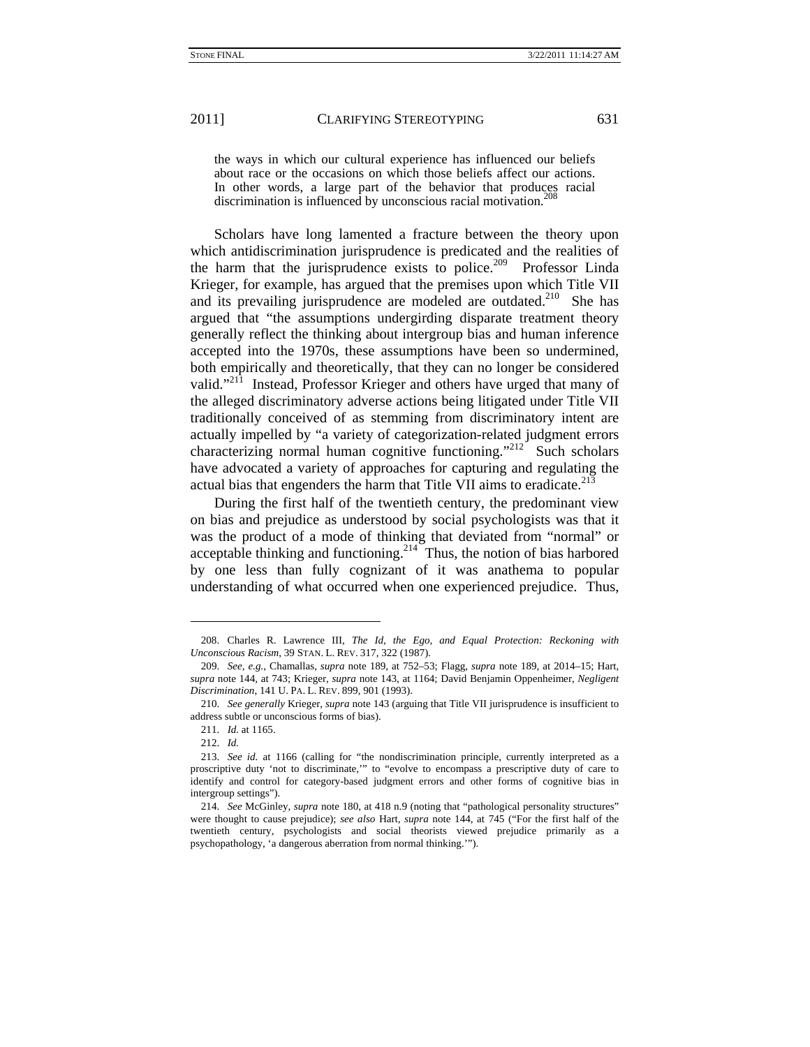> the ways in which our cultural experience has influenced our beliefs about race or the occasions on which those beliefs affect our actions. In other words, a large part of the behavior that produces racial discrimination is influenced by unconscious racial motivation.[208]

Scholars have long lamented a fracture between the theory upon which antidiscrimination jurisprudence is predicated and the realities of the harm that the jurisprudence exists to police.[209] Professor Linda Krieger, for example, has argued that the premises upon which Title VII and its prevailing jurisprudence are modeled are outdated.[210] She has argued that "the assumptions undergirding disparate treatment theory generally reflect the thinking about intergroup bias and human inference accepted into the 1970s, these assumptions have been so undermined, both empirically and theoretically, that they can no longer be considered valid."[211] Instead, Professor Krieger and others have urged that many of the alleged discriminatory adverse actions being litigated under Title VII traditionally conceived of as stemming from discriminatory intent are actually impelled by "a variety of categorization-related judgment errors characterizing normal human cognitive functioning."[212] Such scholars have advocated a variety of approaches for capturing and regulating the actual bias that engenders the harm that Title VII aims to eradicate.[213]

During the first half of the twentieth century, the predominant view on bias and prejudice as understood by social psychologists was that it was the product of a mode of thinking that deviated from "normal" or acceptable thinking and functioning.[214] Thus, the notion of bias harbored by one less than fully cognizant of it was anathema to popular understanding of what occurred when one experienced prejudice. Thus,

---

208. Charles R. Lawrence III, *The Id, the Ego, and Equal Protection: Reckoning with Unconscious Racism*, 39 STAN. L. REV. 317, 322 (1987).

209. *See, e.g.*, Chamallas, *supra* note 189, at 752–53; Flagg, *supra* note 189, at 2014–15; Hart, *supra* note 144, at 743; Krieger, *supra* note 143, at 1164; David Benjamin Oppenheimer, *Negligent Discrimination*, 141 U. PA. L. REV. 899, 901 (1993).

210. *See generally* Krieger, *supra* note 143 (arguing that Title VII jurisprudence is insufficient to address subtle or unconscious forms of bias).

211. *Id.* at 1165.

212. *Id.*

213. *See id.* at 1166 (calling for "the nondiscrimination principle, currently interpreted as a proscriptive duty 'not to discriminate,'" to "evolve to encompass a prescriptive duty of care to identify and control for category-based judgment errors and other forms of cognitive bias in intergroup settings").

214. *See* McGinley, *supra* note 180, at 418 n.9 (noting that "pathological personality structures" were thought to cause prejudice); *see also* Hart, *supra* note 144, at 745 ("For the first half of the twentieth century, psychologists and social theorists viewed prejudice primarily as a psychopathology, 'a dangerous aberration from normal thinking.'").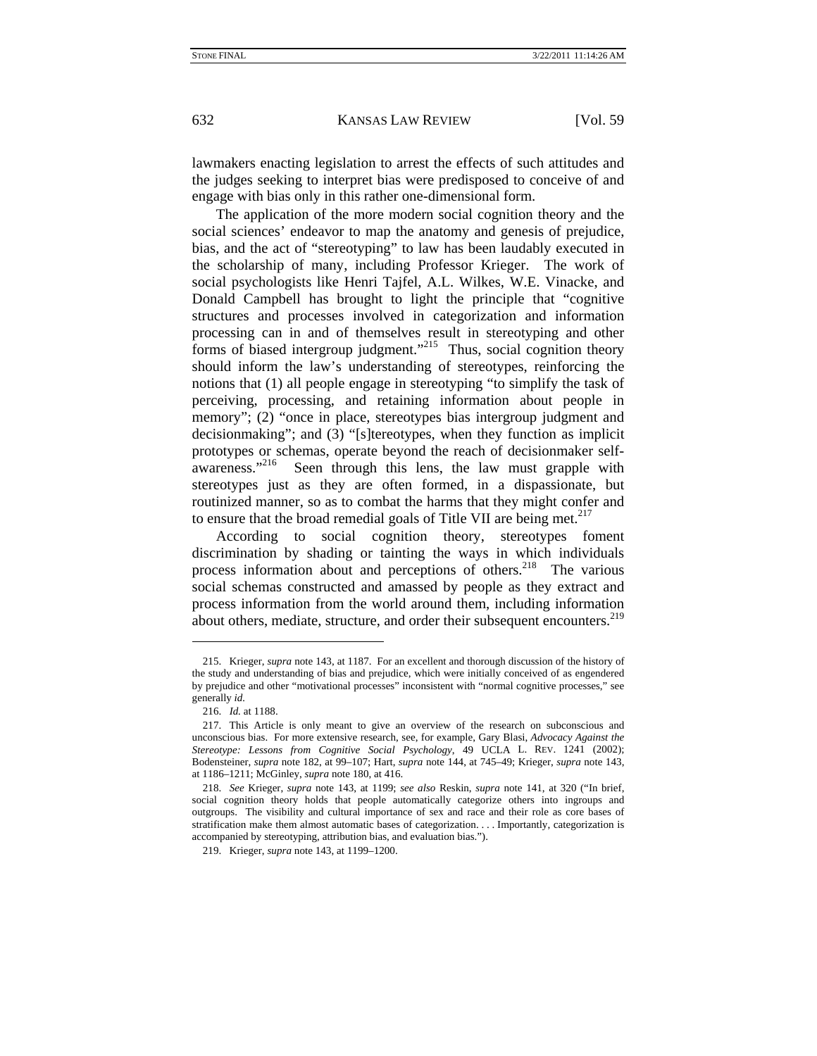lawmakers enacting legislation to arrest the effects of such attitudes and the judges seeking to interpret bias were predisposed to conceive of and engage with bias only in this rather one-dimensional form.

The application of the more modern social cognition theory and the social sciences' endeavor to map the anatomy and genesis of prejudice, bias, and the act of "stereotyping" to law has been laudably executed in the scholarship of many, including Professor Krieger. The work of social psychologists like Henri Tajfel, A.L. Wilkes, W.E. Vinacke, and Donald Campbell has brought to light the principle that "cognitive structures and processes involved in categorization and information processing can in and of themselves result in stereotyping and other forms of biased intergroup judgment."[215] Thus, social cognition theory should inform the law's understanding of stereotypes, reinforcing the notions that (1) all people engage in stereotyping "to simplify the task of perceiving, processing, and retaining information about people in memory"; (2) "once in place, stereotypes bias intergroup judgment and decisionmaking"; and (3) "[s]tereotypes, when they function as implicit prototypes or schemas, operate beyond the reach of decisionmaker self-awareness."[216] Seen through this lens, the law must grapple with stereotypes just as they are often formed, in a dispassionate, but routinized manner, so as to combat the harms that they might confer and to ensure that the broad remedial goals of Title VII are being met.[217]

According to social cognition theory, stereotypes foment discrimination by shading or tainting the ways in which individuals process information about and perceptions of others.[218] The various social schemas constructed and amassed by people as they extract and process information from the world around them, including information about others, mediate, structure, and order their subsequent encounters.[219]

---

215. Krieger, *supra* note 143, at 1187. For an excellent and thorough discussion of the history of the study and understanding of bias and prejudice, which were initially conceived of as engendered by prejudice and other "motivational processes" inconsistent with "normal cognitive processes," see generally *id.*

216. *Id.* at 1188.

217. This Article is only meant to give an overview of the research on subconscious and unconscious bias. For more extensive research, see, for example, Gary Blasi, *Advocacy Against the Stereotype: Lessons from Cognitive Social Psychology*, 49 UCLA L. REV. 1241 (2002); Bodensteiner, *supra* note 182, at 99–107; Hart, *supra* note 144, at 745–49; Krieger, *supra* note 143, at 1186–1211; McGinley, *supra* note 180, at 416.

218. *See* Krieger, *supra* note 143, at 1199; *see also* Reskin, *supra* note 141, at 320 ("In brief, social cognition theory holds that people automatically categorize others into ingroups and outgroups. The visibility and cultural importance of sex and race and their role as core bases of stratification make them almost automatic bases of categorization. . . . Importantly, categorization is accompanied by stereotyping, attribution bias, and evaluation bias.").

219. Krieger, *supra* note 143, at 1199–1200.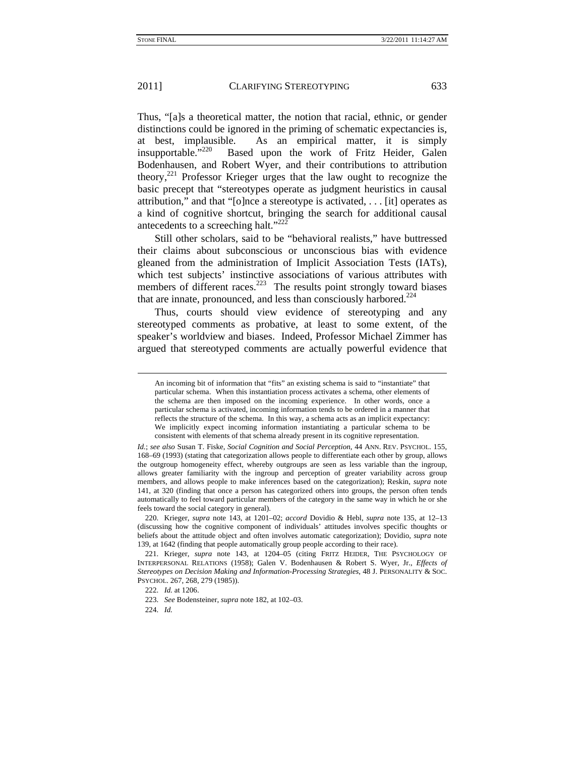Thus, "[a]s a theoretical matter, the notion that racial, ethnic, or gender distinctions could be ignored in the priming of schematic expectancies is, at best, implausible. As an empirical matter, it is simply insupportable."[220] Based upon the work of Fritz Heider, Galen Bodenhausen, and Robert Wyer, and their contributions to attribution theory,[221] Professor Krieger urges that the law ought to recognize the basic precept that "stereotypes operate as judgment heuristics in causal attribution," and that "[o]nce a stereotype is activated, . . . [it] operates as a kind of cognitive shortcut, bringing the search for additional causal antecedents to a screeching halt."[222]

Still other scholars, said to be "behavioral realists," have buttressed their claims about subconscious or unconscious bias with evidence gleaned from the administration of Implicit Association Tests (IATs), which test subjects' instinctive associations of various attributes with members of different races.[223] The results point strongly toward biases that are innate, pronounced, and less than consciously harbored.[224]

Thus, courts should view evidence of stereotyping and any stereotyped comments as probative, at least to some extent, of the speaker's worldview and biases. Indeed, Professor Michael Zimmer has argued that stereotyped comments are actually powerful evidence that

---

> An incoming bit of information that "fits" an existing schema is said to "instantiate" that particular schema. When this instantiation process activates a schema, other elements of the schema are then imposed on the incoming experience. In other words, once a particular schema is activated, incoming information tends to be ordered in a manner that reflects the structure of the schema. In this way, a schema acts as an implicit expectancy: We implicitly expect incoming information instantiating a particular schema to be consistent with elements of that schema already present in its cognitive representation.

*Id.*; *see also* Susan T. Fiske, *Social Cognition and Social Perception*, 44 ANN. REV. PSYCHOL. 155, 168–69 (1993) (stating that categorization allows people to differentiate each other by group, allows the outgroup homogeneity effect, whereby outgroups are seen as less variable than the ingroup, allows greater familiarity with the ingroup and perception of greater variability across group members, and allows people to make inferences based on the categorization); Reskin, *supra* note 141, at 320 (finding that once a person has categorized others into groups, the person often tends automatically to feel toward particular members of the category in the same way in which he or she feels toward the social category in general).

220. Krieger, *supra* note 143, at 1201–02; *accord* Dovidio & Hebl, *supra* note 135, at 12–13 (discussing how the cognitive component of individuals' attitudes involves specific thoughts or beliefs about the attitude object and often involves automatic categorization); Dovidio, *supra* note 139, at 1642 (finding that people automatically group people according to their race).

221. Krieger, *supra* note 143, at 1204–05 (citing FRITZ HEIDER, THE PSYCHOLOGY OF INTERPERSONAL RELATIONS (1958); Galen V. Bodenhausen & Robert S. Wyer, Jr., *Effects of Stereotypes on Decision Making and Information-Processing Strategies*, 48 J. PERSONALITY & SOC. PSYCHOL. 267, 268, 279 (1985)).

222. *Id.* at 1206.

223. *See* Bodensteiner, *supra* note 182, at 102–03.

224. *Id.*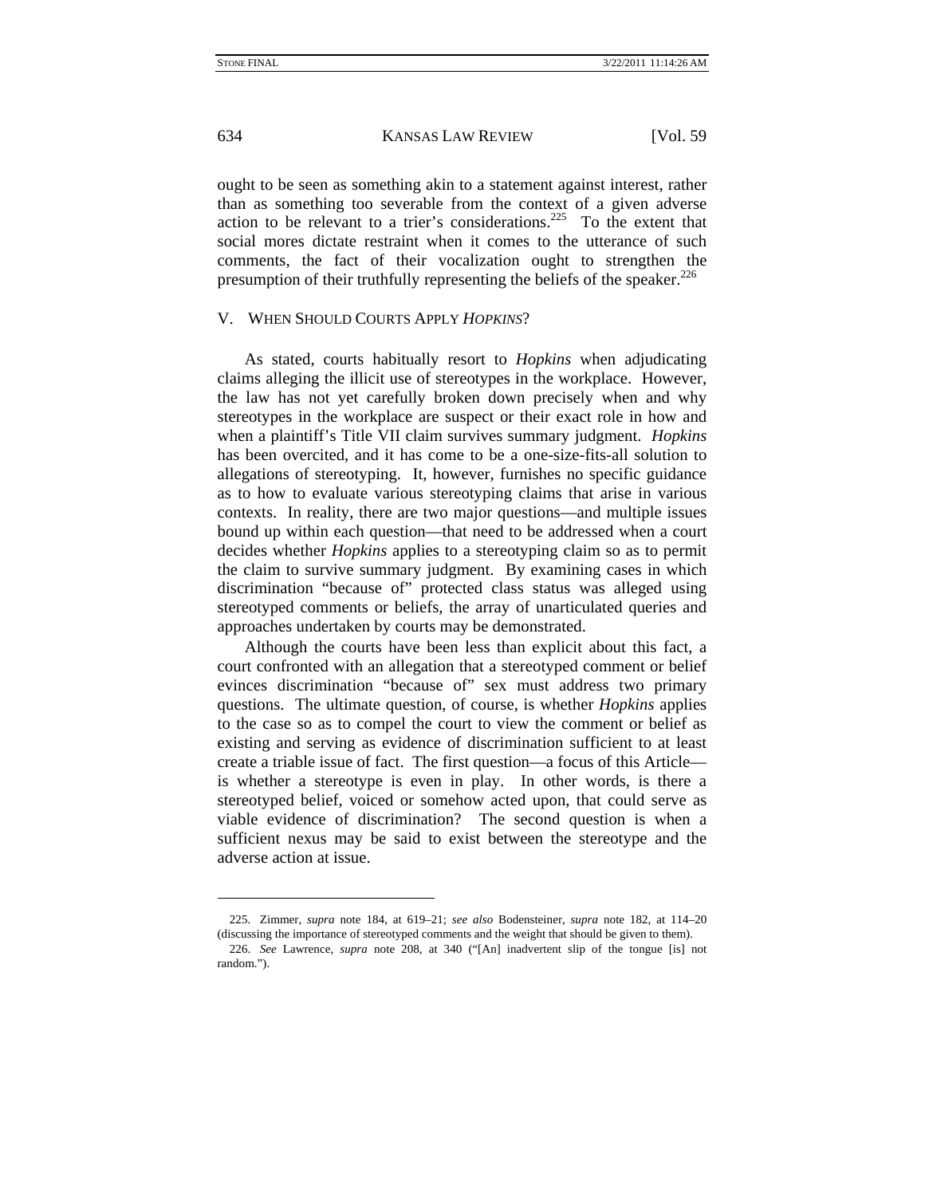ought to be seen as something akin to a statement against interest, rather than as something too severable from the context of a given adverse action to be relevant to a trier's considerations.[225] To the extent that social mores dictate restraint when it comes to the utterance of such comments, the fact of their vocalization ought to strengthen the presumption of their truthfully representing the beliefs of the speaker.[226]

## V. WHEN SHOULD COURTS APPLY *HOPKINS*?

As stated, courts habitually resort to *Hopkins* when adjudicating claims alleging the illicit use of stereotypes in the workplace. However, the law has not yet carefully broken down precisely when and why stereotypes in the workplace are suspect or their exact role in how and when a plaintiff's Title VII claim survives summary judgment. *Hopkins* has been overcited, and it has come to be a one-size-fits-all solution to allegations of stereotyping. It, however, furnishes no specific guidance as to how to evaluate various stereotyping claims that arise in various contexts. In reality, there are two major questions—and multiple issues bound up within each question—that need to be addressed when a court decides whether *Hopkins* applies to a stereotyping claim so as to permit the claim to survive summary judgment. By examining cases in which discrimination "because of" protected class status was alleged using stereotyped comments or beliefs, the array of unarticulated queries and approaches undertaken by courts may be demonstrated.

Although the courts have been less than explicit about this fact, a court confronted with an allegation that a stereotyped comment or belief evinces discrimination "because of" sex must address two primary questions. The ultimate question, of course, is whether *Hopkins* applies to the case so as to compel the court to view the comment or belief as existing and serving as evidence of discrimination sufficient to at least create a triable issue of fact. The first question—a focus of this Article—is whether a stereotype is even in play. In other words, is there a stereotyped belief, voiced or somehow acted upon, that could serve as viable evidence of discrimination? The second question is when a sufficient nexus may be said to exist between the stereotype and the adverse action at issue.

---

225. Zimmer, *supra* note 184, at 619–21; *see also* Bodensteiner, *supra* note 182, at 114–20 (discussing the importance of stereotyped comments and the weight that should be given to them).

226. *See* Lawrence, *supra* note 208, at 340 ("[An] inadvertent slip of the tongue [is] not random.").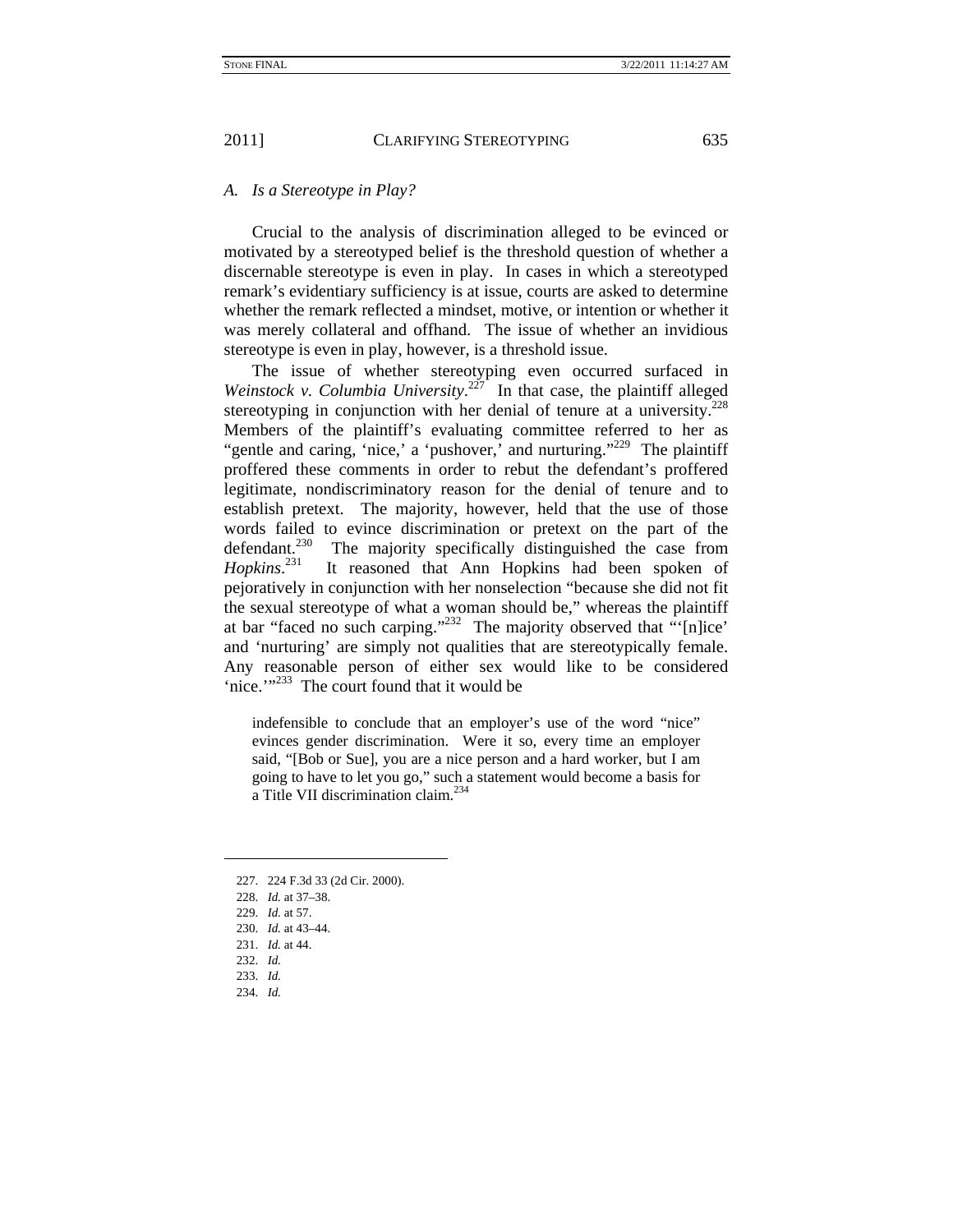### A. *Is a Stereotype in Play?*

Crucial to the analysis of discrimination alleged to be evinced or motivated by a stereotyped belief is the threshold question of whether a discernable stereotype is even in play. In cases in which a stereotyped remark's evidentiary sufficiency is at issue, courts are asked to determine whether the remark reflected a mindset, motive, or intention or whether it was merely collateral and offhand. The issue of whether an invidious stereotype is even in play, however, is a threshold issue.

The issue of whether stereotyping even occurred surfaced in *Weinstock v. Columbia University*.[227] In that case, the plaintiff alleged stereotyping in conjunction with her denial of tenure at a university.[228] Members of the plaintiff's evaluating committee referred to her as "gentle and caring, 'nice,' a 'pushover,' and nurturing."[229] The plaintiff proffered these comments in order to rebut the defendant's proffered legitimate, nondiscriminatory reason for the denial of tenure and to establish pretext. The majority, however, held that the use of those words failed to evince discrimination or pretext on the part of the defendant.[230] The majority specifically distinguished the case from *Hopkins*.[231] It reasoned that Ann Hopkins had been spoken of pejoratively in conjunction with her nonselection "because she did not fit the sexual stereotype of what a woman should be," whereas the plaintiff at bar "faced no such carping."[232] The majority observed that "'[n]ice' and 'nurturing' are simply not qualities that are stereotypically female. Any reasonable person of either sex would like to be considered 'nice.'"[233] The court found that it would be

> indefensible to conclude that an employer's use of the word "nice" evinces gender discrimination. Were it so, every time an employer said, "[Bob or Sue], you are a nice person and a hard worker, but I am going to have to let you go," such a statement would become a basis for a Title VII discrimination claim.[234]

---

227. 224 F.3d 33 (2d Cir. 2000).
228. *Id.* at 37–38.
229. *Id.* at 57.
230. *Id.* at 43–44.
231. *Id.* at 44.
232. *Id.*
233. *Id.*
234. *Id.*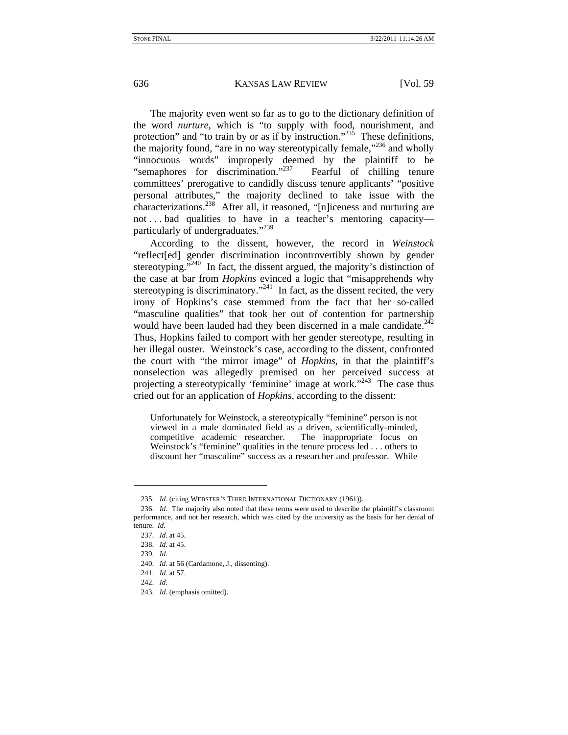The majority even went so far as to go to the dictionary definition of the word *nurture*, which is "to supply with food, nourishment, and protection" and "to train by or as if by instruction."[235] These definitions, the majority found, "are in no way stereotypically female,"[236] and wholly "innocuous words" improperly deemed by the plaintiff to be "semaphores for discrimination."[237] Fearful of chilling tenure committees' prerogative to candidly discuss tenure applicants' "positive personal attributes," the majority declined to take issue with the characterizations.[238] After all, it reasoned, "[n]iceness and nurturing are not . . . bad qualities to have in a teacher's mentoring capacity—particularly of undergraduates."[239]

According to the dissent, however, the record in *Weinstock* "reflect[ed] gender discrimination incontrovertibly shown by gender stereotyping."[240] In fact, the dissent argued, the majority's distinction of the case at bar from *Hopkins* evinced a logic that "misapprehends why stereotyping is discriminatory."[241] In fact, as the dissent recited, the very irony of Hopkins's case stemmed from the fact that her so-called "masculine qualities" that took her out of contention for partnership would have been lauded had they been discerned in a male candidate.[242] Thus, Hopkins failed to comport with her gender stereotype, resulting in her illegal ouster. Weinstock's case, according to the dissent, confronted the court with "the mirror image" of *Hopkins*, in that the plaintiff's nonselection was allegedly premised on her perceived success at projecting a stereotypically 'feminine' image at work."[243] The case thus cried out for an application of *Hopkins*, according to the dissent:

> Unfortunately for Weinstock, a stereotypically "feminine" person is not viewed in a male dominated field as a driven, scientifically-minded, competitive academic researcher. The inappropriate focus on Weinstock's "feminine" qualities in the tenure process led . . . others to discount her "masculine" success as a researcher and professor. While

---

235. *Id.* (citing WEBSTER'S THIRD INTERNATIONAL DICTIONARY (1961)).

236. *Id.* The majority also noted that these terms were used to describe the plaintiff's classroom performance, and not her research, which was cited by the university as the basis for her denial of tenure. *Id.*

237. *Id.* at 45.

238. *Id.* at 45.

239. *Id.*

240. *Id.* at 56 (Cardamone, J., dissenting).

241. *Id.* at 57.

242. *Id.*

243. *Id.* (emphasis omitted).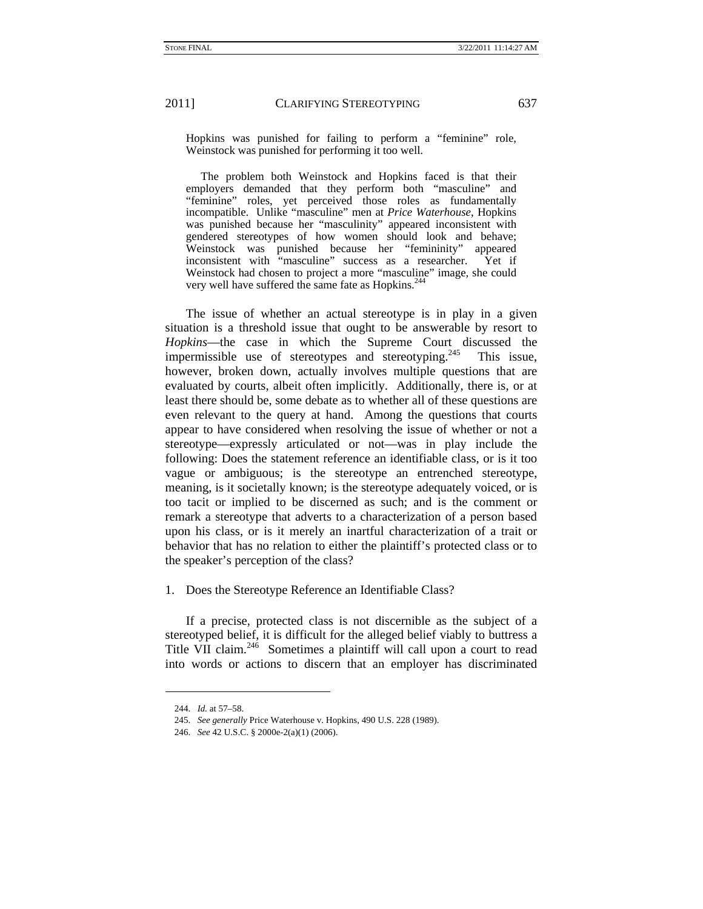Hopkins was punished for failing to perform a "feminine" role, Weinstock was punished for performing it too well.

The problem both Weinstock and Hopkins faced is that their employers demanded that they perform both "masculine" and "feminine" roles, yet perceived those roles as fundamentally incompatible. Unlike "masculine" men at *Price Waterhouse*, Hopkins was punished because her "masculinity" appeared inconsistent with gendered stereotypes of how women should look and behave; Weinstock was punished because her "femininity" appeared inconsistent with "masculine" success as a researcher. Yet if Weinstock had chosen to project a more "masculine" image, she could very well have suffered the same fate as Hopkins.[244]

The issue of whether an actual stereotype is in play in a given situation is a threshold issue that ought to be answerable by resort to *Hopkins*—the case in which the Supreme Court discussed the impermissible use of stereotypes and stereotyping.[245] This issue, however, broken down, actually involves multiple questions that are evaluated by courts, albeit often implicitly. Additionally, there is, or at least there should be, some debate as to whether all of these questions are even relevant to the query at hand. Among the questions that courts appear to have considered when resolving the issue of whether or not a stereotype—expressly articulated or not—was in play include the following: Does the statement reference an identifiable class, or is it too vague or ambiguous; is the stereotype an entrenched stereotype, meaning, is it societally known; is the stereotype adequately voiced, or is too tacit or implied to be discerned as such; and is the comment or remark a stereotype that adverts to a characterization of a person based upon his class, or is it merely an inartful characterization of a trait or behavior that has no relation to either the plaintiff's protected class or to the speaker's perception of the class?

1. Does the Stereotype Reference an Identifiable Class?

If a precise, protected class is not discernible as the subject of a stereotyped belief, it is difficult for the alleged belief viably to buttress a Title VII claim.[246] Sometimes a plaintiff will call upon a court to read into words or actions to discern that an employer has discriminated

---

244. *Id.* at 57–58.

245. *See generally* Price Waterhouse v. Hopkins, 490 U.S. 228 (1989).

246. *See* 42 U.S.C. § 2000e-2(a)(1) (2006).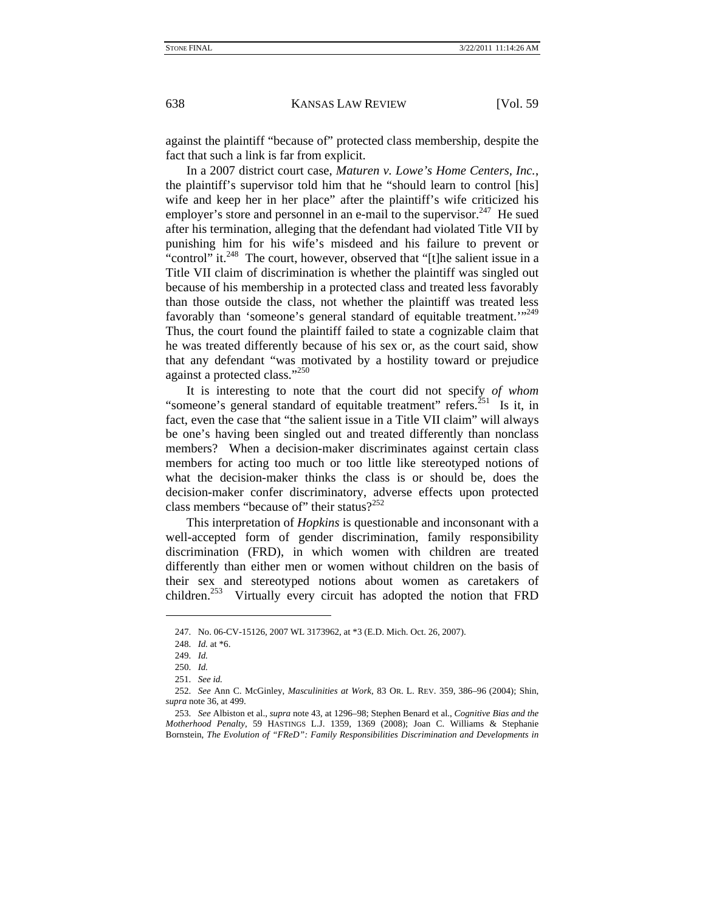against the plaintiff "because of" protected class membership, despite the fact that such a link is far from explicit.

In a 2007 district court case, *Maturen v. Lowe's Home Centers, Inc.*, the plaintiff's supervisor told him that he "should learn to control [his] wife and keep her in her place" after the plaintiff's wife criticized his employer's store and personnel in an e-mail to the supervisor.[247] He sued after his termination, alleging that the defendant had violated Title VII by punishing him for his wife's misdeed and his failure to prevent or "control" it.[248] The court, however, observed that "[t]he salient issue in a Title VII claim of discrimination is whether the plaintiff was singled out because of his membership in a protected class and treated less favorably than those outside the class, not whether the plaintiff was treated less favorably than 'someone's general standard of equitable treatment.'"[249] Thus, the court found the plaintiff failed to state a cognizable claim that he was treated differently because of his sex or, as the court said, show that any defendant "was motivated by a hostility toward or prejudice against a protected class."[250]

It is interesting to note that the court did not specify *of whom* "someone's general standard of equitable treatment" refers.[251] Is it, in fact, even the case that "the salient issue in a Title VII claim" will always be one's having been singled out and treated differently than nonclass members? When a decision-maker discriminates against certain class members for acting too much or too little like stereotyped notions of what the decision-maker thinks the class is or should be, does the decision-maker confer discriminatory, adverse effects upon protected class members "because of" their status?[252]

This interpretation of *Hopkins* is questionable and inconsonant with a well-accepted form of gender discrimination, family responsibility discrimination (FRD), in which women with children are treated differently than either men or women without children on the basis of their sex and stereotyped notions about women as caretakers of children.[253] Virtually every circuit has adopted the notion that FRD

---

247. No. 06-CV-15126, 2007 WL 3173962, at *3 (E.D. Mich. Oct. 26, 2007).

248. *Id.* at *6.

249. *Id.*

250. *Id.*

251. *See id.*

252. *See* Ann C. McGinley, *Masculinities at Work*, 83 OR. L. REV. 359, 386–96 (2004); Shin, *supra* note 36, at 499.

253. *See* Albiston et al., *supra* note 43, at 1296–98; Stephen Benard et al., *Cognitive Bias and the Motherhood Penalty*, 59 HASTINGS L.J. 1359, 1369 (2008); Joan C. Williams & Stephanie Bornstein, *The Evolution of "FReD": Family Responsibilities Discrimination and Developments in*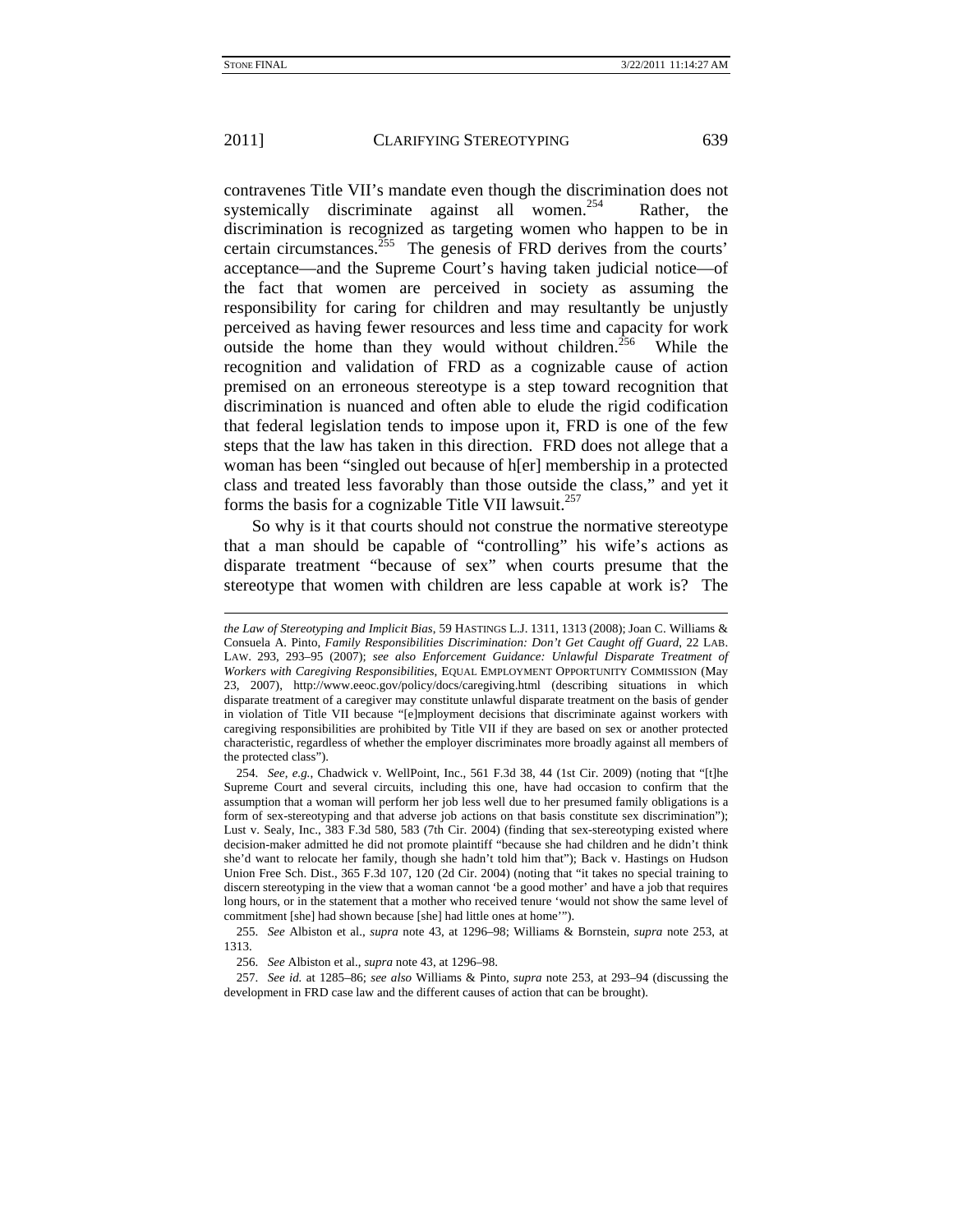contravenes Title VII's mandate even though the discrimination does not systemically discriminate against all women.[254] Rather, the discrimination is recognized as targeting women who happen to be in certain circumstances.[255] The genesis of FRD derives from the courts' acceptance—and the Supreme Court's having taken judicial notice—of the fact that women are perceived in society as assuming the responsibility for caring for children and may resultantly be unjustly perceived as having fewer resources and less time and capacity for work outside the home than they would without children.[256] While the recognition and validation of FRD as a cognizable cause of action premised on an erroneous stereotype is a step toward recognition that discrimination is nuanced and often able to elude the rigid codification that federal legislation tends to impose upon it, FRD is one of the few steps that the law has taken in this direction. FRD does not allege that a woman has been "singled out because of h[er] membership in a protected class and treated less favorably than those outside the class," and yet it forms the basis for a cognizable Title VII lawsuit.[257]

So why is it that courts should not construe the normative stereotype that a man should be capable of "controlling" his wife's actions as disparate treatment "because of sex" when courts presume that the stereotype that women with children are less capable at work is? The

---

*the Law of Stereotyping and Implicit Bias*, 59 HASTINGS L.J. 1311, 1313 (2008); Joan C. Williams & Consuela A. Pinto, *Family Responsibilities Discrimination: Don't Get Caught off Guard*, 22 LAB. LAW. 293, 293–95 (2007); *see also Enforcement Guidance: Unlawful Disparate Treatment of Workers with Caregiving Responsibilities*, EQUAL EMPLOYMENT OPPORTUNITY COMMISSION (May 23, 2007), http://www.eeoc.gov/policy/docs/caregiving.html (describing situations in which disparate treatment of a caregiver may constitute unlawful disparate treatment on the basis of gender in violation of Title VII because "[e]mployment decisions that discriminate against workers with caregiving responsibilities are prohibited by Title VII if they are based on sex or another protected characteristic, regardless of whether the employer discriminates more broadly against all members of the protected class").

254. *See, e.g.*, Chadwick v. WellPoint, Inc., 561 F.3d 38, 44 (1st Cir. 2009) (noting that "[t]he Supreme Court and several circuits, including this one, have had occasion to confirm that the assumption that a woman will perform her job less well due to her presumed family obligations is a form of sex-stereotyping and that adverse job actions on that basis constitute sex discrimination"); Lust v. Sealy, Inc., 383 F.3d 580, 583 (7th Cir. 2004) (finding that sex-stereotyping existed where decision-maker admitted he did not promote plaintiff "because she had children and he didn't think she'd want to relocate her family, though she hadn't told him that"); Back v. Hastings on Hudson Union Free Sch. Dist., 365 F.3d 107, 120 (2d Cir. 2004) (noting that "it takes no special training to discern stereotyping in the view that a woman cannot 'be a good mother' and have a job that requires long hours, or in the statement that a mother who received tenure 'would not show the same level of commitment [she] had shown because [she] had little ones at home'").

255. *See* Albiston et al., *supra* note 43, at 1296–98; Williams & Bornstein, *supra* note 253, at 1313.

256. *See* Albiston et al., *supra* note 43, at 1296–98.

257. *See id.* at 1285–86; *see also* Williams & Pinto, *supra* note 253, at 293–94 (discussing the development in FRD case law and the different causes of action that can be brought).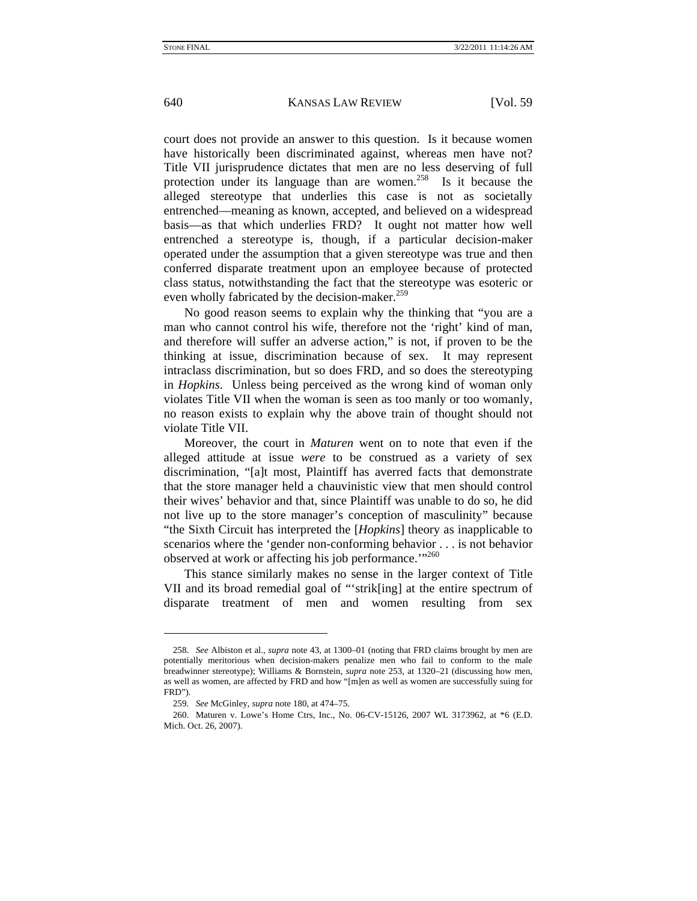court does not provide an answer to this question. Is it because women have historically been discriminated against, whereas men have not? Title VII jurisprudence dictates that men are no less deserving of full protection under its language than are women.[258] Is it because the alleged stereotype that underlies this case is not as societally entrenched—meaning as known, accepted, and believed on a widespread basis—as that which underlies FRD? It ought not matter how well entrenched a stereotype is, though, if a particular decision-maker operated under the assumption that a given stereotype was true and then conferred disparate treatment upon an employee because of protected class status, notwithstanding the fact that the stereotype was esoteric or even wholly fabricated by the decision-maker.[259]

No good reason seems to explain why the thinking that "you are a man who cannot control his wife, therefore not the 'right' kind of man, and therefore will suffer an adverse action," is not, if proven to be the thinking at issue, discrimination because of sex. It may represent intraclass discrimination, but so does FRD, and so does the stereotyping in *Hopkins*. Unless being perceived as the wrong kind of woman only violates Title VII when the woman is seen as too manly or too womanly, no reason exists to explain why the above train of thought should not violate Title VII.

Moreover, the court in *Maturen* went on to note that even if the alleged attitude at issue *were* to be construed as a variety of sex discrimination, "[a]t most, Plaintiff has averred facts that demonstrate that the store manager held a chauvinistic view that men should control their wives' behavior and that, since Plaintiff was unable to do so, he did not live up to the store manager's conception of masculinity" because "the Sixth Circuit has interpreted the [*Hopkins*] theory as inapplicable to scenarios where the 'gender non-conforming behavior . . . is not behavior observed at work or affecting his job performance.'"[260]

This stance similarly makes no sense in the larger context of Title VII and its broad remedial goal of "'strik[ing] at the entire spectrum of disparate treatment of men and women resulting from sex

---

258. *See* Albiston et al., *supra* note 43, at 1300–01 (noting that FRD claims brought by men are potentially meritorious when decision-makers penalize men who fail to conform to the male breadwinner stereotype); Williams & Bornstein, *supra* note 253, at 1320–21 (discussing how men, as well as women, are affected by FRD and how "[m]en as well as women are successfully suing for FRD").

259. *See* McGinley, *supra* note 180, at 474–75.

260. Maturen v. Lowe's Home Ctrs, Inc., No. 06-CV-15126, 2007 WL 3173962, at *6 (E.D. Mich. Oct. 26, 2007).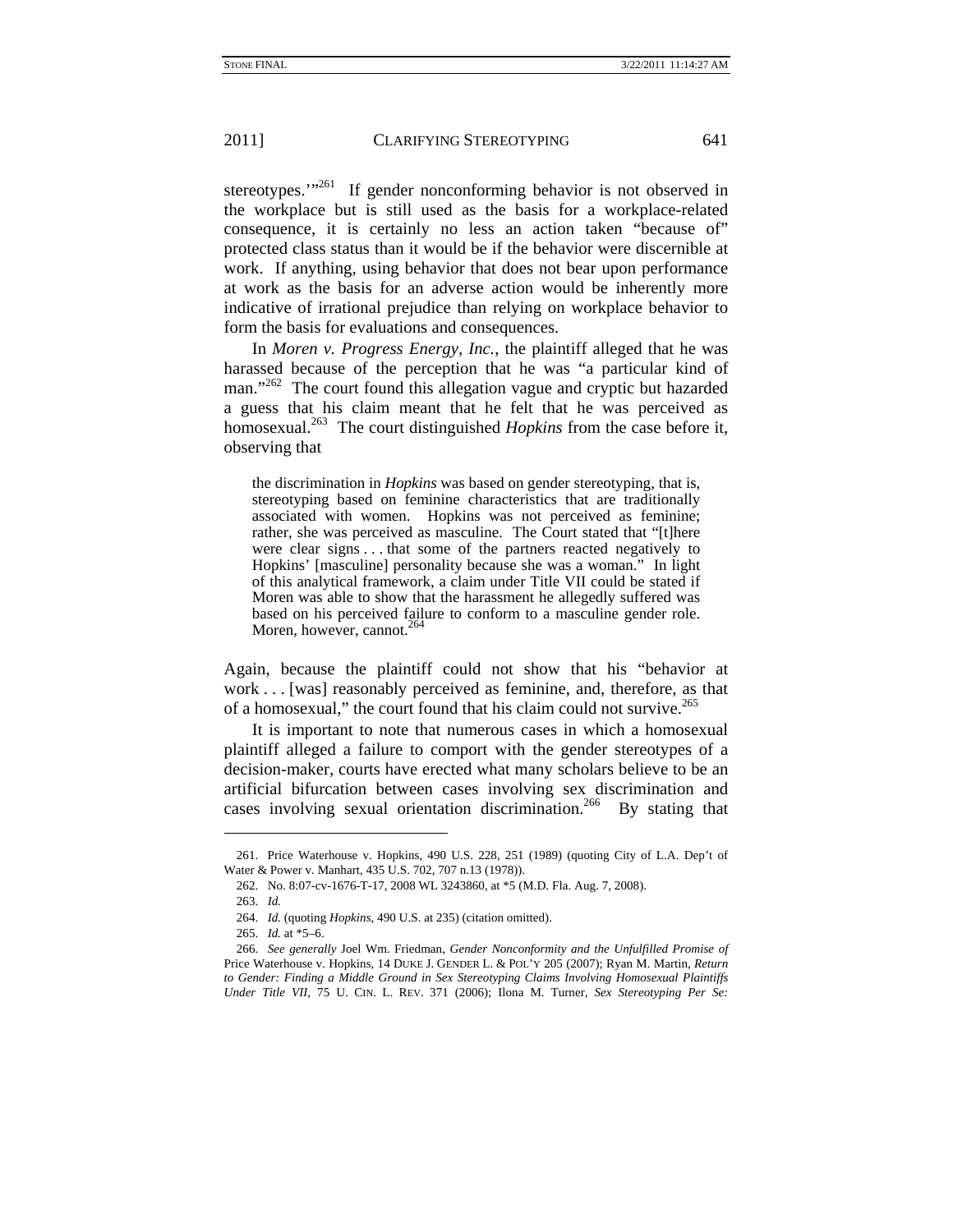stereotypes.'"[261] If gender nonconforming behavior is not observed in the workplace but is still used as the basis for a workplace-related consequence, it is certainly no less an action taken "because of" protected class status than it would be if the behavior were discernible at work. If anything, using behavior that does not bear upon performance at work as the basis for an adverse action would be inherently more indicative of irrational prejudice than relying on workplace behavior to form the basis for evaluations and consequences.

In *Moren v. Progress Energy, Inc.*, the plaintiff alleged that he was harassed because of the perception that he was "a particular kind of man."[262] The court found this allegation vague and cryptic but hazarded a guess that his claim meant that he felt that he was perceived as homosexual.[263] The court distinguished *Hopkins* from the case before it, observing that

> the discrimination in *Hopkins* was based on gender stereotyping, that is, stereotyping based on feminine characteristics that are traditionally associated with women. Hopkins was not perceived as feminine; rather, she was perceived as masculine. The Court stated that "[t]here were clear signs . . . that some of the partners reacted negatively to Hopkins' [masculine] personality because she was a woman." In light of this analytical framework, a claim under Title VII could be stated if Moren was able to show that the harassment he allegedly suffered was based on his perceived failure to conform to a masculine gender role. Moren, however, cannot.[264]

Again, because the plaintiff could not show that his "behavior at work . . . [was] reasonably perceived as feminine, and, therefore, as that of a homosexual," the court found that his claim could not survive.[265]

It is important to note that numerous cases in which a homosexual plaintiff alleged a failure to comport with the gender stereotypes of a decision-maker, courts have erected what many scholars believe to be an artificial bifurcation between cases involving sex discrimination and cases involving sexual orientation discrimination.[266] By stating that

---

261. Price Waterhouse v. Hopkins, 490 U.S. 228, 251 (1989) (quoting City of L.A. Dep't of Water & Power v. Manhart, 435 U.S. 702, 707 n.13 (1978)).

262. No. 8:07-cv-1676-T-17, 2008 WL 3243860, at *5 (M.D. Fla. Aug. 7, 2008).

263. *Id.*

264. *Id.* (quoting *Hopkins*, 490 U.S. at 235) (citation omitted).

265. *Id.* at *5–6.

266. *See generally* Joel Wm. Friedman, *Gender Nonconformity and the Unfulfilled Promise of* Price Waterhouse v. Hopkins, 14 DUKE J. GENDER L. & POL'Y 205 (2007); Ryan M. Martin, *Return to Gender: Finding a Middle Ground in Sex Stereotyping Claims Involving Homosexual Plaintiffs Under Title VII*, 75 U. CIN. L. REV. 371 (2006); Ilona M. Turner, *Sex Stereotyping Per Se:*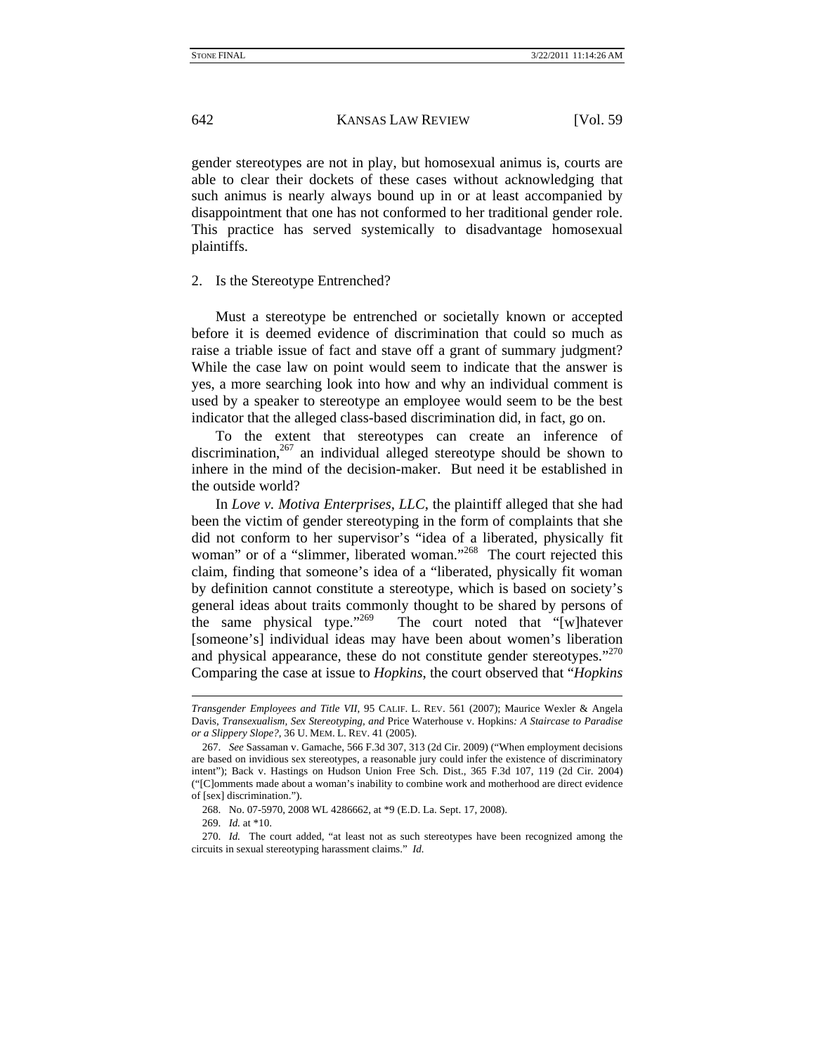gender stereotypes are not in play, but homosexual animus is, courts are able to clear their dockets of these cases without acknowledging that such animus is nearly always bound up in or at least accompanied by disappointment that one has not conformed to her traditional gender role. This practice has served systemically to disadvantage homosexual plaintiffs.

### 2. Is the Stereotype Entrenched?

Must a stereotype be entrenched or societally known or accepted before it is deemed evidence of discrimination that could so much as raise a triable issue of fact and stave off a grant of summary judgment? While the case law on point would seem to indicate that the answer is yes, a more searching look into how and why an individual comment is used by a speaker to stereotype an employee would seem to be the best indicator that the alleged class-based discrimination did, in fact, go on.

To the extent that stereotypes can create an inference of discrimination,[267] an individual alleged stereotype should be shown to inhere in the mind of the decision-maker. But need it be established in the outside world?

In *Love v. Motiva Enterprises, LLC*, the plaintiff alleged that she had been the victim of gender stereotyping in the form of complaints that she did not conform to her supervisor's "idea of a liberated, physically fit woman" or of a "slimmer, liberated woman."[268] The court rejected this claim, finding that someone's idea of a "liberated, physically fit woman by definition cannot constitute a stereotype, which is based on society's general ideas about traits commonly thought to be shared by persons of the same physical type."[269] The court noted that "[w]hatever [someone's] individual ideas may have been about women's liberation and physical appearance, these do not constitute gender stereotypes."[270] Comparing the case at issue to *Hopkins*, the court observed that "*Hopkins*

---

*Transgender Employees and Title VII*, 95 CALIF. L. REV. 561 (2007); Maurice Wexler & Angela Davis, *Transexualism, Sex Stereotyping, and* Price Waterhouse v. Hopkins*: A Staircase to Paradise or a Slippery Slope?*, 36 U. MEM. L. REV. 41 (2005).

267. *See* Sassaman v. Gamache, 566 F.3d 307, 313 (2d Cir. 2009) ("When employment decisions are based on invidious sex stereotypes, a reasonable jury could infer the existence of discriminatory intent"); Back v. Hastings on Hudson Union Free Sch. Dist., 365 F.3d 107, 119 (2d Cir. 2004) ("[C]omments made about a woman's inability to combine work and motherhood are direct evidence of [sex] discrimination.").

268. No. 07-5970, 2008 WL 4286662, at *9 (E.D. La. Sept. 17, 2008).

269. *Id.* at *10.

270. *Id.* The court added, "at least not as such stereotypes have been recognized among the circuits in sexual stereotyping harassment claims." *Id.*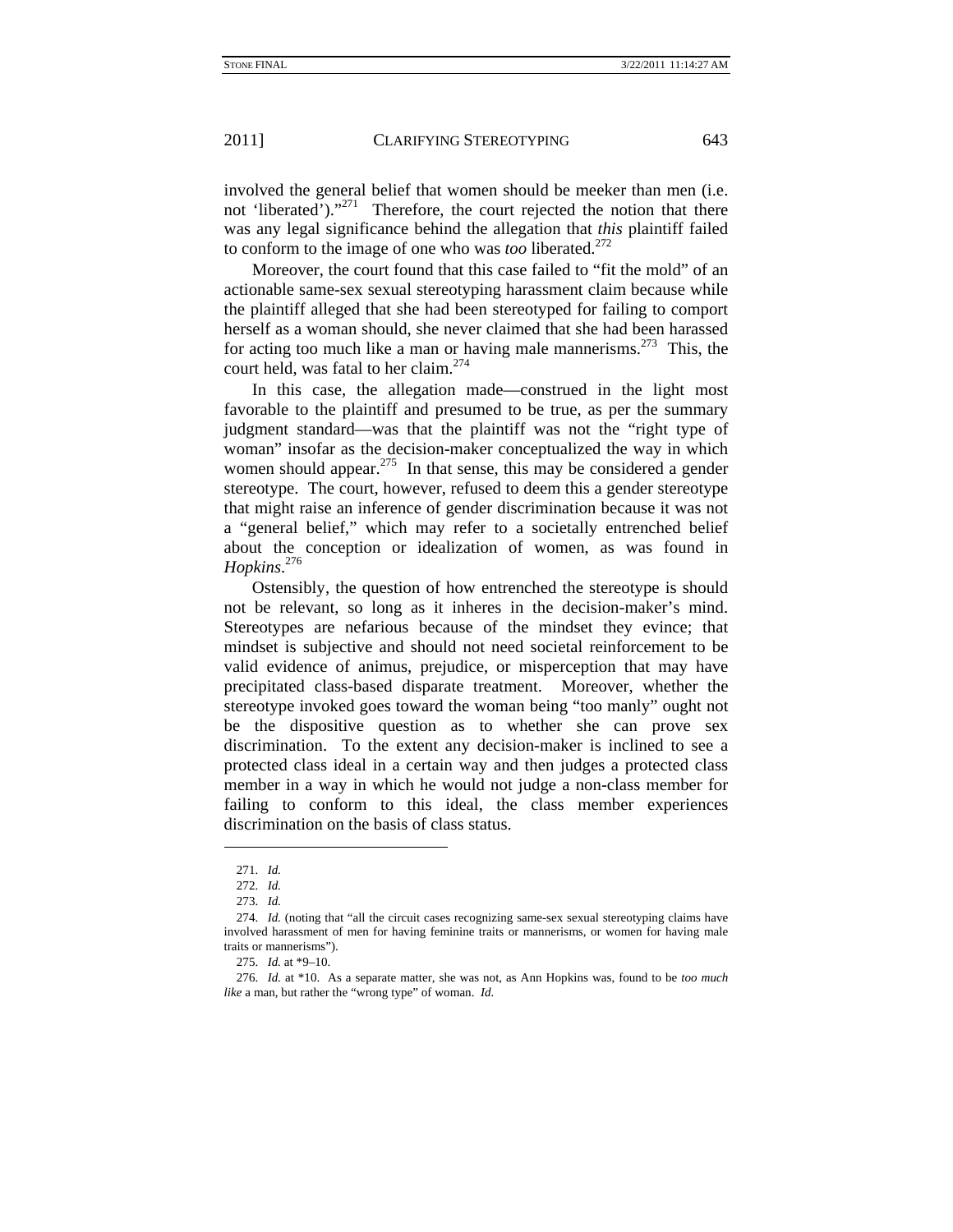involved the general belief that women should be meeker than men (i.e. not 'liberated')."[271] Therefore, the court rejected the notion that there was any legal significance behind the allegation that *this* plaintiff failed to conform to the image of one who was *too* liberated.[272]

Moreover, the court found that this case failed to "fit the mold" of an actionable same-sex sexual stereotyping harassment claim because while the plaintiff alleged that she had been stereotyped for failing to comport herself as a woman should, she never claimed that she had been harassed for acting too much like a man or having male mannerisms.[273] This, the court held, was fatal to her claim.[274]

In this case, the allegation made—construed in the light most favorable to the plaintiff and presumed to be true, as per the summary judgment standard—was that the plaintiff was not the "right type of woman" insofar as the decision-maker conceptualized the way in which women should appear.[275] In that sense, this may be considered a gender stereotype. The court, however, refused to deem this a gender stereotype that might raise an inference of gender discrimination because it was not a "general belief," which may refer to a societally entrenched belief about the conception or idealization of women, as was found in *Hopkins*.[276]

Ostensibly, the question of how entrenched the stereotype is should not be relevant, so long as it inheres in the decision-maker's mind. Stereotypes are nefarious because of the mindset they evince; that mindset is subjective and should not need societal reinforcement to be valid evidence of animus, prejudice, or misperception that may have precipitated class-based disparate treatment. Moreover, whether the stereotype invoked goes toward the woman being "too manly" ought not be the dispositive question as to whether she can prove sex discrimination. To the extent any decision-maker is inclined to see a protected class ideal in a certain way and then judges a protected class member in a way in which he would not judge a non-class member for failing to conform to this ideal, the class member experiences discrimination on the basis of class status.

---

271. *Id.*

272. *Id.*

273. *Id.*

274. *Id.* (noting that "all the circuit cases recognizing same-sex sexual stereotyping claims have involved harassment of men for having feminine traits or mannerisms, or women for having male traits or mannerisms").

275. *Id.* at *9–10.

276. *Id.* at *10. As a separate matter, she was not, as Ann Hopkins was, found to be *too much like* a man, but rather the "wrong type" of woman. *Id.*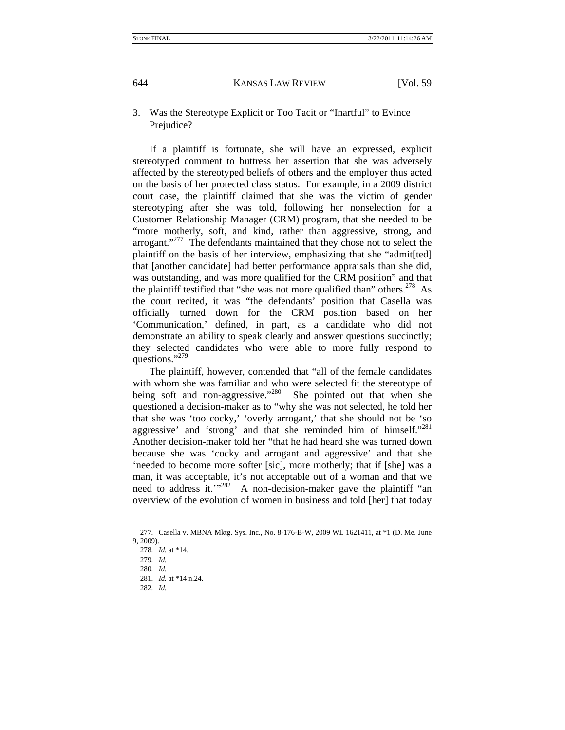### 3. Was the Stereotype Explicit or Too Tacit or "Inartful" to Evince Prejudice?

If a plaintiff is fortunate, she will have an expressed, explicit stereotyped comment to buttress her assertion that she was adversely affected by the stereotyped beliefs of others and the employer thus acted on the basis of her protected class status. For example, in a 2009 district court case, the plaintiff claimed that she was the victim of gender stereotyping after she was told, following her nonselection for a Customer Relationship Manager (CRM) program, that she needed to be "more motherly, soft, and kind, rather than aggressive, strong, and arrogant."[277] The defendants maintained that they chose not to select the plaintiff on the basis of her interview, emphasizing that she "admit[ted] that [another candidate] had better performance appraisals than she did, was outstanding, and was more qualified for the CRM position" and that the plaintiff testified that "she was not more qualified than" others.[278] As the court recited, it was "the defendants' position that Casella was officially turned down for the CRM position based on her 'Communication,' defined, in part, as a candidate who did not demonstrate an ability to speak clearly and answer questions succinctly; they selected candidates who were able to more fully respond to questions."[279]

The plaintiff, however, contended that "all of the female candidates with whom she was familiar and who were selected fit the stereotype of being soft and non-aggressive."[280] She pointed out that when she questioned a decision-maker as to "why she was not selected, he told her that she was 'too cocky,' 'overly arrogant,' that she should not be 'so aggressive' and 'strong' and that she reminded him of himself."[281] Another decision-maker told her "that he had heard she was turned down because she was 'cocky and arrogant and aggressive' and that she 'needed to become more softer [sic], more motherly; that if [she] was a man, it was acceptable, it's not acceptable out of a woman and that we need to address it.'"[282] A non-decision-maker gave the plaintiff "an overview of the evolution of women in business and told [her] that today

---

277. Casella v. MBNA Mktg. Sys. Inc., No. 8-176-B-W, 2009 WL 1621411, at *1 (D. Me. June 9, 2009).

278. *Id.* at *14.

279. *Id.*

280. *Id.*

281. *Id.* at *14 n.24.

282. *Id.*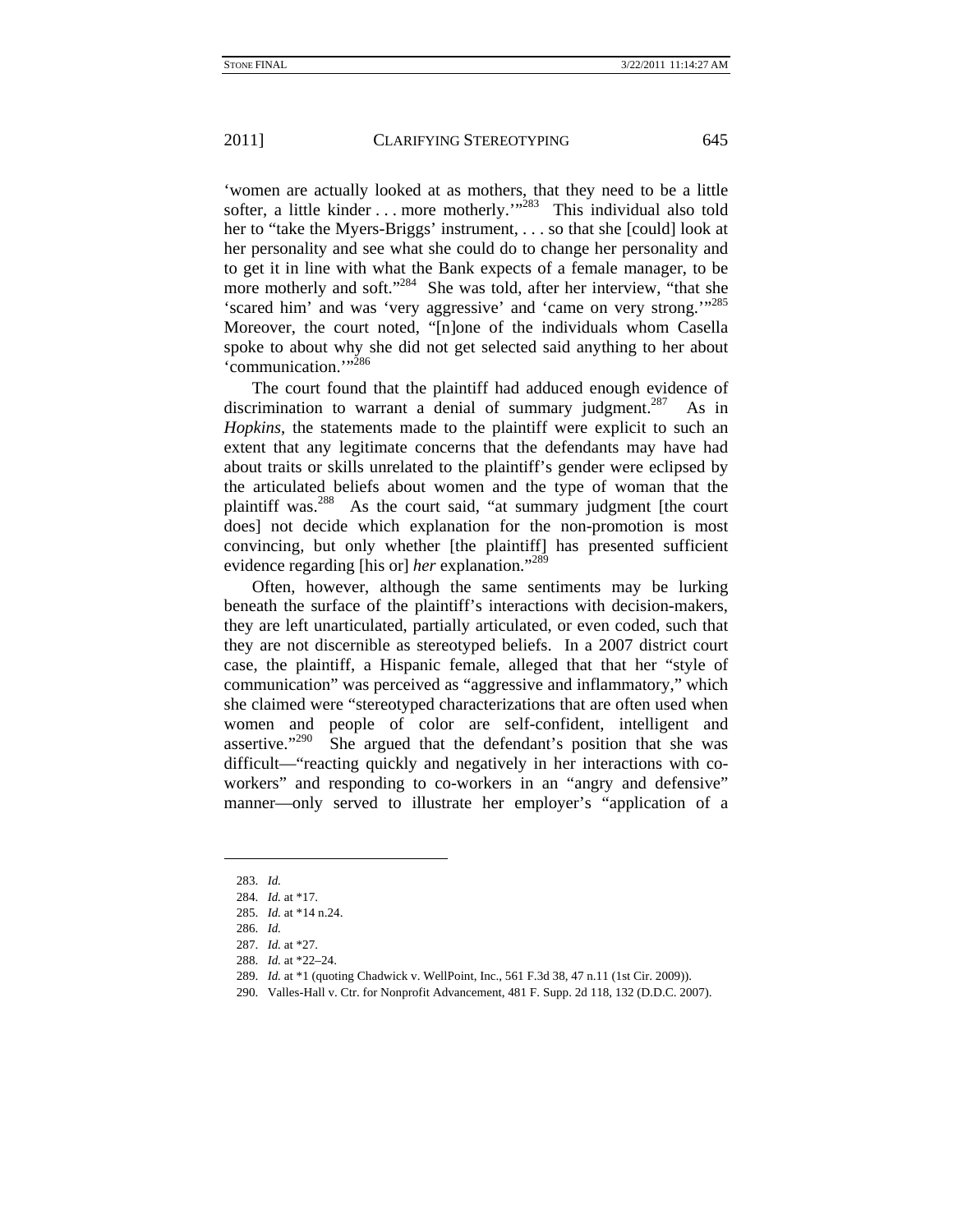'women are actually looked at as mothers, that they need to be a little softer, a little kinder . . . more motherly.'"[283] This individual also told her to "take the Myers-Briggs' instrument, . . . so that she [could] look at her personality and see what she could do to change her personality and to get it in line with what the Bank expects of a female manager, to be more motherly and soft."[284] She was told, after her interview, "that she 'scared him' and was 'very aggressive' and 'came on very strong.'"[285] Moreover, the court noted, "[n]one of the individuals whom Casella spoke to about why she did not get selected said anything to her about 'communication.'"[286]

The court found that the plaintiff had adduced enough evidence of discrimination to warrant a denial of summary judgment.[287] As in *Hopkins*, the statements made to the plaintiff were explicit to such an extent that any legitimate concerns that the defendants may have had about traits or skills unrelated to the plaintiff's gender were eclipsed by the articulated beliefs about women and the type of woman that the plaintiff was.[288] As the court said, "at summary judgment [the court does] not decide which explanation for the non-promotion is most convincing, but only whether [the plaintiff] has presented sufficient evidence regarding [his or] *her* explanation."[289]

Often, however, although the same sentiments may be lurking beneath the surface of the plaintiff's interactions with decision-makers, they are left unarticulated, partially articulated, or even coded, such that they are not discernible as stereotyped beliefs. In a 2007 district court case, the plaintiff, a Hispanic female, alleged that that her "style of communication" was perceived as "aggressive and inflammatory," which she claimed were "stereotyped characterizations that are often used when women and people of color are self-confident, intelligent and assertive."[290] She argued that the defendant's position that she was difficult—"reacting quickly and negatively in her interactions with co-workers" and responding to co-workers in an "angry and defensive" manner—only served to illustrate her employer's "application of a

---

283. *Id.*

284. *Id.* at *17.

285. *Id.* at *14 n.24.

286. *Id.*

287. *Id.* at *27.

288. *Id.* at *22–24.

289. *Id.* at *1 (quoting Chadwick v. WellPoint, Inc., 561 F.3d 38, 47 n.11 (1st Cir. 2009)).

290. Valles-Hall v. Ctr. for Nonprofit Advancement, 481 F. Supp. 2d 118, 132 (D.D.C. 2007).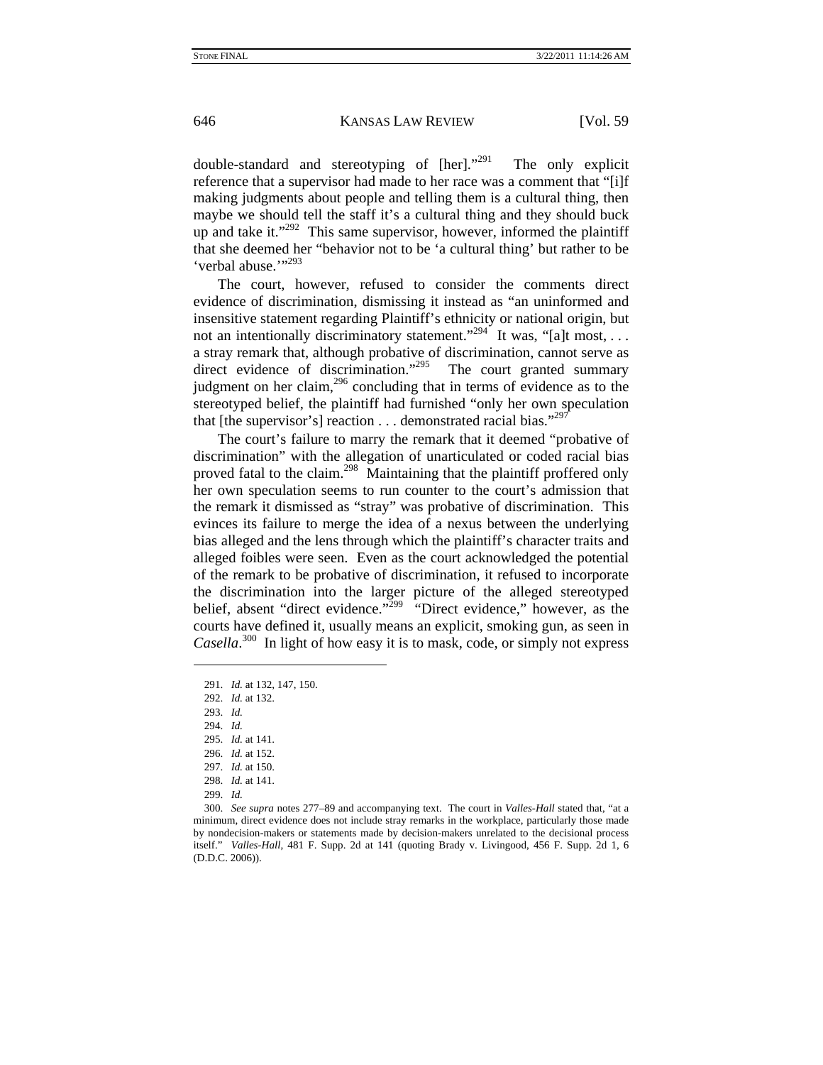double-standard and stereotyping of [her]."[291] The only explicit reference that a supervisor had made to her race was a comment that "[i]f making judgments about people and telling them is a cultural thing, then maybe we should tell the staff it's a cultural thing and they should buck up and take it."[292] This same supervisor, however, informed the plaintiff that she deemed her "behavior not to be 'a cultural thing' but rather to be 'verbal abuse.'"[293]

The court, however, refused to consider the comments direct evidence of discrimination, dismissing it instead as "an uninformed and insensitive statement regarding Plaintiff's ethnicity or national origin, but not an intentionally discriminatory statement."[294] It was, "[a]t most, . . . a stray remark that, although probative of discrimination, cannot serve as direct evidence of discrimination."[295] The court granted summary judgment on her claim,[296] concluding that in terms of evidence as to the stereotyped belief, the plaintiff had furnished "only her own speculation that [the supervisor's] reaction . . . demonstrated racial bias."[297]

The court's failure to marry the remark that it deemed "probative of discrimination" with the allegation of unarticulated or coded racial bias proved fatal to the claim.[298] Maintaining that the plaintiff proffered only her own speculation seems to run counter to the court's admission that the remark it dismissed as "stray" was probative of discrimination. This evinces its failure to merge the idea of a nexus between the underlying bias alleged and the lens through which the plaintiff's character traits and alleged foibles were seen. Even as the court acknowledged the potential of the remark to be probative of discrimination, it refused to incorporate the discrimination into the larger picture of the alleged stereotyped belief, absent "direct evidence."[299] "Direct evidence," however, as the courts have defined it, usually means an explicit, smoking gun, as seen in *Casella*.[300] In light of how easy it is to mask, code, or simply not express

---

291. *Id.* at 132, 147, 150.

292. *Id.* at 132.

293. *Id.*

294. *Id.*

295. *Id.* at 141.

296. *Id.* at 152.

297. *Id.* at 150.

298. *Id.* at 141.

299. *Id.*

300. *See supra* notes 277–89 and accompanying text. The court in *Valles-Hall* stated that, "at a minimum, direct evidence does not include stray remarks in the workplace, particularly those made by nondecision-makers or statements made by decision-makers unrelated to the decisional process itself." *Valles-Hall*, 481 F. Supp. 2d at 141 (quoting Brady v. Livingood, 456 F. Supp. 2d 1, 6 (D.D.C. 2006)).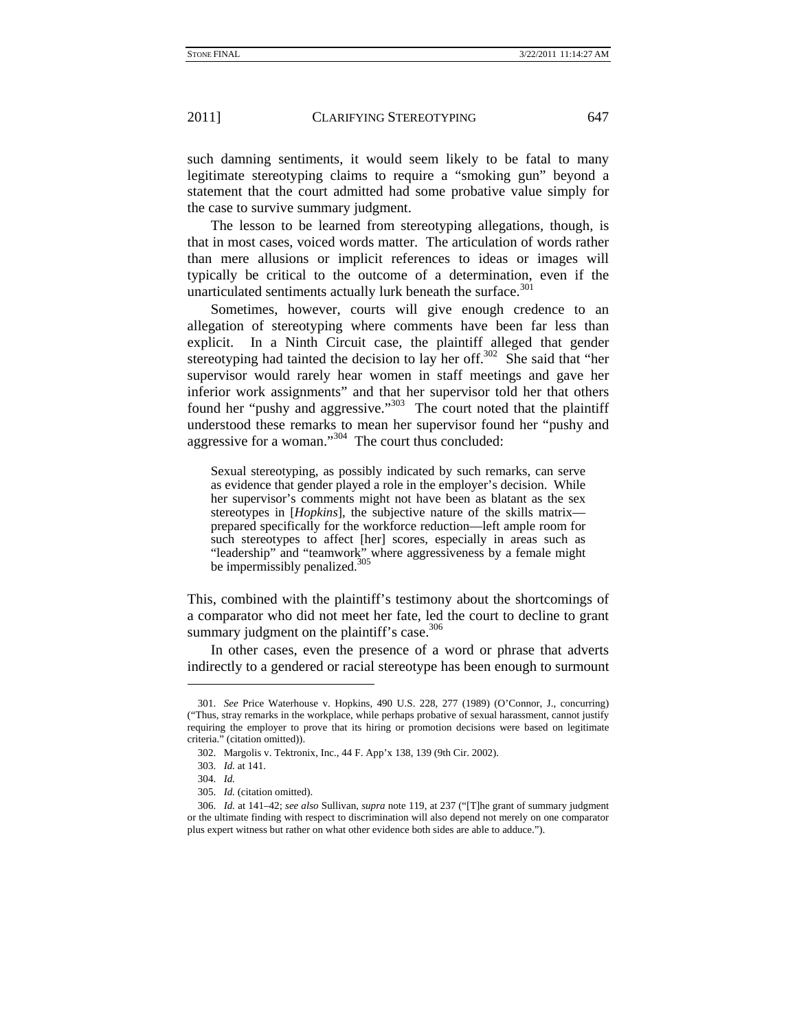such damning sentiments, it would seem likely to be fatal to many legitimate stereotyping claims to require a "smoking gun" beyond a statement that the court admitted had some probative value simply for the case to survive summary judgment.

The lesson to be learned from stereotyping allegations, though, is that in most cases, voiced words matter. The articulation of words rather than mere allusions or implicit references to ideas or images will typically be critical to the outcome of a determination, even if the unarticulated sentiments actually lurk beneath the surface.[301]

Sometimes, however, courts will give enough credence to an allegation of stereotyping where comments have been far less than explicit. In a Ninth Circuit case, the plaintiff alleged that gender stereotyping had tainted the decision to lay her off.[302] She said that "her supervisor would rarely hear women in staff meetings and gave her inferior work assignments" and that her supervisor told her that others found her "pushy and aggressive."[303] The court noted that the plaintiff understood these remarks to mean her supervisor found her "pushy and aggressive for a woman."[304] The court thus concluded:

> Sexual stereotyping, as possibly indicated by such remarks, can serve as evidence that gender played a role in the employer's decision. While her supervisor's comments might not have been as blatant as the sex stereotypes in [*Hopkins*], the subjective nature of the skills matrix—prepared specifically for the workforce reduction—left ample room for such stereotypes to affect [her] scores, especially in areas such as "leadership" and "teamwork" where aggressiveness by a female might be impermissibly penalized.[305]

This, combined with the plaintiff's testimony about the shortcomings of a comparator who did not meet her fate, led the court to decline to grant summary judgment on the plaintiff's case.[306]

In other cases, even the presence of a word or phrase that adverts indirectly to a gendered or racial stereotype has been enough to surmount

---

301. *See* Price Waterhouse v. Hopkins, 490 U.S. 228, 277 (1989) (O'Connor, J., concurring) ("Thus, stray remarks in the workplace, while perhaps probative of sexual harassment, cannot justify requiring the employer to prove that its hiring or promotion decisions were based on legitimate criteria." (citation omitted)).

302. Margolis v. Tektronix, Inc., 44 F. App'x 138, 139 (9th Cir. 2002).

303. *Id.* at 141.

304. *Id.*

305. *Id.* (citation omitted).

306. *Id.* at 141–42; *see also* Sullivan, *supra* note 119, at 237 ("[T]he grant of summary judgment or the ultimate finding with respect to discrimination will also depend not merely on one comparator plus expert witness but rather on what other evidence both sides are able to adduce.").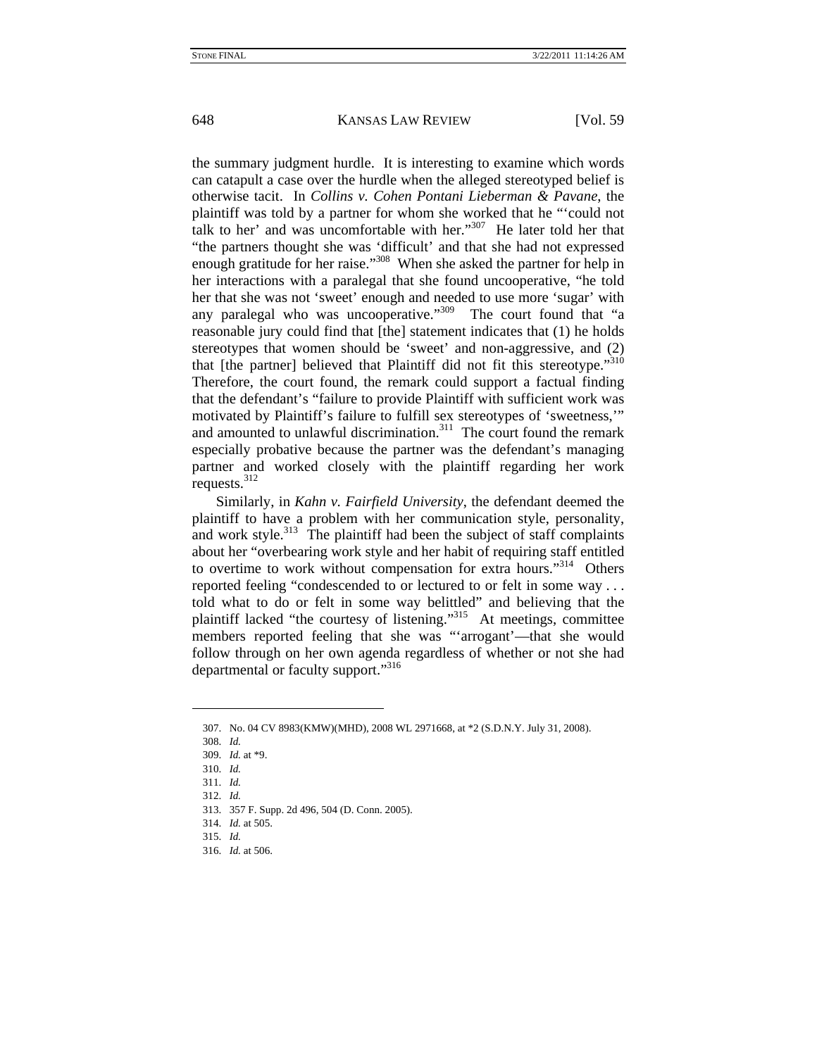the summary judgment hurdle. It is interesting to examine which words can catapult a case over the hurdle when the alleged stereotyped belief is otherwise tacit. In *Collins v. Cohen Pontani Lieberman & Pavane*, the plaintiff was told by a partner for whom she worked that he "'could not talk to her' and was uncomfortable with her."[307] He later told her that "the partners thought she was 'difficult' and that she had not expressed enough gratitude for her raise."[308] When she asked the partner for help in her interactions with a paralegal that she found uncooperative, "he told her that she was not 'sweet' enough and needed to use more 'sugar' with any paralegal who was uncooperative."[309] The court found that "a reasonable jury could find that [the] statement indicates that (1) he holds stereotypes that women should be 'sweet' and non-aggressive, and (2) that [the partner] believed that Plaintiff did not fit this stereotype."[310] Therefore, the court found, the remark could support a factual finding that the defendant's "failure to provide Plaintiff with sufficient work was motivated by Plaintiff's failure to fulfill sex stereotypes of 'sweetness,'" and amounted to unlawful discrimination.[311] The court found the remark especially probative because the partner was the defendant's managing partner and worked closely with the plaintiff regarding her work requests.[312]

Similarly, in *Kahn v. Fairfield University*, the defendant deemed the plaintiff to have a problem with her communication style, personality, and work style.[313] The plaintiff had been the subject of staff complaints about her "overbearing work style and her habit of requiring staff entitled to overtime to work without compensation for extra hours."[314] Others reported feeling "condescended to or lectured to or felt in some way . . . told what to do or felt in some way belittled" and believing that the plaintiff lacked "the courtesy of listening."[315] At meetings, committee members reported feeling that she was "'arrogant'—that she would follow through on her own agenda regardless of whether or not she had departmental or faculty support."[316]

---

307. No. 04 CV 8983(KMW)(MHD), 2008 WL 2971668, at *2 (S.D.N.Y. July 31, 2008).

308. *Id.*

309. *Id.* at *9.

310. *Id.*

311. *Id.*

312. *Id.*

313. 357 F. Supp. 2d 496, 504 (D. Conn. 2005).

314. *Id.* at 505.

315. *Id.*

316. *Id.* at 506.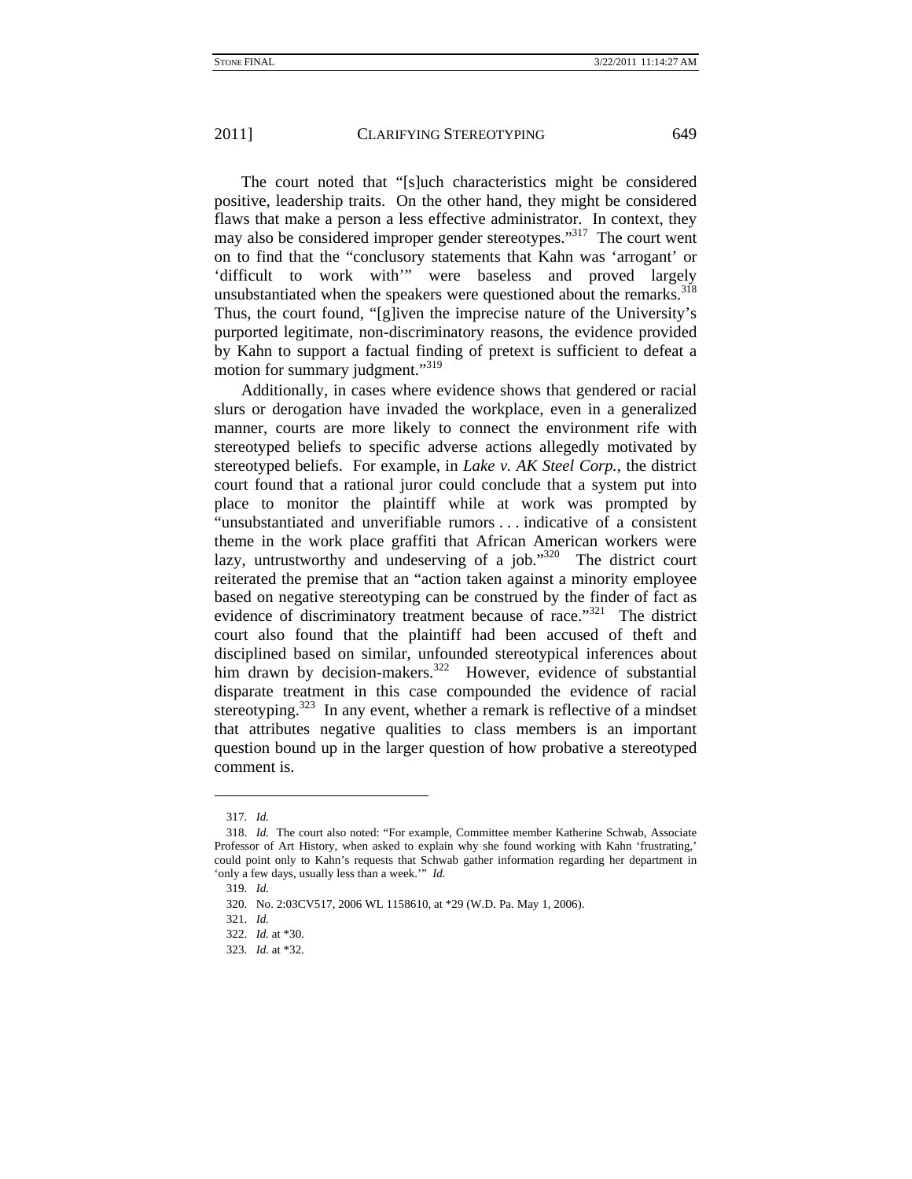The court noted that "[s]uch characteristics might be considered positive, leadership traits. On the other hand, they might be considered flaws that make a person a less effective administrator. In context, they may also be considered improper gender stereotypes."[317] The court went on to find that the "conclusory statements that Kahn was 'arrogant' or 'difficult to work with'" were baseless and proved largely unsubstantiated when the speakers were questioned about the remarks.[318] Thus, the court found, "[g]iven the imprecise nature of the University's purported legitimate, non-discriminatory reasons, the evidence provided by Kahn to support a factual finding of pretext is sufficient to defeat a motion for summary judgment."[319]

Additionally, in cases where evidence shows that gendered or racial slurs or derogation have invaded the workplace, even in a generalized manner, courts are more likely to connect the environment rife with stereotyped beliefs to specific adverse actions allegedly motivated by stereotyped beliefs. For example, in *Lake v. AK Steel Corp.*, the district court found that a rational juror could conclude that a system put into place to monitor the plaintiff while at work was prompted by "unsubstantiated and unverifiable rumors . . . indicative of a consistent theme in the work place graffiti that African American workers were lazy, untrustworthy and undeserving of a job."[320] The district court reiterated the premise that an "action taken against a minority employee based on negative stereotyping can be construed by the finder of fact as evidence of discriminatory treatment because of race."[321] The district court also found that the plaintiff had been accused of theft and disciplined based on similar, unfounded stereotypical inferences about him drawn by decision-makers.[322] However, evidence of substantial disparate treatment in this case compounded the evidence of racial stereotyping.[323] In any event, whether a remark is reflective of a mindset that attributes negative qualities to class members is an important question bound up in the larger question of how probative a stereotyped comment is.

---

317. *Id.*

318. *Id.* The court also noted: "For example, Committee member Katherine Schwab, Associate Professor of Art History, when asked to explain why she found working with Kahn 'frustrating,' could point only to Kahn's requests that Schwab gather information regarding her department in 'only a few days, usually less than a week.'" *Id.*

319. *Id.*

320. No. 2:03CV517, 2006 WL 1158610, at *29 (W.D. Pa. May 1, 2006).

321. *Id.*

322. *Id.* at *30.

323. *Id.* at *32.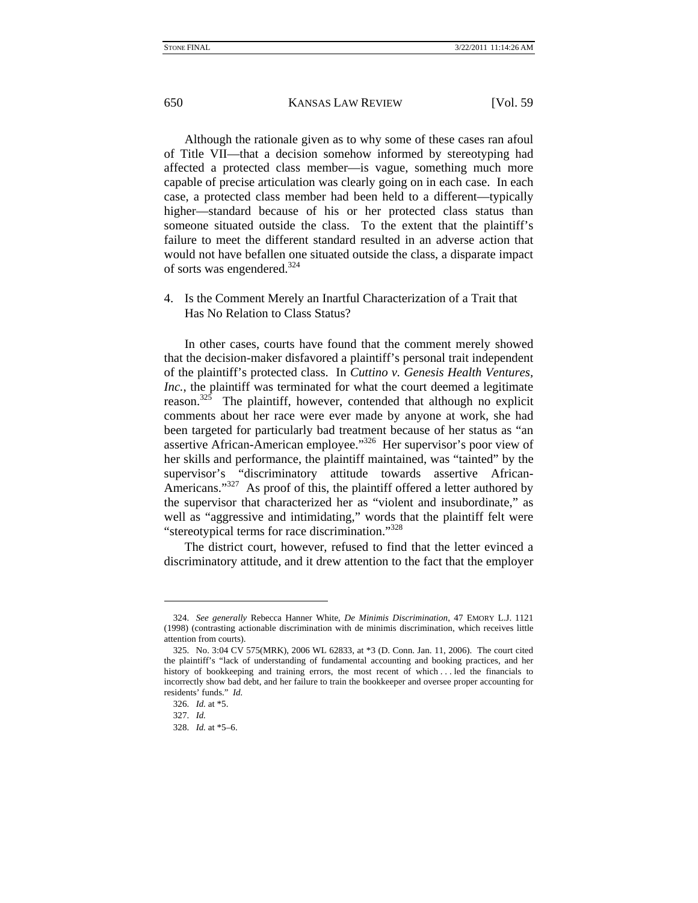Although the rationale given as to why some of these cases ran afoul of Title VII—that a decision somehow informed by stereotyping had affected a protected class member—is vague, something much more capable of precise articulation was clearly going on in each case. In each case, a protected class member had been held to a different—typically higher—standard because of his or her protected class status than someone situated outside the class. To the extent that the plaintiff's failure to meet the different standard resulted in an adverse action that would not have befallen one situated outside the class, a disparate impact of sorts was engendered.[324]

### 4. Is the Comment Merely an Inartful Characterization of a Trait that Has No Relation to Class Status?

In other cases, courts have found that the comment merely showed that the decision-maker disfavored a plaintiff's personal trait independent of the plaintiff's protected class. In *Cuttino v. Genesis Health Ventures, Inc.*, the plaintiff was terminated for what the court deemed a legitimate reason.[325] The plaintiff, however, contended that although no explicit comments about her race were ever made by anyone at work, she had been targeted for particularly bad treatment because of her status as "an assertive African-American employee."[326] Her supervisor's poor view of her skills and performance, the plaintiff maintained, was "tainted" by the supervisor's "discriminatory attitude towards assertive African-Americans."[327] As proof of this, the plaintiff offered a letter authored by the supervisor that characterized her as "violent and insubordinate," as well as "aggressive and intimidating," words that the plaintiff felt were "stereotypical terms for race discrimination."[328]

The district court, however, refused to find that the letter evinced a discriminatory attitude, and it drew attention to the fact that the employer

---

324. *See generally* Rebecca Hanner White, *De Minimis Discrimination*, 47 EMORY L.J. 1121 (1998) (contrasting actionable discrimination with de minimis discrimination, which receives little attention from courts).

325. No. 3:04 CV 575(MRK), 2006 WL 62833, at *3 (D. Conn. Jan. 11, 2006). The court cited the plaintiff's "lack of understanding of fundamental accounting and booking practices, and her history of bookkeeping and training errors, the most recent of which . . . led the financials to incorrectly show bad debt, and her failure to train the bookkeeper and oversee proper accounting for residents' funds." *Id.*

326. *Id.* at *5.

327. *Id.*

328. *Id.* at *5–6.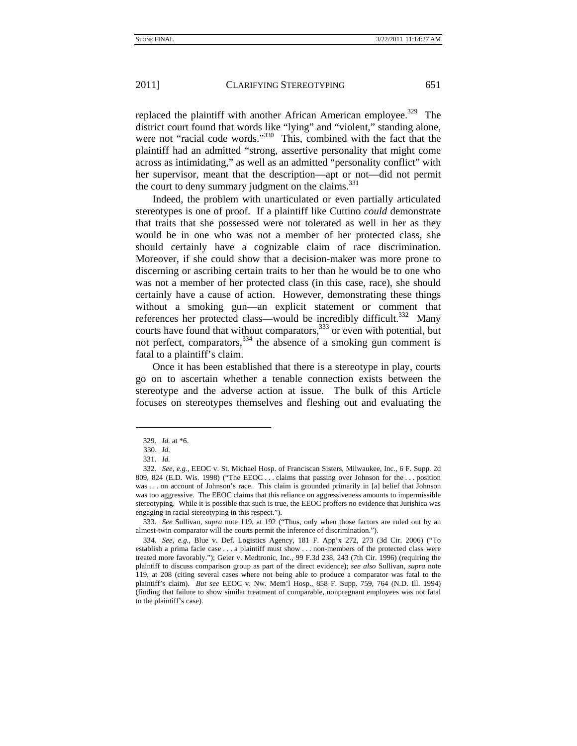replaced the plaintiff with another African American employee.[329] The district court found that words like "lying" and "violent," standing alone, were not "racial code words."[330] This, combined with the fact that the plaintiff had an admitted "strong, assertive personality that might come across as intimidating," as well as an admitted "personality conflict" with her supervisor, meant that the description—apt or not—did not permit the court to deny summary judgment on the claims.[331]

Indeed, the problem with unarticulated or even partially articulated stereotypes is one of proof. If a plaintiff like Cuttino *could* demonstrate that traits that she possessed were not tolerated as well in her as they would be in one who was not a member of her protected class, she should certainly have a cognizable claim of race discrimination. Moreover, if she could show that a decision-maker was more prone to discerning or ascribing certain traits to her than he would be to one who was not a member of her protected class (in this case, race), she should certainly have a cause of action. However, demonstrating these things without a smoking gun—an explicit statement or comment that references her protected class—would be incredibly difficult.[332] Many courts have found that without comparators,[333] or even with potential, but not perfect, comparators,[334] the absence of a smoking gun comment is fatal to a plaintiff's claim.

Once it has been established that there is a stereotype in play, courts go on to ascertain whether a tenable connection exists between the stereotype and the adverse action at issue. The bulk of this Article focuses on stereotypes themselves and fleshing out and evaluating the

---

329. *Id.* at *6.

330. *Id.*

331. *Id.*

332. *See, e.g.*, EEOC v. St. Michael Hosp. of Franciscan Sisters, Milwaukee, Inc., 6 F. Supp. 2d 809, 824 (E.D. Wis. 1998) ("The EEOC . . . claims that passing over Johnson for the . . . position was . . . on account of Johnson's race. This claim is grounded primarily in [a] belief that Johnson was too aggressive. The EEOC claims that this reliance on aggressiveness amounts to impermissible stereotyping. While it is possible that such is true, the EEOC proffers no evidence that Jurishica was engaging in racial stereotyping in this respect.").

333. *See* Sullivan, *supra* note 119, at 192 ("Thus, only when those factors are ruled out by an almost-twin comparator will the courts permit the inference of discrimination.").

334. *See, e.g.*, Blue v. Def. Logistics Agency, 181 F. App'x 272, 273 (3d Cir. 2006) ("To establish a prima facie case . . . a plaintiff must show . . . non-members of the protected class were treated more favorably."); Geier v. Medtronic, Inc., 99 F.3d 238, 243 (7th Cir. 1996) (requiring the plaintiff to discuss comparison group as part of the direct evidence); *see also* Sullivan, *supra* note 119, at 208 (citing several cases where not being able to produce a comparator was fatal to the plaintiff's claim). *But see* EEOC v. Nw. Mem'l Hosp., 858 F. Supp. 759, 764 (N.D. Ill. 1994) (finding that failure to show similar treatment of comparable, nonpregnant employees was not fatal to the plaintiff's case).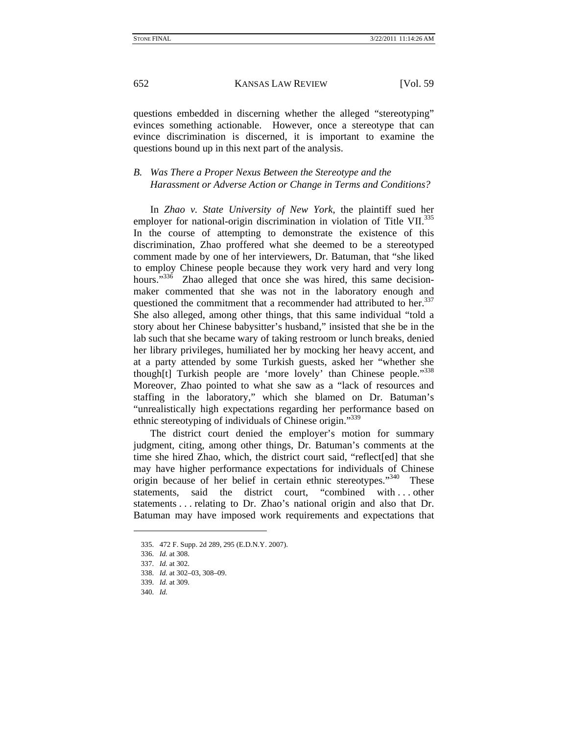questions embedded in discerning whether the alleged "stereotyping" evinces something actionable. However, once a stereotype that can evince discrimination is discerned, it is important to examine the questions bound up in this next part of the analysis.

### *B. Was There a Proper Nexus Between the Stereotype and the Harassment or Adverse Action or Change in Terms and Conditions?*

In *Zhao v. State University of New York*, the plaintiff sued her employer for national-origin discrimination in violation of Title VII.[335] In the course of attempting to demonstrate the existence of this discrimination, Zhao proffered what she deemed to be a stereotyped comment made by one of her interviewers, Dr. Batuman, that "she liked to employ Chinese people because they work very hard and very long hours."[336] Zhao alleged that once she was hired, this same decision-maker commented that she was not in the laboratory enough and questioned the commitment that a recommender had attributed to her.[337] She also alleged, among other things, that this same individual "told a story about her Chinese babysitter's husband," insisted that she be in the lab such that she became wary of taking restroom or lunch breaks, denied her library privileges, humiliated her by mocking her heavy accent, and at a party attended by some Turkish guests, asked her "whether she though[t] Turkish people are 'more lovely' than Chinese people."[338] Moreover, Zhao pointed to what she saw as a "lack of resources and staffing in the laboratory," which she blamed on Dr. Batuman's "unrealistically high expectations regarding her performance based on ethnic stereotyping of individuals of Chinese origin."[339]

The district court denied the employer's motion for summary judgment, citing, among other things, Dr. Batuman's comments at the time she hired Zhao, which, the district court said, "reflect[ed] that she may have higher performance expectations for individuals of Chinese origin because of her belief in certain ethnic stereotypes."[340] These statements, said the district court, "combined with . . . other statements . . . relating to Dr. Zhao's national origin and also that Dr. Batuman may have imposed work requirements and expectations that

---

335. 472 F. Supp. 2d 289, 295 (E.D.N.Y. 2007).

336. *Id.* at 308.

337. *Id.* at 302.

338. *Id.* at 302–03, 308–09.

339. *Id.* at 309.

340. *Id.*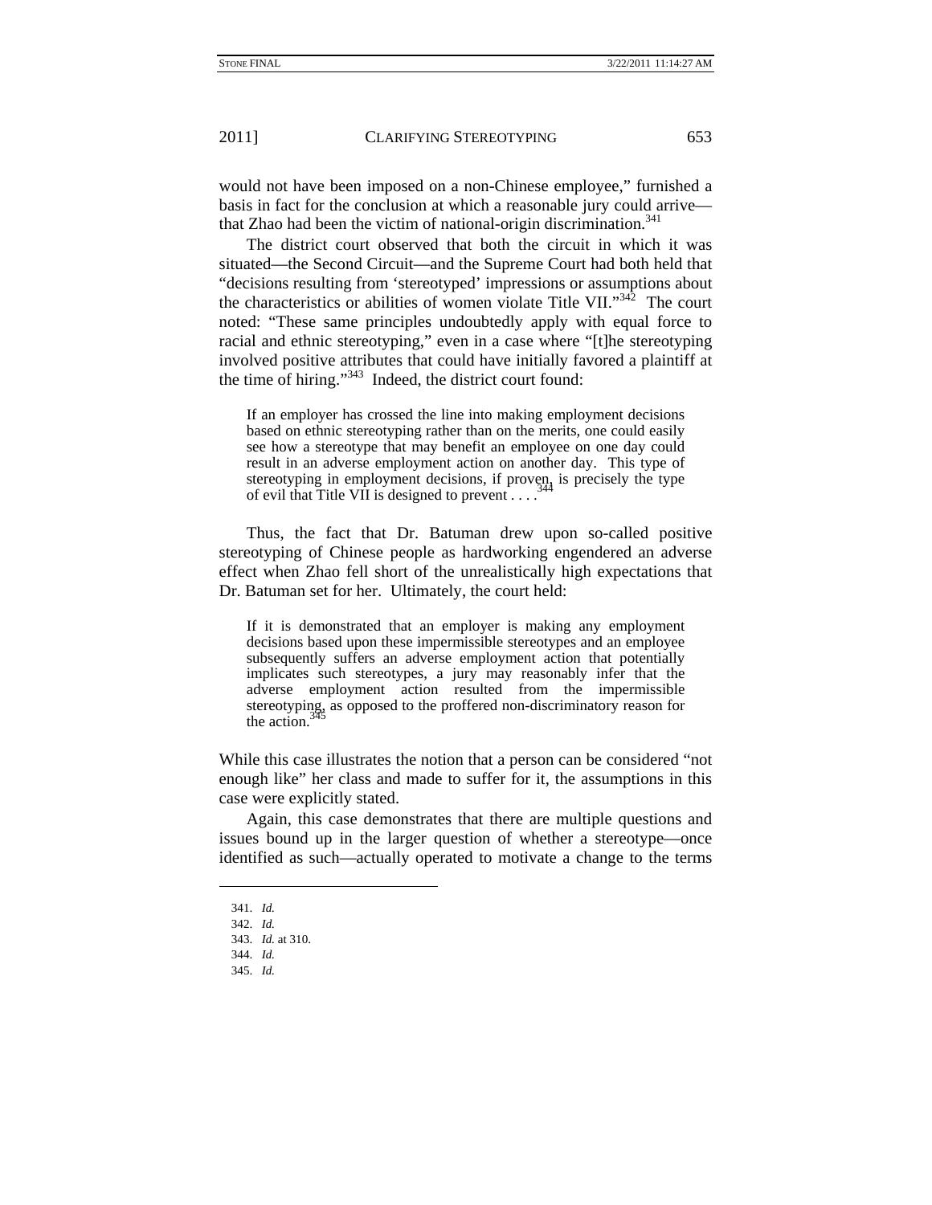would not have been imposed on a non-Chinese employee," furnished a basis in fact for the conclusion at which a reasonable jury could arrive—that Zhao had been the victim of national-origin discrimination.[341]

The district court observed that both the circuit in which it was situated—the Second Circuit—and the Supreme Court had both held that "decisions resulting from 'stereotyped' impressions or assumptions about the characteristics or abilities of women violate Title VII."[342] The court noted: "These same principles undoubtedly apply with equal force to racial and ethnic stereotyping," even in a case where "[t]he stereotyping involved positive attributes that could have initially favored a plaintiff at the time of hiring."[343] Indeed, the district court found:

> If an employer has crossed the line into making employment decisions based on ethnic stereotyping rather than on the merits, one could easily see how a stereotype that may benefit an employee on one day could result in an adverse employment action on another day. This type of stereotyping in employment decisions, if proven, is precisely the type of evil that Title VII is designed to prevent . . . .[344]

Thus, the fact that Dr. Batuman drew upon so-called positive stereotyping of Chinese people as hardworking engendered an adverse effect when Zhao fell short of the unrealistically high expectations that Dr. Batuman set for her. Ultimately, the court held:

> If it is demonstrated that an employer is making any employment decisions based upon these impermissible stereotypes and an employee subsequently suffers an adverse employment action that potentially implicates such stereotypes, a jury may reasonably infer that the adverse employment action resulted from the impermissible stereotyping, as opposed to the proffered non-discriminatory reason for the action.[345]

While this case illustrates the notion that a person can be considered "not enough like" her class and made to suffer for it, the assumptions in this case were explicitly stated.

Again, this case demonstrates that there are multiple questions and issues bound up in the larger question of whether a stereotype—once identified as such—actually operated to motivate a change to the terms

---

341. *Id.*
342. *Id.*
343. *Id.* at 310.
344. *Id.*
345. *Id.*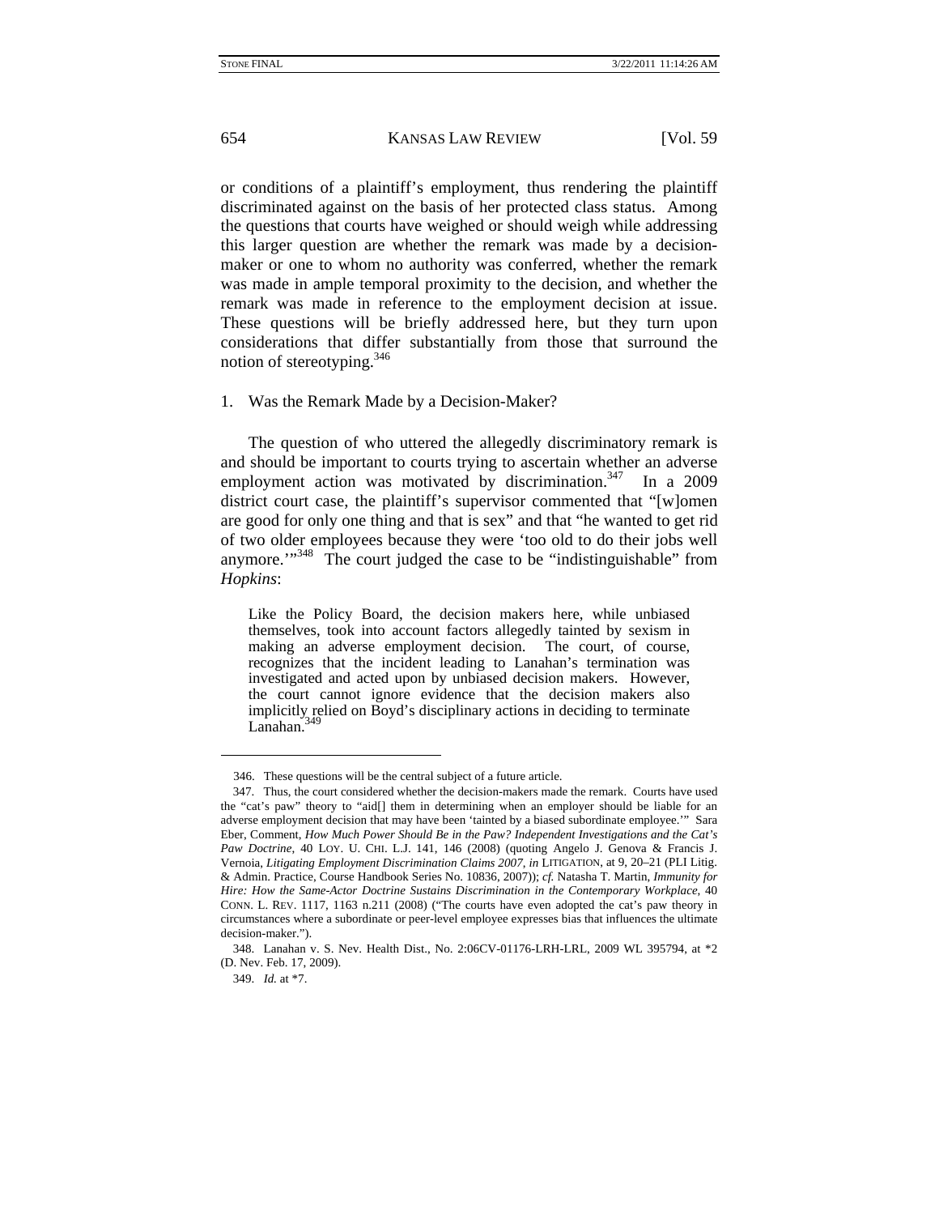or conditions of a plaintiff's employment, thus rendering the plaintiff discriminated against on the basis of her protected class status. Among the questions that courts have weighed or should weigh while addressing this larger question are whether the remark was made by a decision-maker or one to whom no authority was conferred, whether the remark was made in ample temporal proximity to the decision, and whether the remark was made in reference to the employment decision at issue. These questions will be briefly addressed here, but they turn upon considerations that differ substantially from those that surround the notion of stereotyping.[346]

1. Was the Remark Made by a Decision-Maker?

The question of who uttered the allegedly discriminatory remark is and should be important to courts trying to ascertain whether an adverse employment action was motivated by discrimination.[347] In a 2009 district court case, the plaintiff's supervisor commented that "[w]omen are good for only one thing and that is sex" and that "he wanted to get rid of two older employees because they were 'too old to do their jobs well anymore.'"[348] The court judged the case to be "indistinguishable" from *Hopkins*:

> Like the Policy Board, the decision makers here, while unbiased themselves, took into account factors allegedly tainted by sexism in making an adverse employment decision. The court, of course, recognizes that the incident leading to Lanahan's termination was investigated and acted upon by unbiased decision makers. However, the court cannot ignore evidence that the decision makers also implicitly relied on Boyd's disciplinary actions in deciding to terminate Lanahan.[349]

---

346. These questions will be the central subject of a future article.

347. Thus, the court considered whether the decision-makers made the remark. Courts have used the "cat's paw" theory to "aid[] them in determining when an employer should be liable for an adverse employment decision that may have been 'tainted by a biased subordinate employee.'" Sara Eber, Comment, *How Much Power Should Be in the Paw? Independent Investigations and the Cat's Paw Doctrine*, 40 LOY. U. CHI. L.J. 141, 146 (2008) (quoting Angelo J. Genova & Francis J. Vernoia, *Litigating Employment Discrimination Claims 2007*, *in* LITIGATION, at 9, 20–21 (PLI Litig. & Admin. Practice, Course Handbook Series No. 10836, 2007)); *cf.* Natasha T. Martin, *Immunity for Hire: How the Same-Actor Doctrine Sustains Discrimination in the Contemporary Workplace*, 40 CONN. L. REV. 1117, 1163 n.211 (2008) ("The courts have even adopted the cat's paw theory in circumstances where a subordinate or peer-level employee expresses bias that influences the ultimate decision-maker.").

348. Lanahan v. S. Nev. Health Dist., No. 2:06CV-01176-LRH-LRL, 2009 WL 395794, at *2 (D. Nev. Feb. 17, 2009).

349. *Id.* at *7.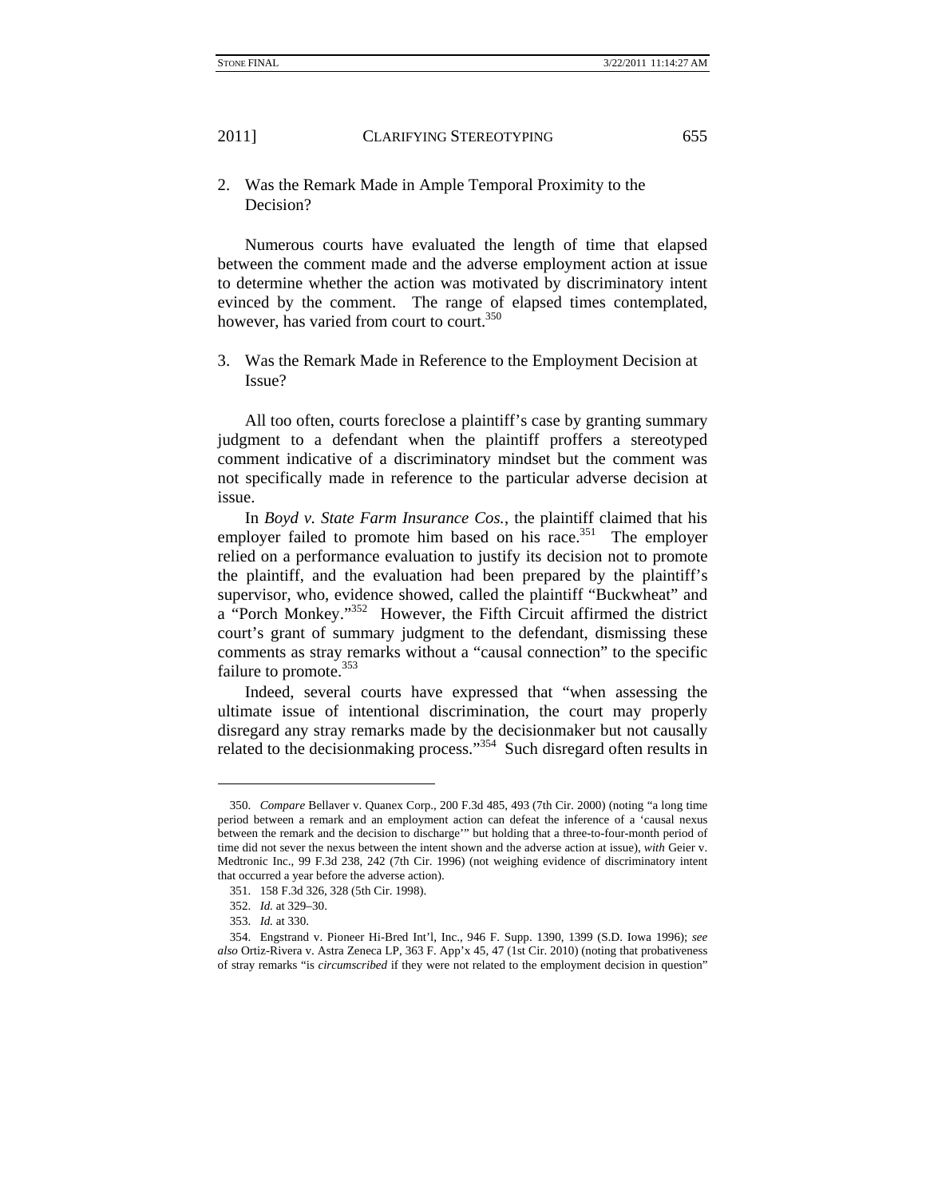2. Was the Remark Made in Ample Temporal Proximity to the Decision?

Numerous courts have evaluated the length of time that elapsed between the comment made and the adverse employment action at issue to determine whether the action was motivated by discriminatory intent evinced by the comment. The range of elapsed times contemplated, however, has varied from court to court.[350]

3. Was the Remark Made in Reference to the Employment Decision at Issue?

All too often, courts foreclose a plaintiff's case by granting summary judgment to a defendant when the plaintiff proffers a stereotyped comment indicative of a discriminatory mindset but the comment was not specifically made in reference to the particular adverse decision at issue.

In *Boyd v. State Farm Insurance Cos.*, the plaintiff claimed that his employer failed to promote him based on his race.[351] The employer relied on a performance evaluation to justify its decision not to promote the plaintiff, and the evaluation had been prepared by the plaintiff's supervisor, who, evidence showed, called the plaintiff "Buckwheat" and a "Porch Monkey."[352] However, the Fifth Circuit affirmed the district court's grant of summary judgment to the defendant, dismissing these comments as stray remarks without a "causal connection" to the specific failure to promote.[353]

Indeed, several courts have expressed that "when assessing the ultimate issue of intentional discrimination, the court may properly disregard any stray remarks made by the decisionmaker but not causally related to the decisionmaking process."[354] Such disregard often results in

---

350. *Compare* Bellaver v. Quanex Corp., 200 F.3d 485, 493 (7th Cir. 2000) (noting "a long time period between a remark and an employment action can defeat the inference of a 'causal nexus between the remark and the decision to discharge'" but holding that a three-to-four-month period of time did not sever the nexus between the intent shown and the adverse action at issue), *with* Geier v. Medtronic Inc., 99 F.3d 238, 242 (7th Cir. 1996) (not weighing evidence of discriminatory intent that occurred a year before the adverse action).

351. 158 F.3d 326, 328 (5th Cir. 1998).

352. *Id.* at 329–30.

353. *Id.* at 330.

354. Engstrand v. Pioneer Hi-Bred Int'l, Inc., 946 F. Supp. 1390, 1399 (S.D. Iowa 1996); *see also* Ortiz-Rivera v. Astra Zeneca LP, 363 F. App'x 45, 47 (1st Cir. 2010) (noting that probativeness of stray remarks "is *circumscribed* if they were not related to the employment decision in question"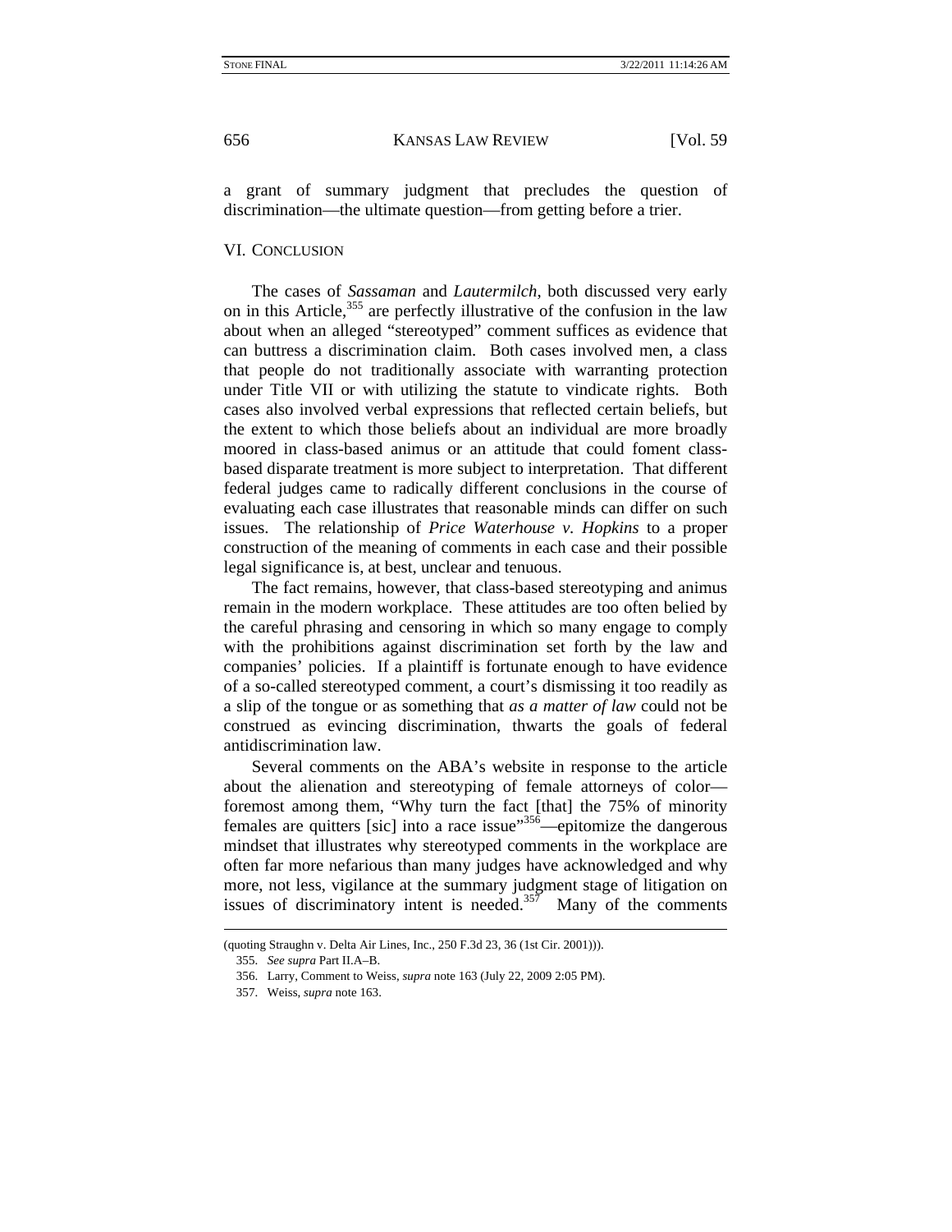a grant of summary judgment that precludes the question of discrimination—the ultimate question—from getting before a trier.

## VI. CONCLUSION

The cases of *Sassaman* and *Lautermilch*, both discussed very early on in this Article,[355] are perfectly illustrative of the confusion in the law about when an alleged "stereotyped" comment suffices as evidence that can buttress a discrimination claim. Both cases involved men, a class that people do not traditionally associate with warranting protection under Title VII or with utilizing the statute to vindicate rights. Both cases also involved verbal expressions that reflected certain beliefs, but the extent to which those beliefs about an individual are more broadly moored in class-based animus or an attitude that could foment class-based disparate treatment is more subject to interpretation. That different federal judges came to radically different conclusions in the course of evaluating each case illustrates that reasonable minds can differ on such issues. The relationship of *Price Waterhouse v. Hopkins* to a proper construction of the meaning of comments in each case and their possible legal significance is, at best, unclear and tenuous.

The fact remains, however, that class-based stereotyping and animus remain in the modern workplace. These attitudes are too often belied by the careful phrasing and censoring in which so many engage to comply with the prohibitions against discrimination set forth by the law and companies' policies. If a plaintiff is fortunate enough to have evidence of a so-called stereotyped comment, a court's dismissing it too readily as a slip of the tongue or as something that *as a matter of law* could not be construed as evincing discrimination, thwarts the goals of federal antidiscrimination law.

Several comments on the ABA's website in response to the article about the alienation and stereotyping of female attorneys of color—foremost among them, "Why turn the fact [that] the 75% of minority females are quitters [sic] into a race issue"[356]—epitomize the dangerous mindset that illustrates why stereotyped comments in the workplace are often far more nefarious than many judges have acknowledged and why more, not less, vigilance at the summary judgment stage of litigation on issues of discriminatory intent is needed.[357] Many of the comments

---

(quoting Straughn v. Delta Air Lines, Inc., 250 F.3d 23, 36 (1st Cir. 2001))).

355. *See supra* Part II.A–B.

356. Larry, Comment to Weiss, *supra* note 163 (July 22, 2009 2:05 PM).

357. Weiss, *supra* note 163.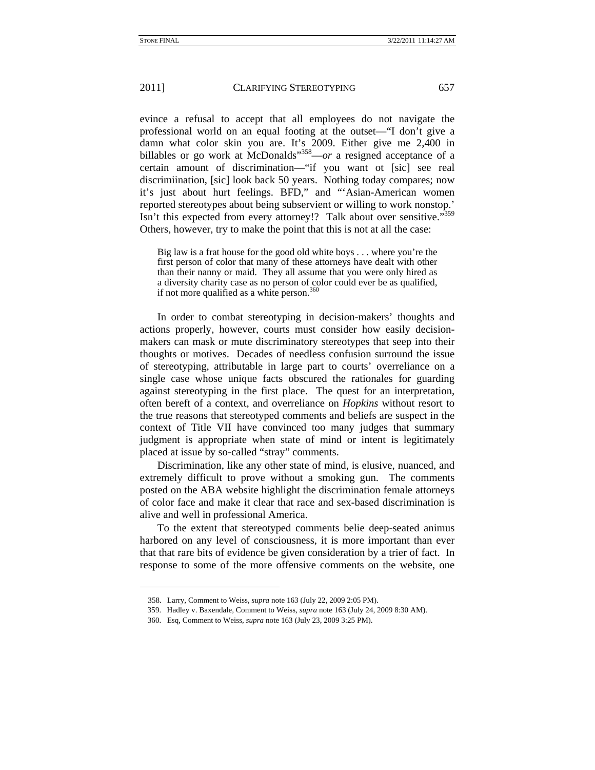evince a refusal to accept that all employees do not navigate the professional world on an equal footing at the outset—"I don't give a damn what color skin you are. It's 2009. Either give me 2,400 in billables or go work at McDonalds"[358]—*or* a resigned acceptance of a certain amount of discrimination—"if you want ot [sic] see real discrimiination, [sic] look back 50 years. Nothing today compares; now it's just about hurt feelings. BFD," and "'Asian-American women reported stereotypes about being subservient or willing to work nonstop.' Isn't this expected from every attorney!? Talk about over sensitive."[359] Others, however, try to make the point that this is not at all the case:

> Big law is a frat house for the good old white boys . . . where you're the first person of color that many of these attorneys have dealt with other than their nanny or maid. They all assume that you were only hired as a diversity charity case as no person of color could ever be as qualified, if not more qualified as a white person.[360]

In order to combat stereotyping in decision-makers' thoughts and actions properly, however, courts must consider how easily decision-makers can mask or mute discriminatory stereotypes that seep into their thoughts or motives. Decades of needless confusion surround the issue of stereotyping, attributable in large part to courts' overreliance on a single case whose unique facts obscured the rationales for guarding against stereotyping in the first place. The quest for an interpretation, often bereft of a context, and overreliance on *Hopkins* without resort to the true reasons that stereotyped comments and beliefs are suspect in the context of Title VII have convinced too many judges that summary judgment is appropriate when state of mind or intent is legitimately placed at issue by so-called "stray" comments.

Discrimination, like any other state of mind, is elusive, nuanced, and extremely difficult to prove without a smoking gun. The comments posted on the ABA website highlight the discrimination female attorneys of color face and make it clear that race and sex-based discrimination is alive and well in professional America.

To the extent that stereotyped comments belie deep-seated animus harbored on any level of consciousness, it is more important than ever that that rare bits of evidence be given consideration by a trier of fact. In response to some of the more offensive comments on the website, one

---

358. Larry, Comment to Weiss, *supra* note 163 (July 22, 2009 2:05 PM).

359. Hadley v. Baxendale, Comment to Weiss, *supra* note 163 (July 24, 2009 8:30 AM).

360. Esq, Comment to Weiss, *supra* note 163 (July 23, 2009 3:25 PM).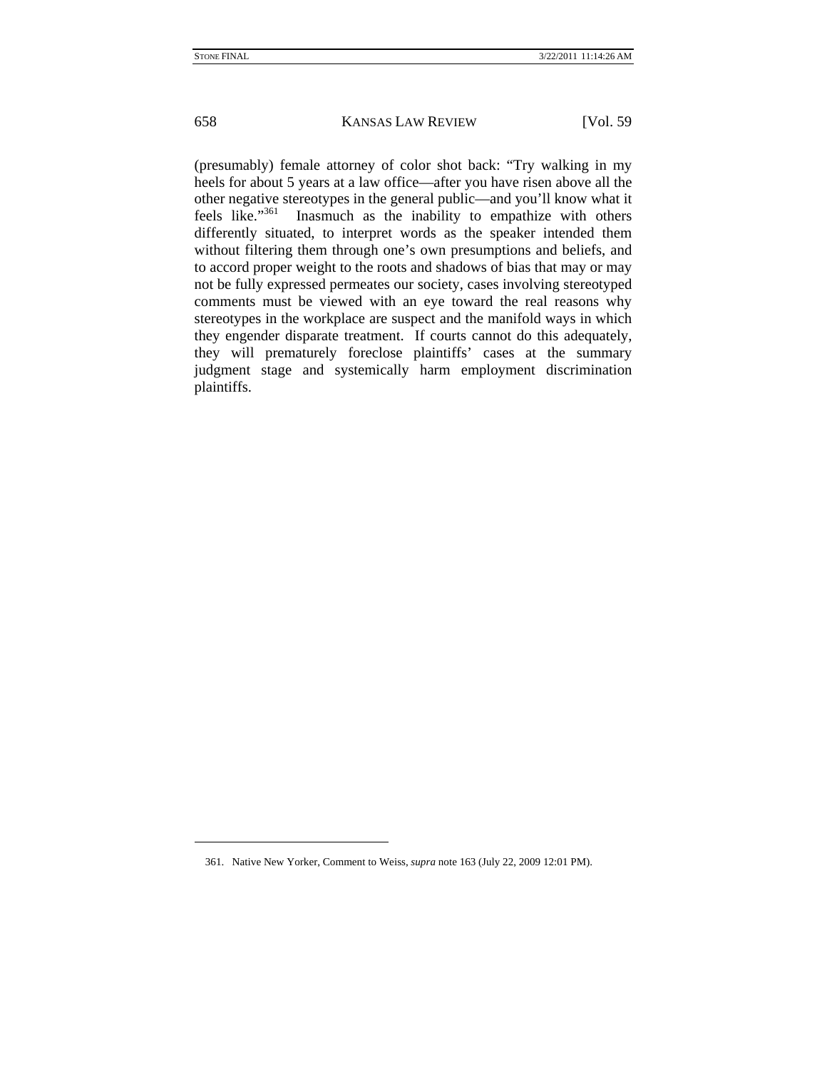(presumably) female attorney of color shot back: "Try walking in my heels for about 5 years at a law office—after you have risen above all the other negative stereotypes in the general public—and you'll know what it feels like."[361] Inasmuch as the inability to empathize with others differently situated, to interpret words as the speaker intended them without filtering them through one's own presumptions and beliefs, and to accord proper weight to the roots and shadows of bias that may or may not be fully expressed permeates our society, cases involving stereotyped comments must be viewed with an eye toward the real reasons why stereotypes in the workplace are suspect and the manifold ways in which they engender disparate treatment. If courts cannot do this adequately, they will prematurely foreclose plaintiffs' cases at the summary judgment stage and systemically harm employment discrimination plaintiffs.

---

361. Native New Yorker, Comment to Weiss, *supra* note 163 (July 22, 2009 12:01 PM).